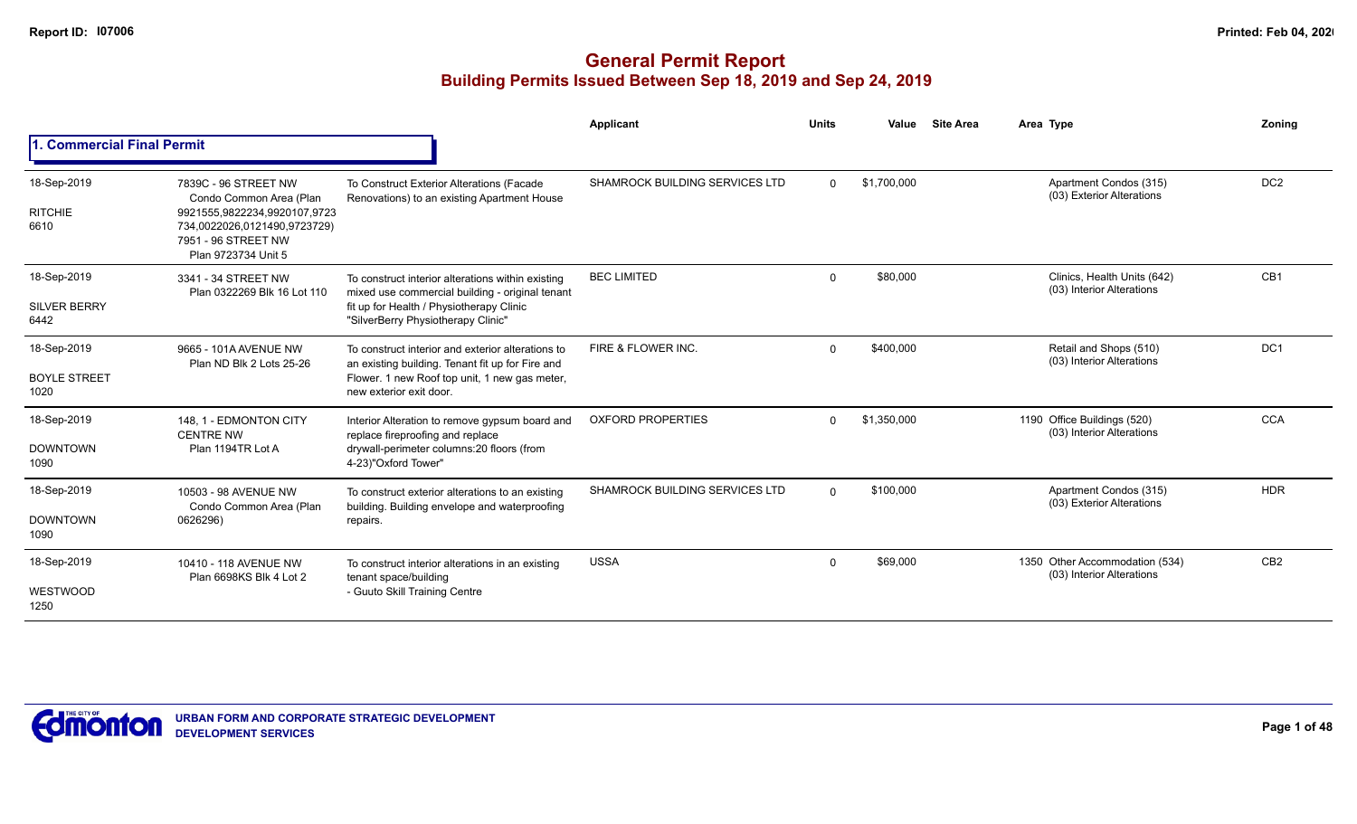## General Permit Report

### Building Permits Issued Between Sep 18, 2019 and Sep 24, 2019

### 1. Commercial Final Permit

| Date / Neighbourhood | Address / Legal | Description | Applicant | Units | Value | Site Area | Area | Type | Zoning |
|---|---|---|---|---|---|---|---|---|---|
| 18-Sep-2019 RITCHIE 6610 | 7839C - 96 STREET NW Condo Common Area (Plan 9921555,9822234,9920107,9723734,0022026,0121490,9723729) 7951 - 96 STREET NW Plan 9723734 Unit 5 | To Construct Exterior Alterations (Facade Renovations) to an existing Apartment House | SHAMROCK BUILDING SERVICES LTD | 0 | $1,700,000 | | | Apartment Condos (315) (03) Exterior Alterations | DC2 |
| 18-Sep-2019 SILVER BERRY 6442 | 3341 - 34 STREET NW Plan 0322269 Blk 16 Lot 110 | To construct interior alterations within existing mixed use commercial building - original tenant fit up for Health / Physiotherapy Clinic "SilverBerry Physiotherapy Clinic" | BEC LIMITED | 0 | $80,000 | | | Clinics, Health Units (642) (03) Interior Alterations | CB1 |
| 18-Sep-2019 BOYLE STREET 1020 | 9665 - 101A AVENUE NW Plan ND Blk 2 Lots 25-26 | To construct interior and exterior alterations to an existing building. Tenant fit up for Fire and Flower. 1 new Roof top unit, 1 new gas meter, new exterior exit door. | FIRE & FLOWER INC. | 0 | $400,000 | | | Retail and Shops (510) (03) Interior Alterations | DC1 |
| 18-Sep-2019 DOWNTOWN 1090 | 148, 1 - EDMONTON CITY CENTRE NW Plan 1194TR Lot A | Interior Alteration to remove gypsum board and replace fireproofing and replace drywall-perimeter columns:20 floors (from 4-23)"Oxford Tower" | OXFORD PROPERTIES | 0 | $1,350,000 | | 1190 | Office Buildings (520) (03) Interior Alterations | CCA |
| 18-Sep-2019 DOWNTOWN 1090 | 10503 - 98 AVENUE NW Condo Common Area (Plan 0626296) | To construct exterior alterations to an existing building. Building envelope and waterproofing repairs. | SHAMROCK BUILDING SERVICES LTD | 0 | $100,000 | | | Apartment Condos (315) (03) Exterior Alterations | HDR |
| 18-Sep-2019 WESTWOOD 1250 | 10410 - 118 AVENUE NW Plan 6698KS Blk 4 Lot 2 | To construct interior alterations in an existing tenant space/building - Guuto Skill Training Centre | USSA | 0 | $69,000 | | 1350 | Other Accommodation (534) (03) Interior Alterations | CB2 |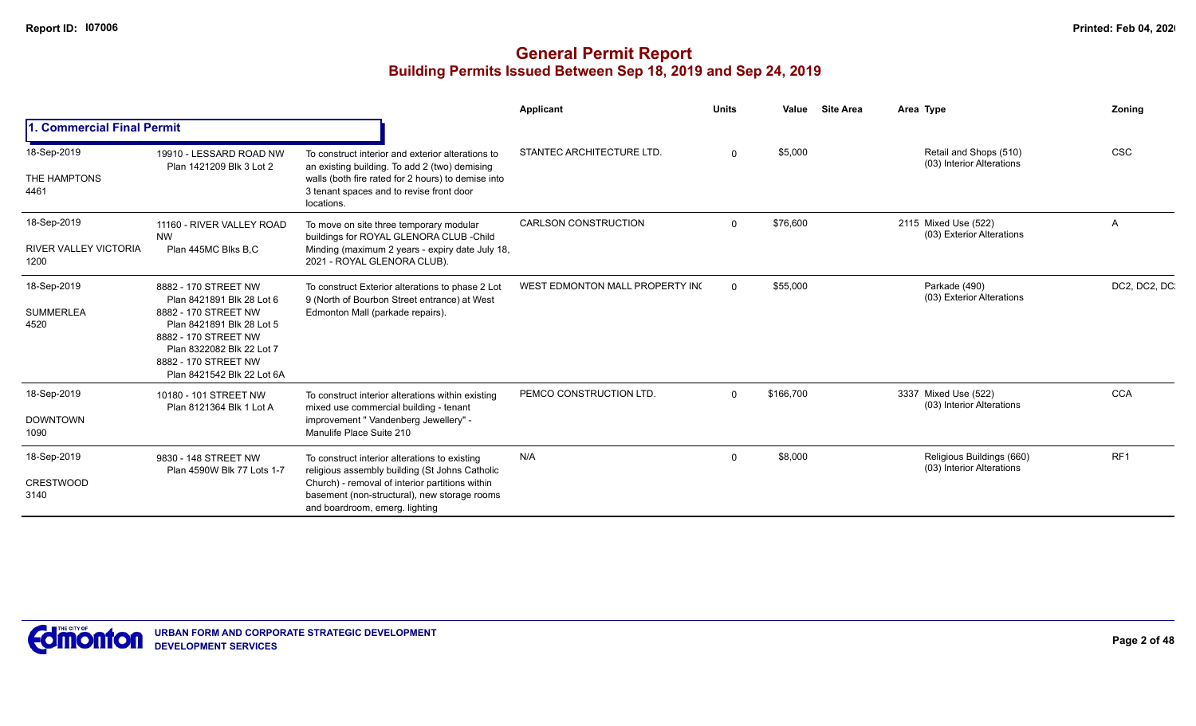# General Permit Report

## Building Permits Issued Between Sep 18, 2019 and Sep 24, 2019

| | | | Applicant | Units | Value | Site Area | Area | Type | Zoning |
|---|---|---|---|---|---|---|---|---|---|
| **1. Commercial Final Permit** | | | | | | | | | |
| 18-Sep-2019<br>THE HAMPTONS<br>4461 | 19910 - LESSARD ROAD NW<br>Plan 1421209 Blk 3 Lot 2 | To construct interior and exterior alterations to an existing building. To add 2 (two) demising walls (both fire rated for 2 hours) to demise into 3 tenant spaces and to revise front door locations. | STANTEC ARCHITECTURE LTD. | 0 | $5,000 | | | Retail and Shops (510)<br>(03) Interior Alterations | CSC |
| 18-Sep-2019<br>RIVER VALLEY VICTORIA<br>1200 | 11160 - RIVER VALLEY ROAD NW<br>Plan 445MC Blks B,C | To move on site three temporary modular buildings for ROYAL GLENORA CLUB -Child Minding (maximum 2 years - expiry date July 18, 2021 - ROYAL GLENORA CLUB). | CARLSON CONSTRUCTION | 0 | $76,600 | | 2115 | Mixed Use (522)<br>(03) Exterior Alterations | A |
| 18-Sep-2019<br>SUMMERLEA<br>4520 | 8882 - 170 STREET NW<br>Plan 8421891 Blk 28 Lot 6<br>8882 - 170 STREET NW<br>Plan 8421891 Blk 28 Lot 5<br>8882 - 170 STREET NW<br>Plan 8322082 Blk 22 Lot 7<br>8882 - 170 STREET NW<br>Plan 8421542 Blk 22 Lot 6A | To construct Exterior alterations to phase 2 Lot 9 (North of Bourbon Street entrance) at West Edmonton Mall (parkade repairs). | WEST EDMONTON MALL PROPERTY INC | 0 | $55,000 | | | Parkade (490)<br>(03) Exterior Alterations | DC2, DC2, DC2 |
| 18-Sep-2019<br>DOWNTOWN<br>1090 | 10180 - 101 STREET NW<br>Plan 8121364 Blk 1 Lot A | To construct interior alterations within existing mixed use commercial building - tenant improvement " Vandenberg Jewellery" - Manulife Place Suite 210 | PEMCO CONSTRUCTION LTD. | 0 | $166,700 | | 3337 | Mixed Use (522)<br>(03) Interior Alterations | CCA |
| 18-Sep-2019<br>CRESTWOOD<br>3140 | 9830 - 148 STREET NW<br>Plan 4590W Blk 77 Lots 1-7 | To construct interior alterations to existing religious assembly building (St Johns Catholic Church) - removal of interior partitions within basement (non-structural), new storage rooms and boardroom, emerg. lighting | N/A | 0 | $8,000 | | | Religious Buildings (660)<br>(03) Interior Alterations | RF1 |

URBAN FORM AND CORPORATE STRATEGIC DEVELOPMENT
DEVELOPMENT SERVICES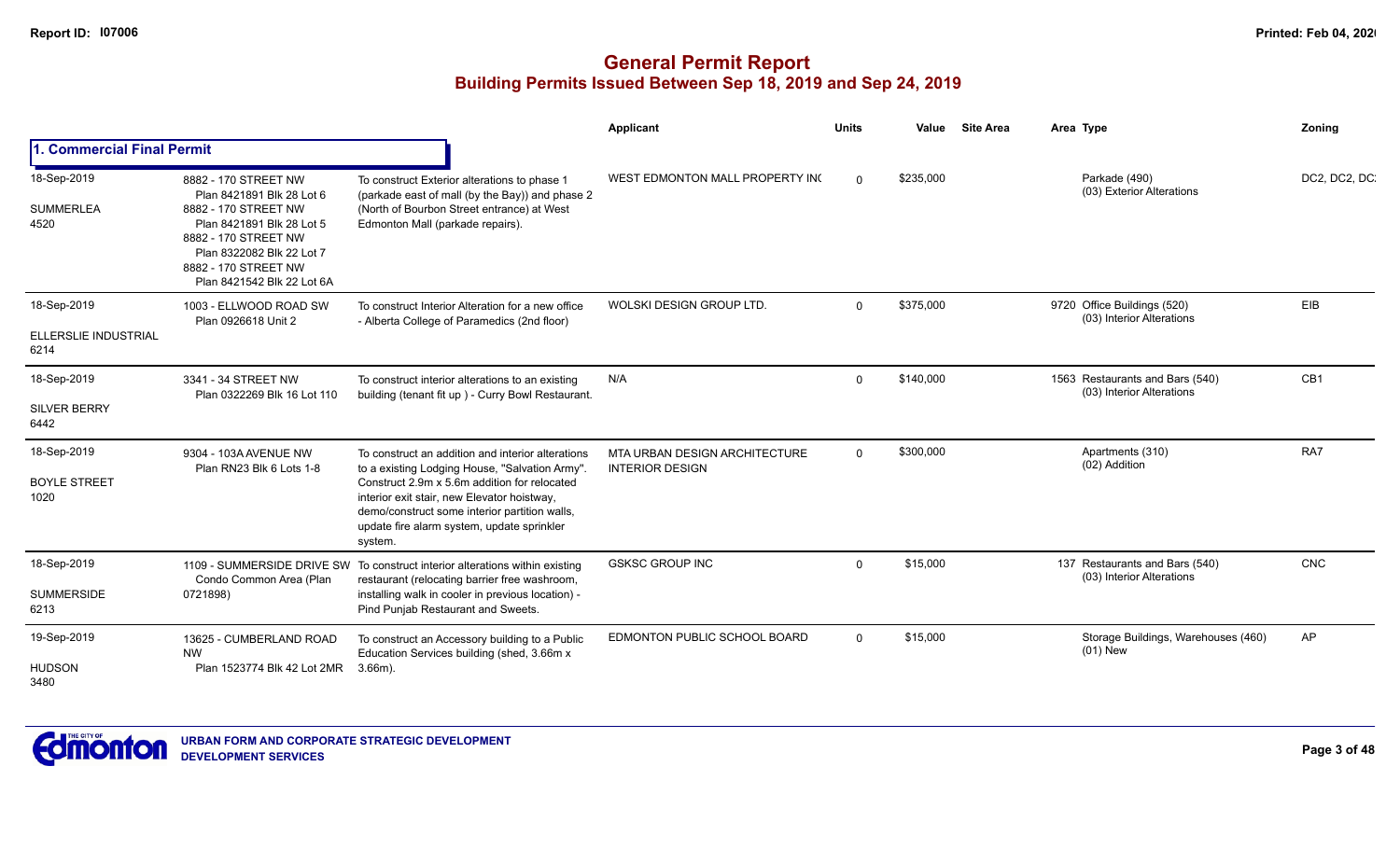# General Permit Report
## Building Permits Issued Between Sep 18, 2019 and Sep 24, 2019

### 1. Commercial Final Permit

| Date / Neighbourhood | Address / Legal | Description | Applicant | Units | Value | Site Area | Area | Type | Zoning |
|---|---|---|---|---|---|---|---|---|---|
| 18-Sep-2019<br>SUMMERLEA<br>4520 | 8882 - 170 STREET NW<br>Plan 8421891 Blk 28 Lot 6<br>8882 - 170 STREET NW<br>Plan 8421891 Blk 28 Lot 5<br>8882 - 170 STREET NW<br>Plan 8322082 Blk 22 Lot 7<br>8882 - 170 STREET NW<br>Plan 8421542 Blk 22 Lot 6A | To construct Exterior alterations to phase 1 (parkade east of mall (by the Bay)) and phase 2 (North of Bourbon Street entrance) at West Edmonton Mall (parkade repairs). | WEST EDMONTON MALL PROPERTY INC | 0 | $235,000 | | | Parkade (490)<br>(03) Exterior Alterations | DC2, DC2, DC |
| 18-Sep-2019<br>ELLERSLIE INDUSTRIAL<br>6214 | 1003 - ELLWOOD ROAD SW<br>Plan 0926618 Unit 2 | To construct Interior Alteration for a new office - Alberta College of Paramedics (2nd floor) | WOLSKI DESIGN GROUP LTD. | 0 | $375,000 | | 9720 | Office Buildings (520)<br>(03) Interior Alterations | EIB |
| 18-Sep-2019<br>SILVER BERRY<br>6442 | 3341 - 34 STREET NW<br>Plan 0322269 Blk 16 Lot 110 | To construct interior alterations to an existing building (tenant fit up ) - Curry Bowl Restaurant. | N/A | 0 | $140,000 | | 1563 | Restaurants and Bars (540)<br>(03) Interior Alterations | CB1 |
| 18-Sep-2019<br>BOYLE STREET<br>1020 | 9304 - 103A AVENUE NW<br>Plan RN23 Blk 6 Lots 1-8 | To construct an addition and interior alterations to a existing Lodging House, "Salvation Army". Construct 2.9m x 5.6m addition for relocated interior exit stair, new Elevator hoistway, demo/construct some interior partition walls, update fire alarm system, update sprinkler system. | MTA URBAN DESIGN ARCHITECTURE INTERIOR DESIGN | 0 | $300,000 | | | Apartments (310)<br>(02) Addition | RA7 |
| 18-Sep-2019<br>SUMMERSIDE<br>6213 | 1109 - SUMMERSIDE DRIVE SW<br>Condo Common Area (Plan 0721898) | To construct interior alterations within existing restaurant (relocating barrier free washroom, installing walk in cooler in previous location) - Pind Punjab Restaurant and Sweets. | GSKSC GROUP INC | 0 | $15,000 | | 137 | Restaurants and Bars (540)<br>(03) Interior Alterations | CNC |
| 19-Sep-2019<br>HUDSON<br>3480 | 13625 - CUMBERLAND ROAD NW<br>Plan 1523774 Blk 42 Lot 2MR | To construct an Accessory building to a Public Education Services building (shed, 3.66m x 3.66m). | EDMONTON PUBLIC SCHOOL BOARD | 0 | $15,000 | | | Storage Buildings, Warehouses (460)<br>(01) New | AP |

URBAN FORM AND CORPORATE STRATEGIC DEVELOPMENT
DEVELOPMENT SERVICES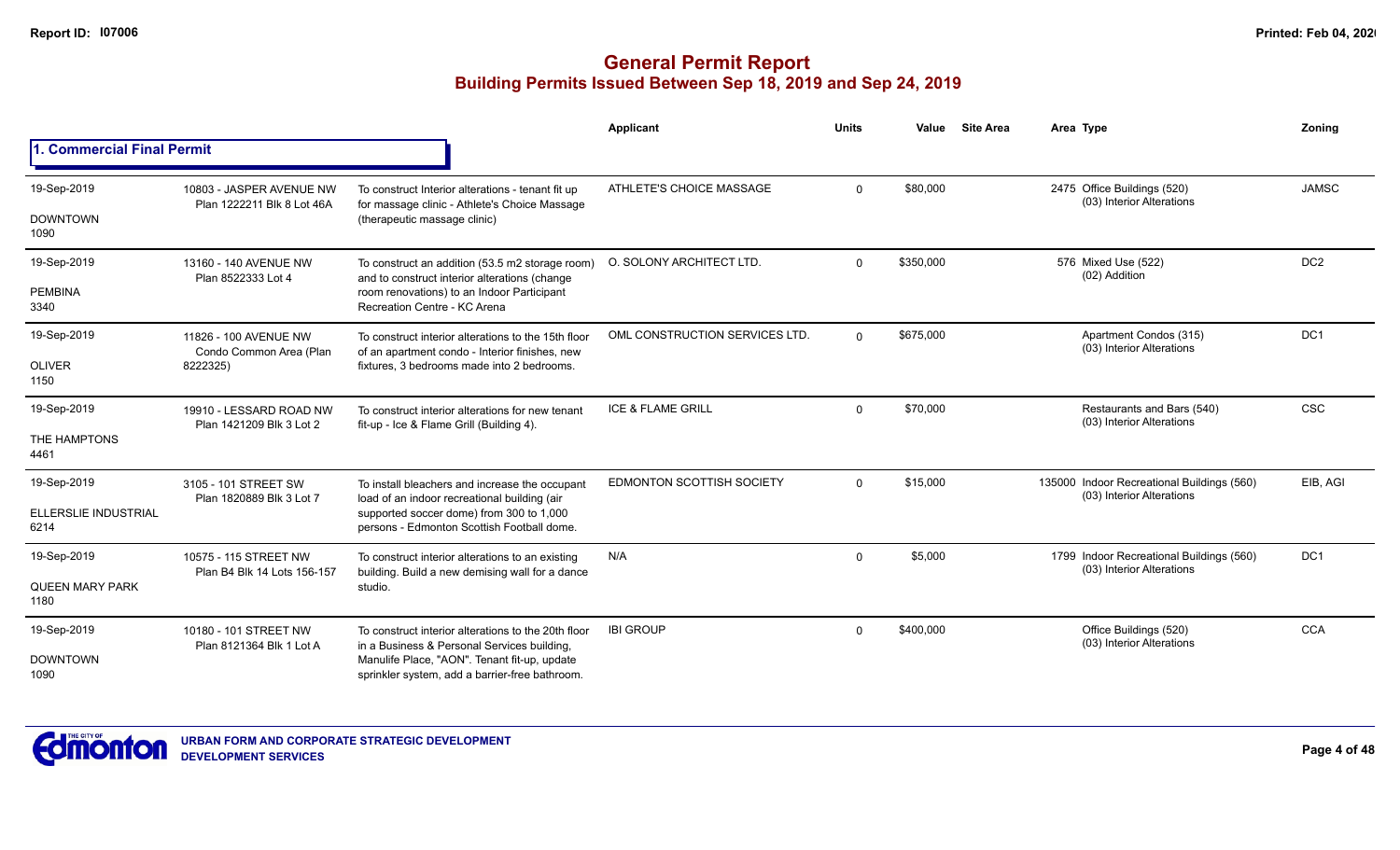# General Permit Report

## Building Permits Issued Between Sep 18, 2019 and Sep 24, 2019

### 1. Commercial Final Permit

| Date / Neighbourhood | Address / Legal | Description | Applicant | Units | Value | Site Area | Area | Type | Zoning |
|---|---|---|---|---|---|---|---|---|---|
| 19-Sep-2019<br>DOWNTOWN<br>1090 | 10803 - JASPER AVENUE NW<br>Plan 1222211 Blk 8 Lot 46A | To construct Interior alterations - tenant fit up for massage clinic - Athlete's Choice Massage (therapeutic massage clinic) | ATHLETE'S CHOICE MASSAGE | 0 | $80,000 | | 2475 | Office Buildings (520)<br>(03) Interior Alterations | JAMSC |
| 19-Sep-2019<br>PEMBINA<br>3340 | 13160 - 140 AVENUE NW<br>Plan 8522333 Lot 4 | To construct an addition (53.5 m2 storage room) and to construct interior alterations (change room renovations) to an Indoor Participant Recreation Centre - KC Arena | O. SOLONY ARCHITECT LTD. | 0 | $350,000 | | 576 | Mixed Use (522)<br>(02) Addition | DC2 |
| 19-Sep-2019<br>OLIVER<br>1150 | 11826 - 100 AVENUE NW<br>Condo Common Area (Plan 8222325) | To construct interior alterations to the 15th floor of an apartment condo - Interior finishes, new fixtures, 3 bedrooms made into 2 bedrooms. | OML CONSTRUCTION SERVICES LTD. | 0 | $675,000 | | | Apartment Condos (315)<br>(03) Interior Alterations | DC1 |
| 19-Sep-2019<br>THE HAMPTONS<br>4461 | 19910 - LESSARD ROAD NW<br>Plan 1421209 Blk 3 Lot 2 | To construct interior alterations for new tenant fit-up - Ice & Flame Grill (Building 4). | ICE & FLAME GRILL | 0 | $70,000 | | | Restaurants and Bars (540)<br>(03) Interior Alterations | CSC |
| 19-Sep-2019<br>ELLERSLIE INDUSTRIAL<br>6214 | 3105 - 101 STREET SW<br>Plan 1820889 Blk 3 Lot 7 | To install bleachers and increase the occupant load of an indoor recreational building (air supported soccer dome) from 300 to 1,000 persons - Edmonton Scottish Football dome. | EDMONTON SCOTTISH SOCIETY | 0 | $15,000 | | 135000 | Indoor Recreational Buildings (560)<br>(03) Interior Alterations | EIB, AGI |
| 19-Sep-2019<br>QUEEN MARY PARK<br>1180 | 10575 - 115 STREET NW<br>Plan B4 Blk 14 Lots 156-157 | To construct interior alterations to an existing building. Build a new demising wall for a dance studio. | N/A | 0 | $5,000 | | 1799 | Indoor Recreational Buildings (560)<br>(03) Interior Alterations | DC1 |
| 19-Sep-2019<br>DOWNTOWN<br>1090 | 10180 - 101 STREET NW<br>Plan 8121364 Blk 1 Lot A | To construct interior alterations to the 20th floor in a Business & Personal Services building, Manulife Place, "AON". Tenant fit-up, update sprinkler system, add a barrier-free bathroom. | IBI GROUP | 0 | $400,000 | | | Office Buildings (520)<br>(03) Interior Alterations | CCA |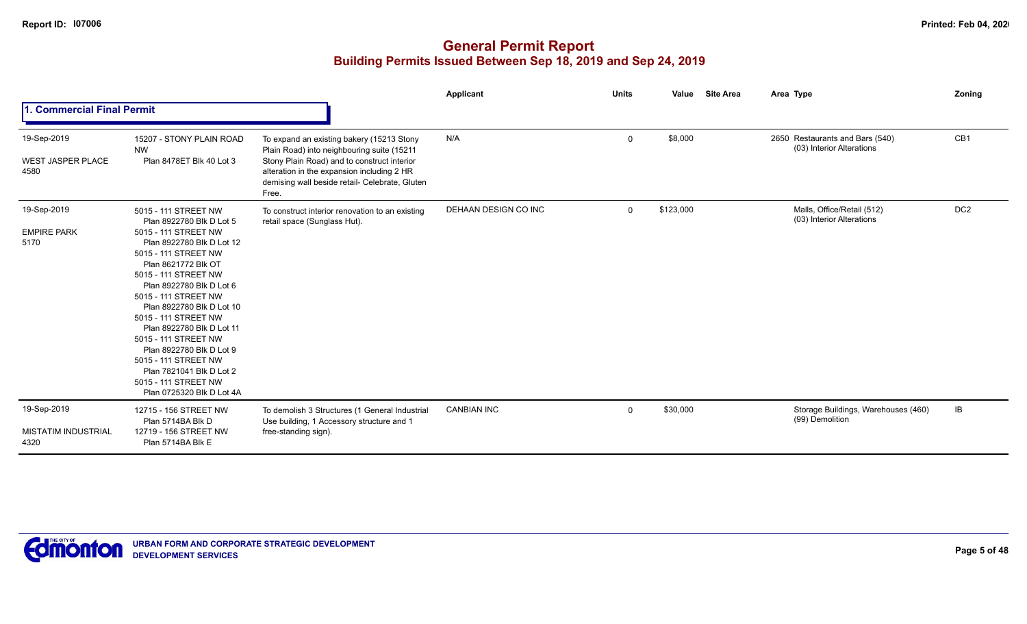# General Permit Report

## Building Permits Issued Between Sep 18, 2019 and Sep 24, 2019

### 1. Commercial Final Permit

| Date / Neighbourhood | Address / Legal | Description | Applicant | Units | Value | Site Area | Area | Type | Zoning |
|---|---|---|---|---|---|---|---|---|---|
| 19-Sep-2019<br>WEST JASPER PLACE<br>4580 | 15207 - STONY PLAIN ROAD NW<br>Plan 8478ET Blk 40 Lot 3 | To expand an existing bakery (15213 Stony Plain Road) into neighbouring suite (15211 Stony Plain Road) and to construct interior alteration in the expansion including 2 HR demising wall beside retail- Celebrate, Gluten Free. | N/A | 0 | $8,000 | | 2650 | Restaurants and Bars (540)<br>(03) Interior Alterations | CB1 |
| 19-Sep-2019<br>EMPIRE PARK<br>5170 | 5015 - 111 STREET NW<br>Plan 8922780 Blk D Lot 5<br>5015 - 111 STREET NW<br>Plan 8922780 Blk D Lot 12<br>5015 - 111 STREET NW<br>Plan 8621772 Blk OT<br>5015 - 111 STREET NW<br>Plan 8922780 Blk D Lot 6<br>5015 - 111 STREET NW<br>Plan 8922780 Blk D Lot 10<br>5015 - 111 STREET NW<br>Plan 8922780 Blk D Lot 11<br>5015 - 111 STREET NW<br>Plan 8922780 Blk D Lot 9<br>5015 - 111 STREET NW<br>Plan 7821041 Blk D Lot 2<br>5015 - 111 STREET NW<br>Plan 0725320 Blk D Lot 4A | To construct interior renovation to an existing retail space (Sunglass Hut). | DEHAAN DESIGN CO INC | 0 | $123,000 | | | Malls, Office/Retail (512)<br>(03) Interior Alterations | DC2 |
| 19-Sep-2019<br>MISTATIM INDUSTRIAL<br>4320 | 12715 - 156 STREET NW<br>Plan 5714BA Blk D<br>12719 - 156 STREET NW<br>Plan 5714BA Blk E | To demolish 3 Structures (1 General Industrial Use building, 1 Accessory structure and 1 free-standing sign). | CANBIAN INC | 0 | $30,000 | | | Storage Buildings, Warehouses (460)<br>(99) Demolition | IB |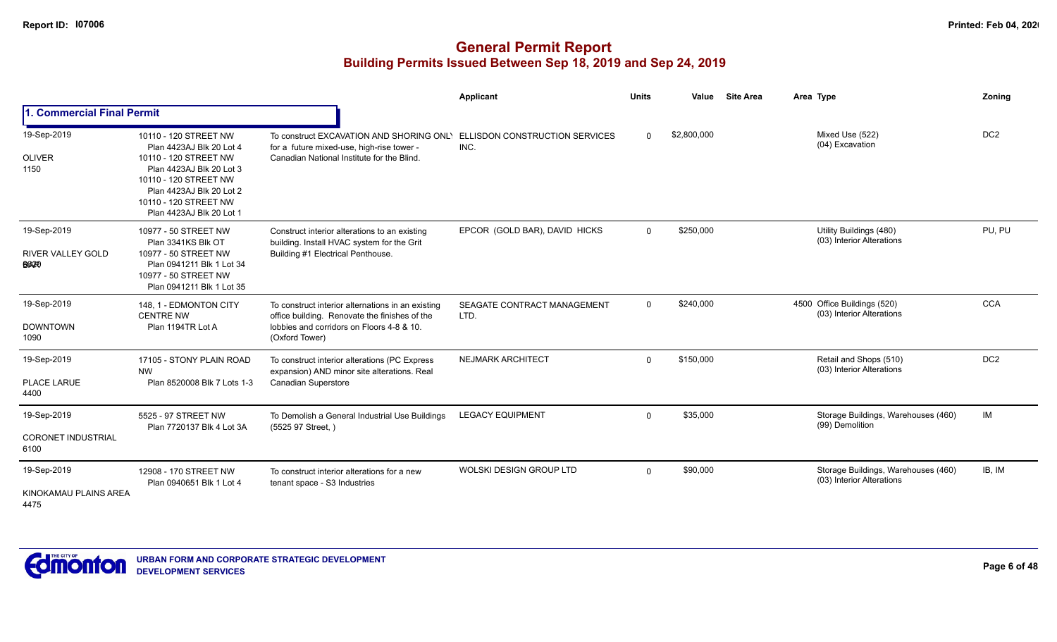# General Permit Report
## Building Permits Issued Between Sep 18, 2019 and Sep 24, 2019

### 1. Commercial Final Permit

| Date / Neighbourhood | Address / Legal | Description | Applicant | Units | Value | Site Area | Area | Type | Zoning |
|---|---|---|---|---|---|---|---|---|---|
| 19-Sep-2019<br>OLIVER<br>1150 | 10110 - 120 STREET NW<br>Plan 4423AJ Blk 20 Lot 4<br>10110 - 120 STREET NW<br>Plan 4423AJ Blk 20 Lot 3<br>10110 - 120 STREET NW<br>Plan 4423AJ Blk 20 Lot 2<br>10110 - 120 STREET NW<br>Plan 4423AJ Blk 20 Lot 1 | To construct EXCAVATION AND SHORING ONLY for a future mixed-use, high-rise tower - Canadian National Institute for the Blind. | ELLISDON CONSTRUCTION SERVICES INC. | 0 | $2,800,000 | | | Mixed Use (522)<br>(04) Excavation | DC2 |
| 19-Sep-2019<br>RIVER VALLEY GOLD BAR<br>6020 | 10977 - 50 STREET NW<br>Plan 3341KS Blk OT<br>10977 - 50 STREET NW<br>Plan 0941211 Blk 1 Lot 34<br>10977 - 50 STREET NW<br>Plan 0941211 Blk 1 Lot 35 | Construct interior alterations to an existing building. Install HVAC system for the Grit Building #1 Electrical Penthouse. | EPCOR (GOLD BAR), DAVID HICKS | 0 | $250,000 | | | Utility Buildings (480)<br>(03) Interior Alterations | PU, PU |
| 19-Sep-2019<br>DOWNTOWN<br>1090 | 148, 1 - EDMONTON CITY CENTRE NW<br>Plan 1194TR Lot A | To construct interior alternations in an existing office building. Renovate the finishes of the lobbies and corridors on Floors 4-8 & 10. (Oxford Tower) | SEAGATE CONTRACT MANAGEMENT LTD. | 0 | $240,000 | | 4500 | Office Buildings (520)<br>(03) Interior Alterations | CCA |
| 19-Sep-2019<br>PLACE LARUE<br>4400 | 17105 - STONY PLAIN ROAD NW<br>Plan 8520008 Blk 7 Lots 1-3 | To construct interior alterations (PC Express expansion) AND minor site alterations. Real Canadian Superstore | NEJMARK ARCHITECT | 0 | $150,000 | | | Retail and Shops (510)<br>(03) Interior Alterations | DC2 |
| 19-Sep-2019<br>CORONET INDUSTRIAL<br>6100 | 5525 - 97 STREET NW<br>Plan 7720137 Blk 4 Lot 3A | To Demolish a General Industrial Use Buildings (5525 97 Street, ) | LEGACY EQUIPMENT | 0 | $35,000 | | | Storage Buildings, Warehouses (460)<br>(99) Demolition | IM |
| 19-Sep-2019<br>KINOKAMAU PLAINS AREA<br>4475 | 12908 - 170 STREET NW<br>Plan 0940651 Blk 1 Lot 4 | To construct interior alterations for a new tenant space - S3 Industries | WOLSKI DESIGN GROUP LTD | 0 | $90,000 | | | Storage Buildings, Warehouses (460)<br>(03) Interior Alterations | IB, IM |

URBAN FORM AND CORPORATE STRATEGIC DEVELOPMENT
DEVELOPMENT SERVICES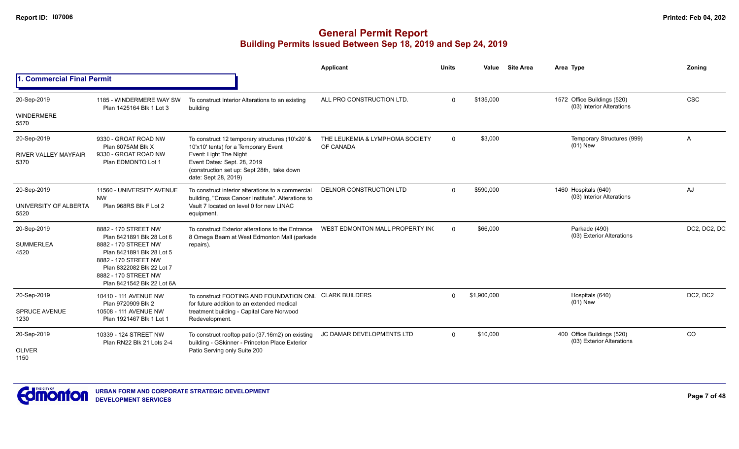## General Permit Report

### Building Permits Issued Between Sep 18, 2019 and Sep 24, 2019

**1. Commercial Final Permit**

| Date / Neighbourhood | Address / Legal | Description | Applicant | Units | Value | Site Area | Area | Type | Zoning |
|---|---|---|---|---|---|---|---|---|---|
| 20-Sep-2019<br>WINDERMERE<br>5570 | 1185 - WINDERMERE WAY SW<br>Plan 1425164 Blk 1 Lot 3 | To construct Interior Alterations to an existing building | ALL PRO CONSTRUCTION LTD. | 0 | $135,000 | | 1572 | Office Buildings (520)<br>(03) Interior Alterations | CSC |
| 20-Sep-2019<br>RIVER VALLEY MAYFAIR<br>5370 | 9330 - GROAT ROAD NW<br>Plan 6075AM Blk X<br>9330 - GROAT ROAD NW<br>Plan EDMONTO Lot 1 | To construct 12 temporary structures (10'x20' & 10'x10' tents) for a Temporary Event<br>Event: Light The Night<br>Event Dates: Sept. 28, 2019<br>(construction set up: Sept 28th, take down date: Sept 28, 2019) | THE LEUKEMIA & LYMPHOMA SOCIETY OF CANADA | 0 | $3,000 | | | Temporary Structures (999)<br>(01) New | A |
| 20-Sep-2019<br>UNIVERSITY OF ALBERTA<br>5520 | 11560 - UNIVERSITY AVENUE NW<br>Plan 968RS Blk F Lot 2 | To construct interior alterations to a commercial building, "Cross Cancer Institute". Alterations to Vault 7 located on level 0 for new LINAC equipment. | DELNOR CONSTRUCTION LTD | 0 | $590,000 | | 1460 | Hospitals (640)<br>(03) Interior Alterations | AJ |
| 20-Sep-2019<br>SUMMERLEA<br>4520 | 8882 - 170 STREET NW<br>Plan 8421891 Blk 28 Lot 6<br>8882 - 170 STREET NW<br>Plan 8421891 Blk 28 Lot 5<br>8882 - 170 STREET NW<br>Plan 8322082 Blk 22 Lot 7<br>8882 - 170 STREET NW<br>Plan 8421542 Blk 22 Lot 6A | To construct Exterior alterations to the Entrance 8 Omega Beam at West Edmonton Mall (parkade repairs). | WEST EDMONTON MALL PROPERTY INC | 0 | $66,000 | | | Parkade (490)<br>(03) Exterior Alterations | DC2, DC2, DC2 |
| 20-Sep-2019<br>SPRUCE AVENUE<br>1230 | 10410 - 111 AVENUE NW<br>Plan 9720909 Blk 2<br>10508 - 111 AVENUE NW<br>Plan 1921467 Blk 1 Lot 1 | To construct FOOTING AND FOUNDATION ONLY for future addition to an extended medical treatment building - Capital Care Norwood Redevelopment. | CLARK BUILDERS | 0 | $1,900,000 | | | Hospitals (640)<br>(01) New | DC2, DC2 |
| 20-Sep-2019<br>OLIVER<br>1150 | 10339 - 124 STREET NW<br>Plan RN22 Blk 21 Lots 2-4 | To construct rooftop patio (37.16m2) on existing building - GSkinner - Princeton Place Exterior Patio Serving only Suite 200 | JC DAMAR DEVELOPMENTS LTD | 0 | $10,000 | | 400 | Office Buildings (520)<br>(03) Exterior Alterations | CO |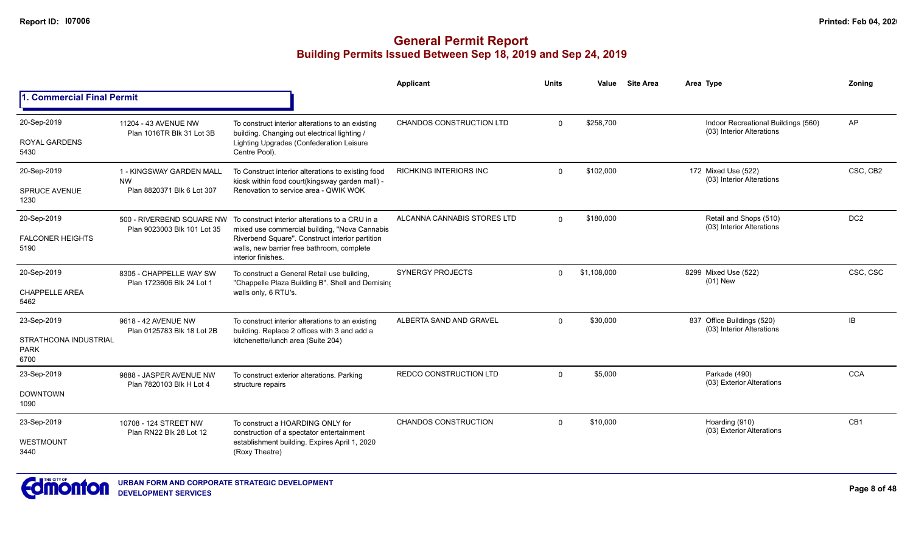# General Permit Report

## Building Permits Issued Between Sep 18, 2019 and Sep 24, 2019

### 1. Commercial Final Permit

| Date / Neighbourhood | Address / Legal | Description | Applicant | Units | Value | Site Area | Area | Type | Zoning |
|---|---|---|---|---|---|---|---|---|---|
| 20-Sep-2019<br>ROYAL GARDENS<br>5430 | 11204 - 43 AVENUE NW<br>Plan 1016TR Blk 31 Lot 3B | To construct interior alterations to an existing building. Changing out electrical lighting / Lighting Upgrades (Confederation Leisure Centre Pool). | CHANDOS CONSTRUCTION LTD | 0 | $258,700 | | | Indoor Recreational Buildings (560)<br>(03) Interior Alterations | AP |
| 20-Sep-2019<br>SPRUCE AVENUE<br>1230 | 1 - KINGSWAY GARDEN MALL NW<br>Plan 8820371 Blk 6 Lot 307 | To Construct interior alterations to existing food kiosk within food court(kingsway garden mall) - Renovation to service area - QWIK WOK | RICHKING INTERIORS INC | 0 | $102,000 | | 172 | Mixed Use (522)<br>(03) Interior Alterations | CSC, CB2 |
| 20-Sep-2019<br>FALCONER HEIGHTS<br>5190 | 500 - RIVERBEND SQUARE NW<br>Plan 9023003 Blk 101 Lot 35 | To construct interior alterations to a CRU in a mixed use commercial building, "Nova Cannabis Riverbend Square". Construct interior partition walls, new barrier free bathroom, complete interior finishes. | ALCANNA CANNABIS STORES LTD | 0 | $180,000 | | | Retail and Shops (510)<br>(03) Interior Alterations | DC2 |
| 20-Sep-2019<br>CHAPPELLE AREA<br>5462 | 8305 - CHAPPELLE WAY SW<br>Plan 1723606 Blk 24 Lot 1 | To construct a General Retail use building, "Chappelle Plaza Building B". Shell and Demising walls only, 6 RTU's. | SYNERGY PROJECTS | 0 | $1,108,000 | | 8299 | Mixed Use (522)<br>(01) New | CSC, CSC |
| 23-Sep-2019<br>STRATHCONA INDUSTRIAL PARK<br>6700 | 9618 - 42 AVENUE NW<br>Plan 0125783 Blk 18 Lot 2B | To construct interior alterations to an existing building. Replace 2 offices with 3 and add a kitchenette/lunch area (Suite 204) | ALBERTA SAND AND GRAVEL | 0 | $30,000 | | 837 | Office Buildings (520)<br>(03) Interior Alterations | IB |
| 23-Sep-2019<br>DOWNTOWN<br>1090 | 9888 - JASPER AVENUE NW<br>Plan 7820103 Blk H Lot 4 | To construct exterior alterations. Parking structure repairs | REDCO CONSTRUCTION LTD | 0 | $5,000 | | | Parkade (490)<br>(03) Exterior Alterations | CCA |
| 23-Sep-2019<br>WESTMOUNT<br>3440 | 10708 - 124 STREET NW<br>Plan RN22 Blk 28 Lot 12 | To construct a HOARDING ONLY for construction of a spectator entertainment establishment building. Expires April 1, 2020 (Roxy Theatre) | CHANDOS CONSTRUCTION | 0 | $10,000 | | | Hoarding (910)<br>(03) Exterior Alterations | CB1 |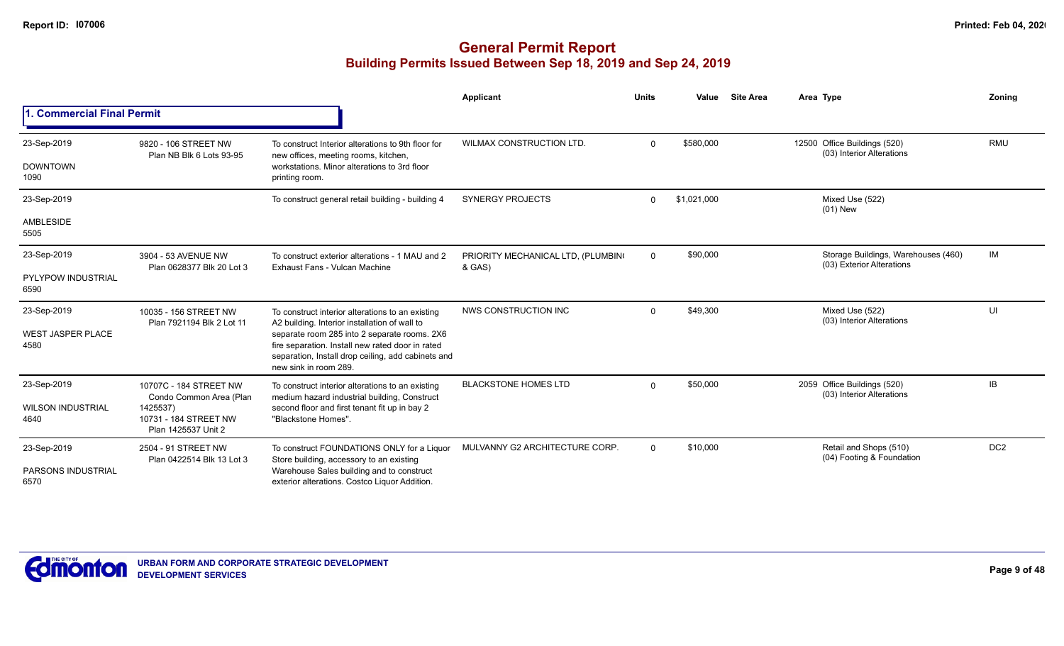# General Permit Report
## Building Permits Issued Between Sep 18, 2019 and Sep 24, 2019

### 1. Commercial Final Permit

| Date / Neighbourhood | Address | Description | Applicant | Units | Value | Site Area | Area | Type | Zoning |
|---|---|---|---|---|---|---|---|---|---|
| 23-Sep-2019 DOWNTOWN 1090 | 9820 - 106 STREET NW Plan NB Blk 6 Lots 93-95 | To construct Interior alterations to 9th floor for new offices, meeting rooms, kitchen, workstations. Minor alterations to 3rd floor printing room. | WILMAX CONSTRUCTION LTD. | 0 | $580,000 | | 12500 | Office Buildings (520) (03) Interior Alterations | RMU |
| 23-Sep-2019 AMBLESIDE 5505 | | To construct general retail building - building 4 | SYNERGY PROJECTS | 0 | $1,021,000 | | | Mixed Use (522) (01) New | |
| 23-Sep-2019 PYLYPOW INDUSTRIAL 6590 | 3904 - 53 AVENUE NW Plan 0628377 Blk 20 Lot 3 | To construct exterior alterations - 1 MAU and 2 Exhaust Fans - Vulcan Machine | PRIORITY MECHANICAL LTD, (PLUMBIN( & GAS) | 0 | $90,000 | | | Storage Buildings, Warehouses (460) (03) Exterior Alterations | IM |
| 23-Sep-2019 WEST JASPER PLACE 4580 | 10035 - 156 STREET NW Plan 7921194 Blk 2 Lot 11 | To construct interior alterations to an existing A2 building. Interior installation of wall to separate room 285 into 2 separate rooms. 2X6 fire separation. Install new rated door in rated separation, Install drop ceiling, add cabinets and new sink in room 289. | NWS CONSTRUCTION INC | 0 | $49,300 | | | Mixed Use (522) (03) Interior Alterations | UI |
| 23-Sep-2019 WILSON INDUSTRIAL 4640 | 10707C - 184 STREET NW Condo Common Area (Plan 1425537) 10731 - 184 STREET NW Plan 1425537 Unit 2 | To construct interior alterations to an existing medium hazard industrial building, Construct second floor and first tenant fit up in bay 2 "Blackstone Homes". | BLACKSTONE HOMES LTD | 0 | $50,000 | | 2059 | Office Buildings (520) (03) Interior Alterations | IB |
| 23-Sep-2019 PARSONS INDUSTRIAL 6570 | 2504 - 91 STREET NW Plan 0422514 Blk 13 Lot 3 | To construct FOUNDATIONS ONLY for a Liquor Store building, accessory to an existing Warehouse Sales building and to construct exterior alterations. Costco Liquor Addition. | MULVANNY G2 ARCHITECTURE CORP. | 0 | $10,000 | | | Retail and Shops (510) (04) Footing & Foundation | DC2 |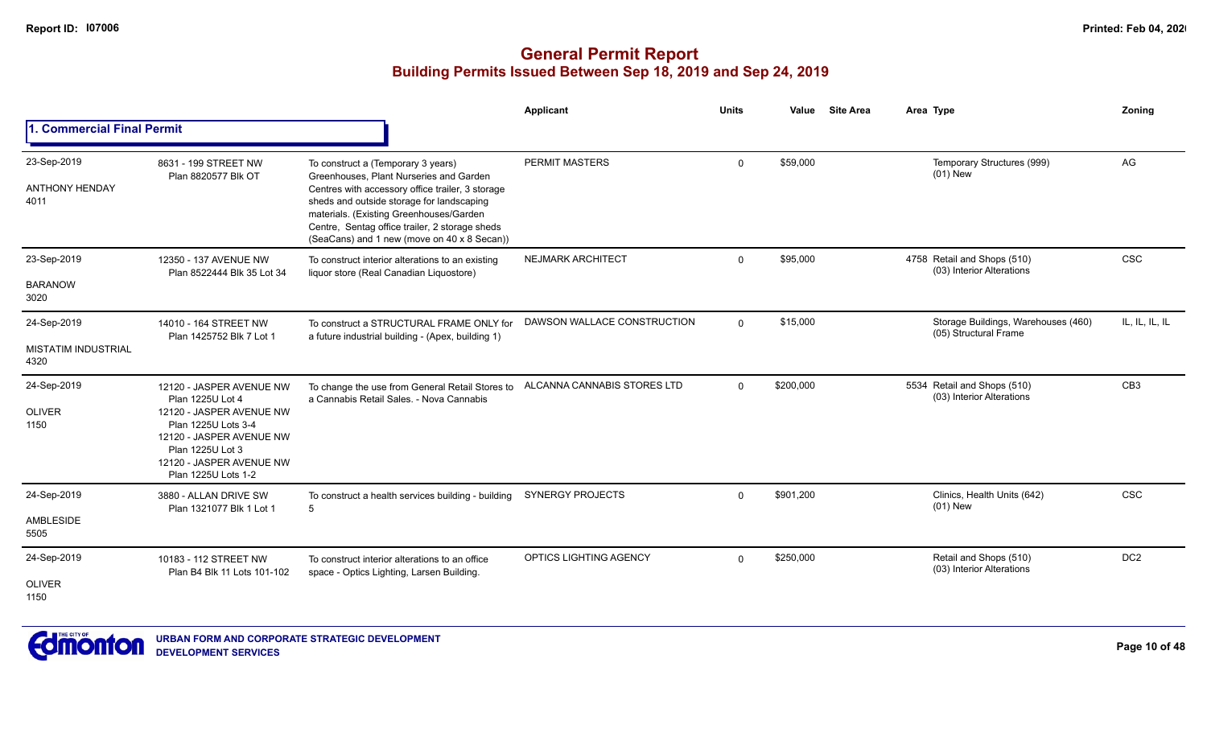# General Permit Report
## Building Permits Issued Between Sep 18, 2019 and Sep 24, 2019

### 1. Commercial Final Permit

| Date / Neighbourhood | Address / Legal | Description | Applicant | Units | Value | Site Area | Area | Type | Zoning |
|---|---|---|---|---|---|---|---|---|---|
| 23-Sep-2019<br>ANTHONY HENDAY<br>4011 | 8631 - 199 STREET NW<br>Plan 8820577 Blk OT | To construct a (Temporary 3 years) Greenhouses, Plant Nurseries and Garden Centres with accessory office trailer, 3 storage sheds and outside storage for landscaping materials. (Existing Greenhouses/Garden Centre, Sentag office trailer, 2 storage sheds (SeaCans) and 1 new (move on 40 x 8 Secan)) | PERMIT MASTERS | 0 | $59,000 | | | Temporary Structures (999)<br>(01) New | AG |
| 23-Sep-2019<br>BARANOW<br>3020 | 12350 - 137 AVENUE NW<br>Plan 8522444 Blk 35 Lot 34 | To construct interior alterations to an existing liquor store (Real Canadian Liquostore) | NEJMARK ARCHITECT | 0 | $95,000 | | 4758 | Retail and Shops (510)<br>(03) Interior Alterations | CSC |
| 24-Sep-2019<br>MISTATIM INDUSTRIAL<br>4320 | 14010 - 164 STREET NW<br>Plan 1425752 Blk 7 Lot 1 | To construct a STRUCTURAL FRAME ONLY for a future industrial building - (Apex, building 1) | DAWSON WALLACE CONSTRUCTION | 0 | $15,000 | | | Storage Buildings, Warehouses (460)<br>(05) Structural Frame | IL, IL, IL, IL |
| 24-Sep-2019<br>OLIVER<br>1150 | 12120 - JASPER AVENUE NW<br>Plan 1225U Lot 4<br>12120 - JASPER AVENUE NW<br>Plan 1225U Lots 3-4<br>12120 - JASPER AVENUE NW<br>Plan 1225U Lot 3<br>12120 - JASPER AVENUE NW<br>Plan 1225U Lots 1-2 | To change the use from General Retail Stores to a Cannabis Retail Sales. - Nova Cannabis | ALCANNA CANNABIS STORES LTD | 0 | $200,000 | | 5534 | Retail and Shops (510)<br>(03) Interior Alterations | CB3 |
| 24-Sep-2019<br>AMBLESIDE<br>5505 | 3880 - ALLAN DRIVE SW<br>Plan 1321077 Blk 1 Lot 1 | To construct a health services building - building 5 | SYNERGY PROJECTS | 0 | $901,200 | | | Clinics, Health Units (642)<br>(01) New | CSC |
| 24-Sep-2019<br>OLIVER<br>1150 | 10183 - 112 STREET NW<br>Plan B4 Blk 11 Lots 101-102 | To construct interior alterations to an office space - Optics Lighting, Larsen Building. | OPTICS LIGHTING AGENCY | 0 | $250,000 | | | Retail and Shops (510)<br>(03) Interior Alterations | DC2 |

URBAN FORM AND CORPORATE STRATEGIC DEVELOPMENT
DEVELOPMENT SERVICES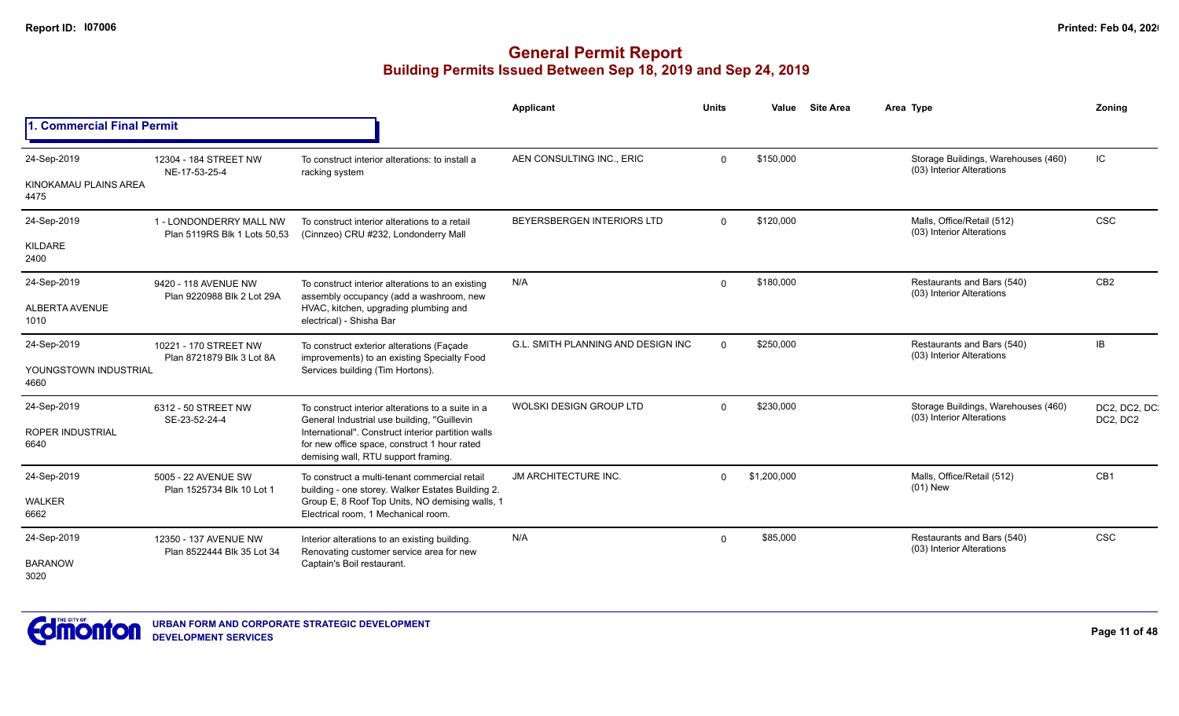# General Permit Report

## Building Permits Issued Between Sep 18, 2019 and Sep 24, 2019

### 1. Commercial Final Permit

| Date / Neighbourhood | Address | Description | Applicant | Units | Value | Site Area | Area Type | Zoning |
|---|---|---|---|---|---|---|---|---|
| 24-Sep-2019<br>KINOKAMAU PLAINS AREA<br>4475 | 12304 - 184 STREET NW<br>NE-17-53-25-4 | To construct interior alterations: to install a racking system | AEN CONSULTING INC., ERIC | 0 | $150,000 | | Storage Buildings, Warehouses (460)<br>(03) Interior Alterations | IC |
| 24-Sep-2019<br>KILDARE<br>2400 | 1 - LONDONDERRY MALL NW<br>Plan 5119RS Blk 1 Lots 50,53 | To construct interior alterations to a retail (Cinnzeo) CRU #232, Londonderry Mall | BEYERSBERGEN INTERIORS LTD | 0 | $120,000 | | Malls, Office/Retail (512)<br>(03) Interior Alterations | CSC |
| 24-Sep-2019<br>ALBERTA AVENUE<br>1010 | 9420 - 118 AVENUE NW<br>Plan 9220988 Blk 2 Lot 29A | To construct interior alterations to an existing assembly occupancy (add a washroom, new HVAC, kitchen, upgrading plumbing and electrical) - Shisha Bar | N/A | 0 | $180,000 | | Restaurants and Bars (540)<br>(03) Interior Alterations | CB2 |
| 24-Sep-2019<br>YOUNGSTOWN INDUSTRIAL<br>4660 | 10221 - 170 STREET NW<br>Plan 8721879 Blk 3 Lot 8A | To construct exterior alterations (Façade improvements) to an existing Specialty Food Services building (Tim Hortons). | G.L. SMITH PLANNING AND DESIGN INC | 0 | $250,000 | | Restaurants and Bars (540)<br>(03) Interior Alterations | IB |
| 24-Sep-2019<br>ROPER INDUSTRIAL<br>6640 | 6312 - 50 STREET NW<br>SE-23-52-24-4 | To construct interior alterations to a suite in a General Industrial use building, "Guillevin International". Construct interior partition walls for new office space, construct 1 hour rated demising wall, RTU support framing. | WOLSKI DESIGN GROUP LTD | 0 | $230,000 | | Storage Buildings, Warehouses (460)<br>(03) Interior Alterations | DC2, DC2, DC2, DC2, DC2 |
| 24-Sep-2019<br>WALKER<br>6662 | 5005 - 22 AVENUE SW<br>Plan 1525734 Blk 10 Lot 1 | To construct a multi-tenant commercial retail building - one storey. Walker Estates Building 2. Group E, 8 Roof Top Units, NO demising walls, 1 Electrical room, 1 Mechanical room. | JM ARCHITECTURE INC. | 0 | $1,200,000 | | Malls, Office/Retail (512)<br>(01) New | CB1 |
| 24-Sep-2019<br>BARANOW<br>3020 | 12350 - 137 AVENUE NW<br>Plan 8522444 Blk 35 Lot 34 | Interior alterations to an existing building. Renovating customer service area for new Captain's Boil restaurant. | N/A | 0 | $85,000 | | Restaurants and Bars (540)<br>(03) Interior Alterations | CSC |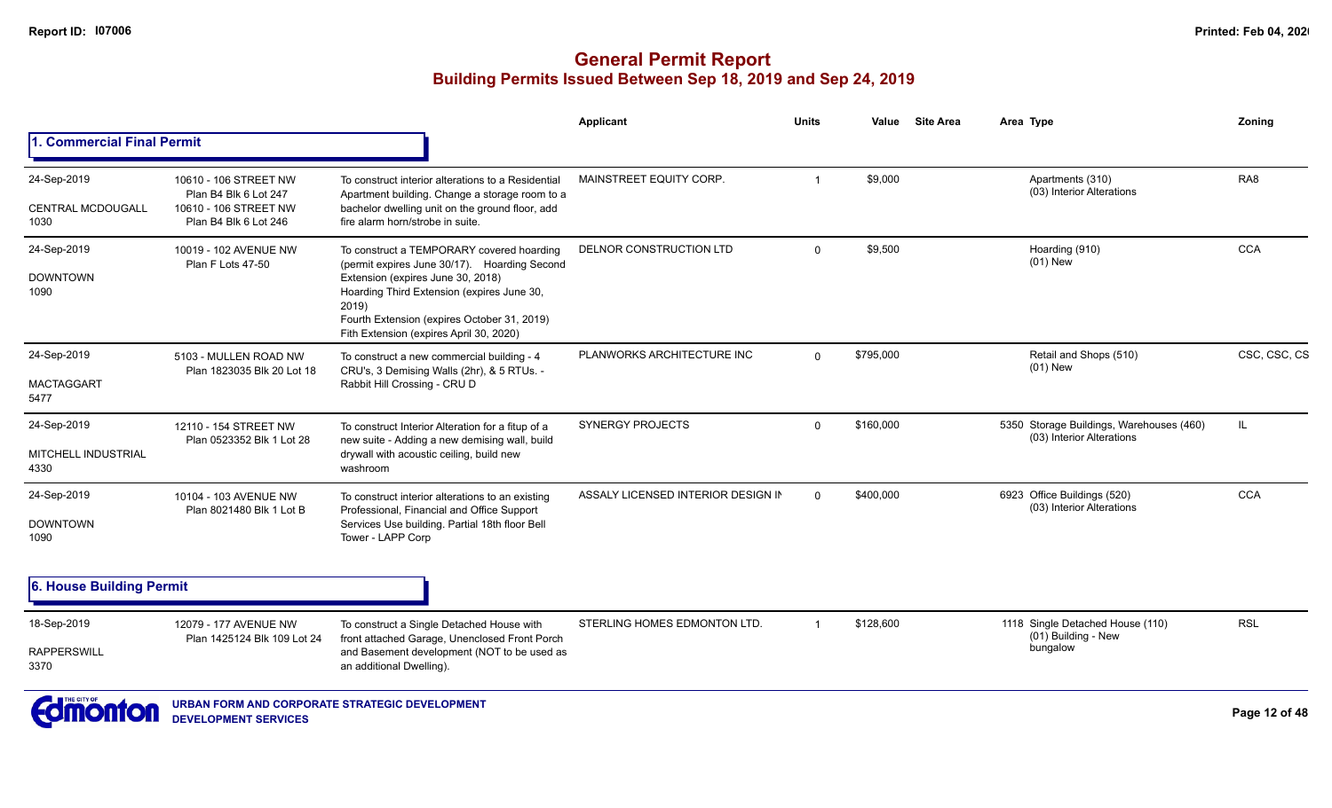# General Permit Report

## Building Permits Issued Between Sep 18, 2019 and Sep 24, 2019

### 1. Commercial Final Permit

| Date / Neighbourhood | Address | Description | Applicant | Units | Value | Site Area | Area | Type | Zoning |
|---|---|---|---|---|---|---|---|---|---|
| 24-Sep-2019<br>CENTRAL MCDOUGALL<br>1030 | 10610 - 106 STREET NW<br>Plan B4 Blk 6 Lot 247<br>10610 - 106 STREET NW<br>Plan B4 Blk 6 Lot 246 | To construct interior alterations to a Residential Apartment building. Change a storage room to a bachelor dwelling unit on the ground floor, add fire alarm horn/strobe in suite. | MAINSTREET EQUITY CORP. | 1 | $9,000 | | | Apartments (310)<br>(03) Interior Alterations | RA8 |
| 24-Sep-2019<br>DOWNTOWN<br>1090 | 10019 - 102 AVENUE NW<br>Plan F Lots 47-50 | To construct a TEMPORARY covered hoarding (permit expires June 30/17). Hoarding Second Extension (expires June 30, 2018)<br>Hoarding Third Extension (expires June 30, 2019)<br>Fourth Extension (expires October 31, 2019)<br>Fith Extension (expires April 30, 2020) | DELNOR CONSTRUCTION LTD | 0 | $9,500 | | | Hoarding (910)<br>(01) New | CCA |
| 24-Sep-2019<br>MACTAGGART<br>5477 | 5103 - MULLEN ROAD NW<br>Plan 1823035 Blk 20 Lot 18 | To construct a new commercial building - 4 CRU's, 3 Demising Walls (2hr), & 5 RTUs. - Rabbit Hill Crossing - CRU D | PLANWORKS ARCHITECTURE INC | 0 | $795,000 | | | Retail and Shops (510)<br>(01) New | CSC, CSC, CS |
| 24-Sep-2019<br>MITCHELL INDUSTRIAL<br>4330 | 12110 - 154 STREET NW<br>Plan 0523352 Blk 1 Lot 28 | To construct Interior Alteration for a fitup of a new suite - Adding a new demising wall, build drywall with acoustic ceiling, build new washroom | SYNERGY PROJECTS | 0 | $160,000 | | 5350 | Storage Buildings, Warehouses (460)<br>(03) Interior Alterations | IL |
| 24-Sep-2019<br>DOWNTOWN<br>1090 | 10104 - 103 AVENUE NW<br>Plan 8021480 Blk 1 Lot B | To construct interior alterations to an existing Professional, Financial and Office Support Services Use building. Partial 18th floor Bell Tower - LAPP Corp | ASSALY LICENSED INTERIOR DESIGN IN | 0 | $400,000 | | 6923 | Office Buildings (520)<br>(03) Interior Alterations | CCA |

### 6. House Building Permit

| Date / Neighbourhood | Address | Description | Applicant | Units | Value | Site Area | Area | Type | Zoning |
|---|---|---|---|---|---|---|---|---|---|
| 18-Sep-2019<br>RAPPERSWILL<br>3370 | 12079 - 177 AVENUE NW<br>Plan 1425124 Blk 109 Lot 24 | To construct a Single Detached House with front attached Garage, Unenclosed Front Porch and Basement development (NOT to be used as an additional Dwelling). | STERLING HOMES EDMONTON LTD. | 1 | $128,600 | | 1118 | Single Detached House (110)<br>(01) Building - New<br>bungalow | RSL |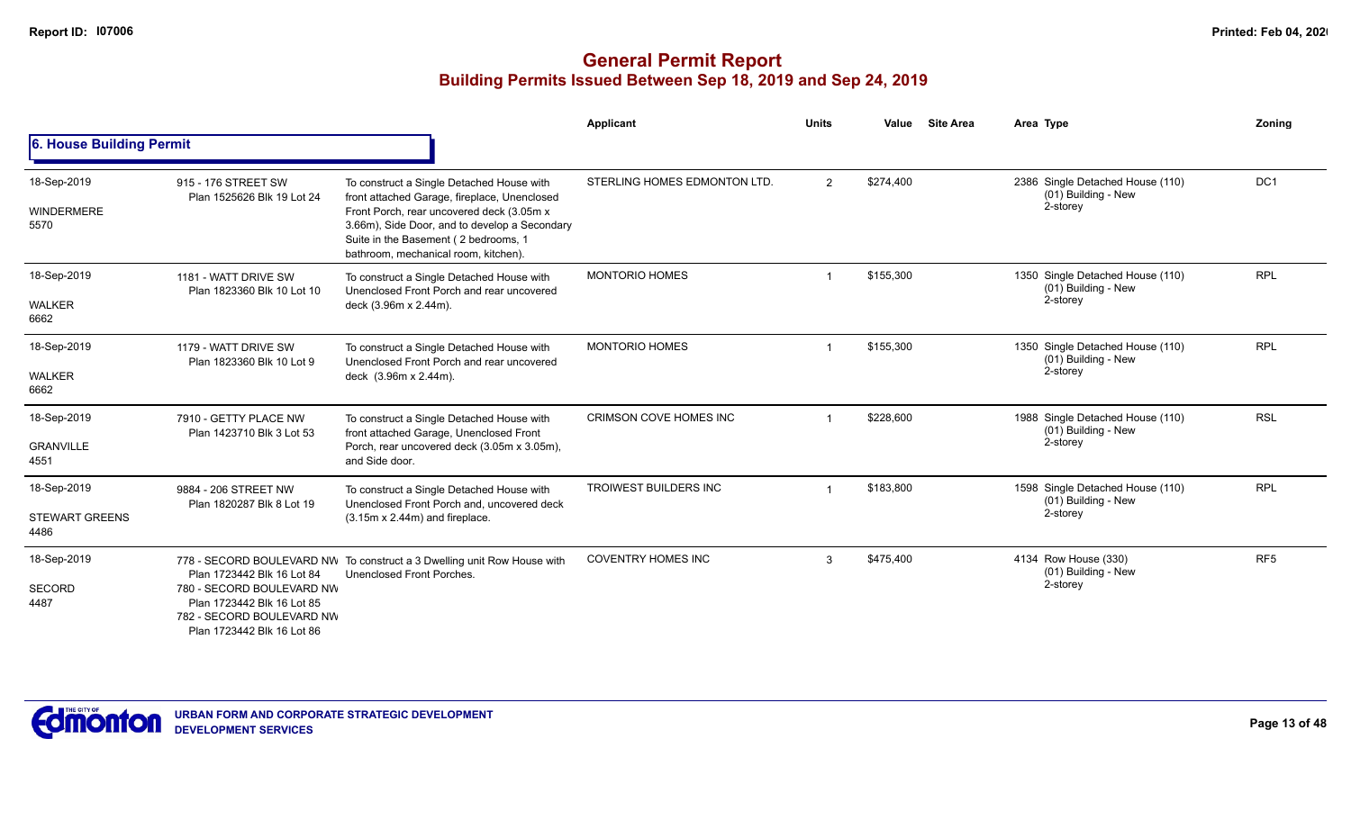# General Permit Report

## Building Permits Issued Between Sep 18, 2019 and Sep 24, 2019

### 6. House Building Permit

| Date / Neighbourhood | Address / Legal | Description | Applicant | Units | Value | Site Area | Area Type | Zoning |
|---|---|---|---|---|---|---|---|---|
| 18-Sep-2019<br>WINDERMERE<br>5570 | 915 - 176 STREET SW<br>Plan 1525626 Blk 19 Lot 24 | To construct a Single Detached House with front attached Garage, fireplace, Unenclosed Front Porch, rear uncovered deck (3.05m x 3.66m), Side Door, and to develop a Secondary Suite in the Basement ( 2 bedrooms, 1 bathroom, mechanical room, kitchen). | STERLING HOMES EDMONTON LTD. | 2 | $274,400 | | 2386 Single Detached House (110)<br>(01) Building - New<br>2-storey | DC1 |
| 18-Sep-2019<br>WALKER<br>6662 | 1181 - WATT DRIVE SW<br>Plan 1823360 Blk 10 Lot 10 | To construct a Single Detached House with Unenclosed Front Porch and rear uncovered deck (3.96m x 2.44m). | MONTORIO HOMES | 1 | $155,300 | | 1350 Single Detached House (110)<br>(01) Building - New<br>2-storey | RPL |
| 18-Sep-2019<br>WALKER<br>6662 | 1179 - WATT DRIVE SW<br>Plan 1823360 Blk 10 Lot 9 | To construct a Single Detached House with Unenclosed Front Porch and rear uncovered deck (3.96m x 2.44m). | MONTORIO HOMES | 1 | $155,300 | | 1350 Single Detached House (110)<br>(01) Building - New<br>2-storey | RPL |
| 18-Sep-2019<br>GRANVILLE<br>4551 | 7910 - GETTY PLACE NW<br>Plan 1423710 Blk 3 Lot 53 | To construct a Single Detached House with front attached Garage, Unenclosed Front Porch, rear uncovered deck (3.05m x 3.05m), and Side door. | CRIMSON COVE HOMES INC | 1 | $228,600 | | 1988 Single Detached House (110)<br>(01) Building - New<br>2-storey | RSL |
| 18-Sep-2019<br>STEWART GREENS<br>4486 | 9884 - 206 STREET NW<br>Plan 1820287 Blk 8 Lot 19 | To construct a Single Detached House with Unenclosed Front Porch and, uncovered deck (3.15m x 2.44m) and fireplace. | TROIWEST BUILDERS INC | 1 | $183,800 | | 1598 Single Detached House (110)<br>(01) Building - New<br>2-storey | RPL |
| 18-Sep-2019<br>SECORD<br>4487 | 778 - SECORD BOULEVARD NW<br>Plan 1723442 Blk 16 Lot 84<br>780 - SECORD BOULEVARD NW<br>Plan 1723442 Blk 16 Lot 85<br>782 - SECORD BOULEVARD NW<br>Plan 1723442 Blk 16 Lot 86 | To construct a 3 Dwelling unit Row House with Unenclosed Front Porches. | COVENTRY HOMES INC | 3 | $475,400 | | 4134 Row House (330)<br>(01) Building - New<br>2-storey | RF5 |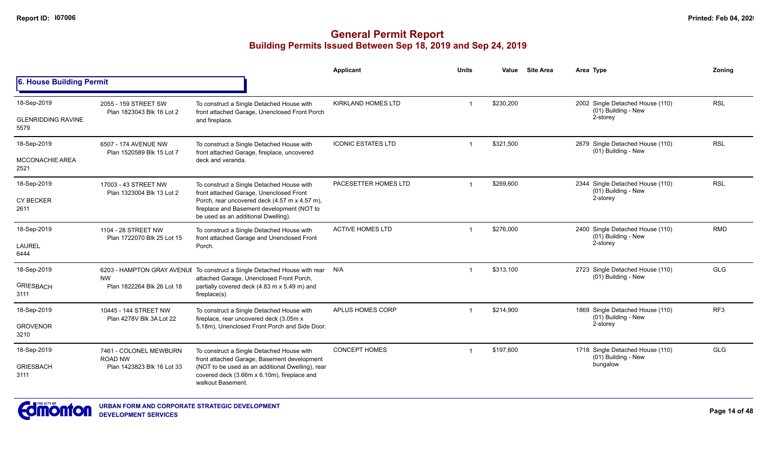# General Permit Report
## Building Permits Issued Between Sep 18, 2019 and Sep 24, 2019

### 6. House Building Permit

| Date / Neighbourhood | Address / Legal | Description | Applicant | Units | Value | Site Area | Area | Type | Zoning |
|---|---|---|---|---|---|---|---|---|---|
| 18-Sep-2019 GLENRIDDING RAVINE 5579 | 2055 - 159 STREET SW Plan 1823043 Blk 16 Lot 2 | To construct a Single Detached House with front attached Garage, Unenclosed Front Porch and fireplace. | KIRKLAND HOMES LTD | 1 | $230,200 | | 2002 | Single Detached House (110) (01) Building - New 2-storey | RSL |
| 18-Sep-2019 MCCONACHIE AREA 2521 | 6507 - 174 AVENUE NW Plan 1520589 Blk 15 Lot 7 | To construct a Single Detached House with front attached Garage, fireplace, uncovered deck and veranda. | ICONIC ESTATES LTD | 1 | $321,500 | | 2679 | Single Detached House (110) (01) Building - New | RSL |
| 18-Sep-2019 CY BECKER 2611 | 17003 - 43 STREET NW Plan 1323004 Blk 13 Lot 2 | To construct a Single Detached House with front attached Garage, Unenclosed Front Porch, rear uncovered deck (4.57 m x 4.57 m), fireplace and Basement development (NOT to be used as an additional Dwelling). | PACESETTER HOMES LTD | 1 | $269,600 | | 2344 | Single Detached House (110) (01) Building - New 2-storey | RSL |
| 18-Sep-2019 LAUREL 6444 | 1104 - 28 STREET NW Plan 1722070 Blk 25 Lot 15 | To construct a Single Detached House with front attached Garage and Unenclosed Front Porch. | ACTIVE HOMES LTD | 1 | $276,000 | | 2400 | Single Detached House (110) (01) Building - New 2-storey | RMD |
| 18-Sep-2019 GRIESBACH 3111 | 6203 - HAMPTON GRAY AVENUE NW Plan 1822264 Blk 26 Lot 18 | To construct a Single Detached House with rear attached Garage, Unenclosed Front Porch, partially covered deck (4.83 m x 5.49 m) and fireplace(s) | N/A | 1 | $313,100 | | 2723 | Single Detached House (110) (01) Building - New | GLG |
| 18-Sep-2019 GROVENOR 3210 | 10445 - 144 STREET NW Plan 4278V Blk 3A Lot 22 | To construct a Single Detached House with fireplace, rear uncovered deck (3.05m x 5.18m), Unenclosed Front Porch and Side Door. | APLUS HOMES CORP | 1 | $214,900 | | 1869 | Single Detached House (110) (01) Building - New 2-storey | RF3 |
| 18-Sep-2019 GRIESBACH 3111 | 7461 - COLONEL MEWBURN ROAD NW Plan 1423823 Blk 16 Lot 33 | To construct a Single Detached House with front attached Garage, Basement development (NOT to be used as an additional Dwelling), rear covered deck (3.66m x 6.10m), fireplace and walkout Basement. | CONCEPT HOMES | 1 | $197,600 | | 1718 | Single Detached House (110) (01) Building - New bungalow | GLG |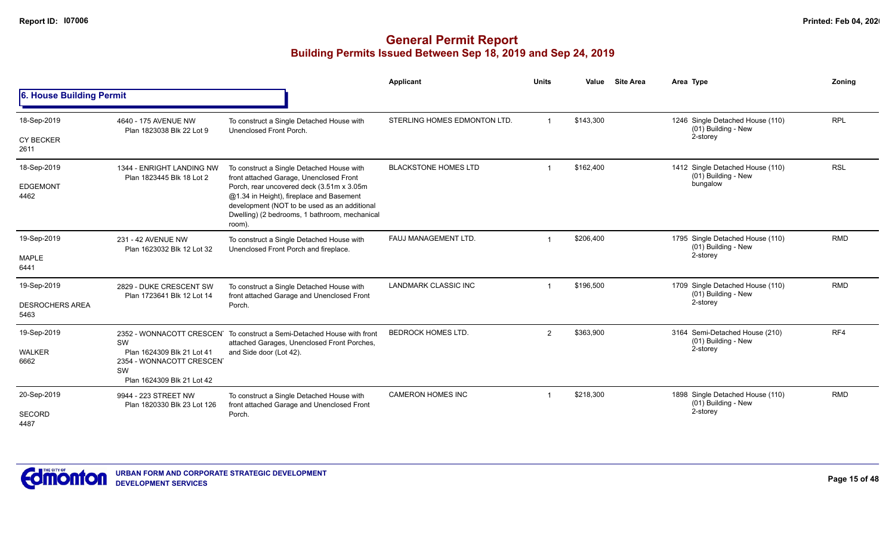# General Permit Report
## Building Permits Issued Between Sep 18, 2019 and Sep 24, 2019

### 6. House Building Permit

| Date / Neighbourhood | Address / Legal | Description | Applicant | Units | Value | Site Area | Area | Type | Zoning |
|---|---|---|---|---|---|---|---|---|---|
| 18-Sep-2019<br>CY BECKER<br>2611 | 4640 - 175 AVENUE NW<br>Plan 1823038 Blk 22 Lot 9 | To construct a Single Detached House with Unenclosed Front Porch. | STERLING HOMES EDMONTON LTD. | 1 | $143,300 | | 1246 | Single Detached House (110)<br>(01) Building - New<br>2-storey | RPL |
| 18-Sep-2019<br>EDGEMONT<br>4462 | 1344 - ENRIGHT LANDING NW<br>Plan 1823445 Blk 18 Lot 2 | To construct a Single Detached House with front attached Garage, Unenclosed Front Porch, rear uncovered deck (3.51m x 3.05m @1.34 in Height), fireplace and Basement development (NOT to be used as an additional Dwelling) (2 bedrooms, 1 bathroom, mechanical room). | BLACKSTONE HOMES LTD | 1 | $162,400 | | 1412 | Single Detached House (110)<br>(01) Building - New<br>bungalow | RSL |
| 19-Sep-2019<br>MAPLE<br>6441 | 231 - 42 AVENUE NW<br>Plan 1623032 Blk 12 Lot 32 | To construct a Single Detached House with Unenclosed Front Porch and fireplace. | FAUJ MANAGEMENT LTD. | 1 | $206,400 | | 1795 | Single Detached House (110)<br>(01) Building - New<br>2-storey | RMD |
| 19-Sep-2019<br>DESROCHERS AREA<br>5463 | 2829 - DUKE CRESCENT SW<br>Plan 1723641 Blk 12 Lot 14 | To construct a Single Detached House with front attached Garage and Unenclosed Front Porch. | LANDMARK CLASSIC INC | 1 | $196,500 | | 1709 | Single Detached House (110)<br>(01) Building - New<br>2-storey | RMD |
| 19-Sep-2019<br>WALKER<br>6662 | 2352 - WONNACOTT CRESCENT SW<br>Plan 1624309 Blk 21 Lot 41<br>2354 - WONNACOTT CRESCENT SW<br>Plan 1624309 Blk 21 Lot 42 | To construct a Semi-Detached House with front attached Garages, Unenclosed Front Porches, and Side door (Lot 42). | BEDROCK HOMES LTD. | 2 | $363,900 | | 3164 | Semi-Detached House (210)<br>(01) Building - New<br>2-storey | RF4 |
| 20-Sep-2019<br>SECORD<br>4487 | 9944 - 223 STREET NW<br>Plan 1820330 Blk 23 Lot 126 | To construct a Single Detached House with front attached Garage and Unenclosed Front Porch. | CAMERON HOMES INC | 1 | $218,300 | | 1898 | Single Detached House (110)<br>(01) Building - New<br>2-storey | RMD |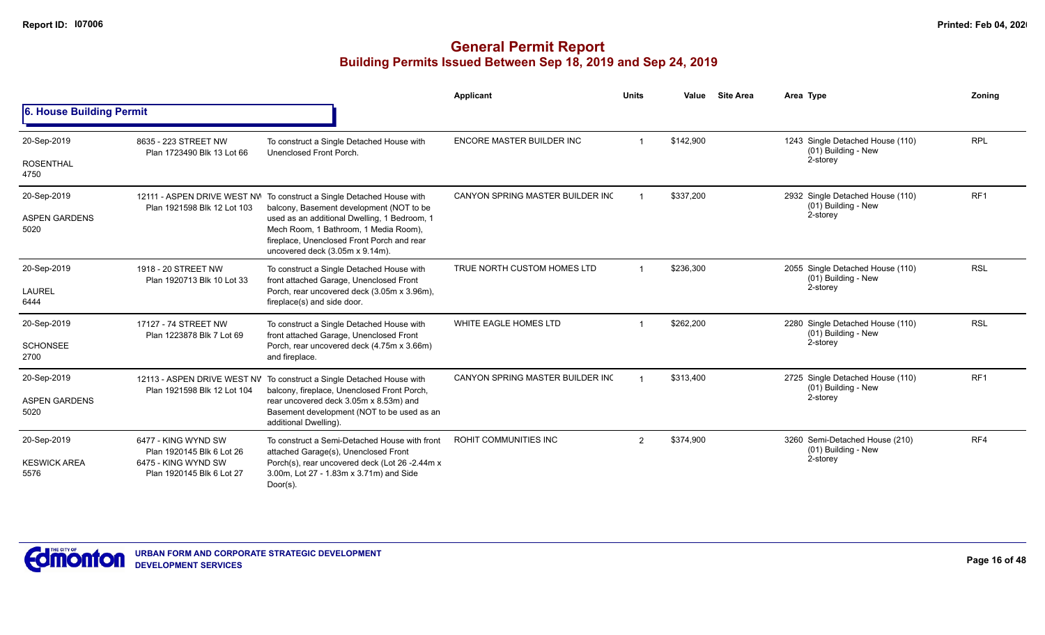# General Permit Report
## Building Permits Issued Between Sep 18, 2019 and Sep 24, 2019

### 6. House Building Permit

| Date / Neighbourhood | Address | Description | Applicant | Units | Value | Site Area | Area Type | Zoning |
|---|---|---|---|---|---|---|---|---|
| 20-Sep-2019 ROSENTHAL 4750 | 8635 - 223 STREET NW Plan 1723490 Blk 13 Lot 66 | To construct a Single Detached House with Unenclosed Front Porch. | ENCORE MASTER BUILDER INC | 1 | $142,900 | | 1243 Single Detached House (110) (01) Building - New 2-storey | RPL |
| 20-Sep-2019 ASPEN GARDENS 5020 | 12111 - ASPEN DRIVE WEST NW Plan 1921598 Blk 12 Lot 103 | To construct a Single Detached House with balcony, Basement development (NOT to be used as an additional Dwelling, 1 Bedroom, 1 Mech Room, 1 Bathroom, 1 Media Room), fireplace, Unenclosed Front Porch and rear uncovered deck (3.05m x 9.14m). | CANYON SPRING MASTER BUILDER INC | 1 | $337,200 | | 2932 Single Detached House (110) (01) Building - New 2-storey | RF1 |
| 20-Sep-2019 LAUREL 6444 | 1918 - 20 STREET NW Plan 1920713 Blk 10 Lot 33 | To construct a Single Detached House with front attached Garage, Unenclosed Front Porch, rear uncovered deck (3.05m x 3.96m), fireplace(s) and side door. | TRUE NORTH CUSTOM HOMES LTD | 1 | $236,300 | | 2055 Single Detached House (110) (01) Building - New 2-storey | RSL |
| 20-Sep-2019 SCHONSEE 2700 | 17127 - 74 STREET NW Plan 1223878 Blk 7 Lot 69 | To construct a Single Detached House with front attached Garage, Unenclosed Front Porch, rear uncovered deck (4.75m x 3.66m) and fireplace. | WHITE EAGLE HOMES LTD | 1 | $262,200 | | 2280 Single Detached House (110) (01) Building - New 2-storey | RSL |
| 20-Sep-2019 ASPEN GARDENS 5020 | 12113 - ASPEN DRIVE WEST NW Plan 1921598 Blk 12 Lot 104 | To construct a Single Detached House with balcony, fireplace, Unenclosed Front Porch, rear uncovered deck 3.05m x 8.53m) and Basement development (NOT to be used as an additional Dwelling). | CANYON SPRING MASTER BUILDER INC | 1 | $313,400 | | 2725 Single Detached House (110) (01) Building - New 2-storey | RF1 |
| 20-Sep-2019 KESWICK AREA 5576 | 6477 - KING WYND SW Plan 1920145 Blk 6 Lot 26 6475 - KING WYND SW Plan 1920145 Blk 6 Lot 27 | To construct a Semi-Detached House with front attached Garage(s), Unenclosed Front Porch(s), rear uncovered deck (Lot 26 -2.44m x 3.00m, Lot 27 - 1.83m x 3.71m) and Side Door(s). | ROHIT COMMUNITIES INC | 2 | $374,900 | | 3260 Semi-Detached House (210) (01) Building - New 2-storey | RF4 |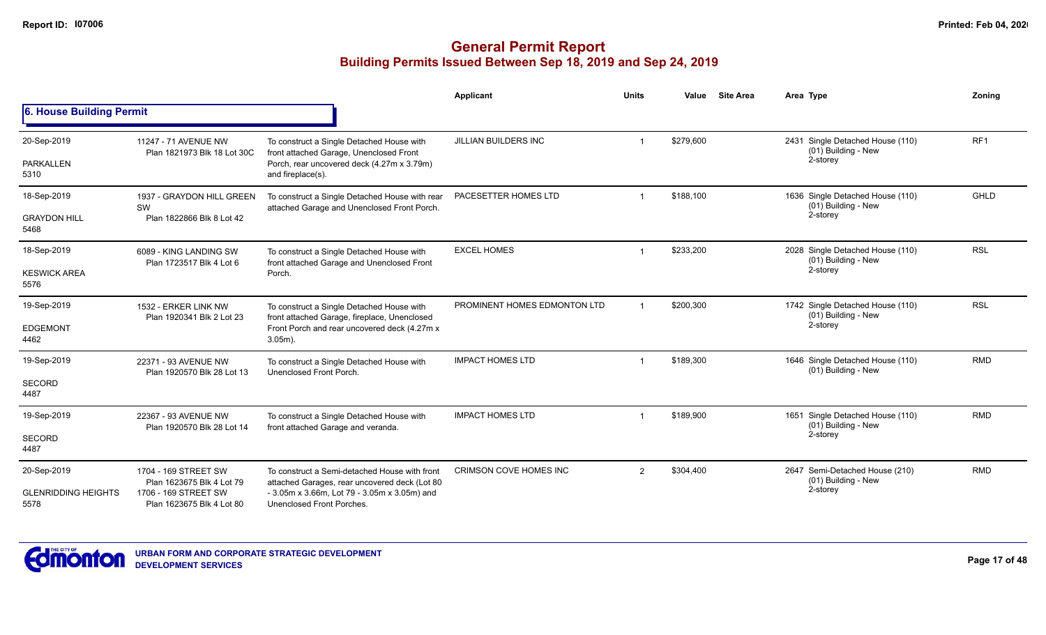# General Permit Report

## Building Permits Issued Between Sep 18, 2019 and Sep 24, 2019

### 6. House Building Permit

| Date / Neighbourhood | Address / Legal | Description | Applicant | Units | Value | Site Area | Area | Type | Zoning |
|---|---|---|---|---|---|---|---|---|---|
| 20-Sep-2019<br>PARKALLEN<br>5310 | 11247 - 71 AVENUE NW<br>Plan 1821973 Blk 18 Lot 30C | To construct a Single Detached House with front attached Garage, Unenclosed Front Porch, rear uncovered deck (4.27m x 3.79m) and fireplace(s). | JILLIAN BUILDERS INC | 1 | $279,600 | | 2431 | Single Detached House (110)<br>(01) Building - New<br>2-storey | RF1 |
| 18-Sep-2019<br>GRAYDON HILL<br>5468 | 1937 - GRAYDON HILL GREEN SW<br>Plan 1822866 Blk 8 Lot 42 | To construct a Single Detached House with rear attached Garage and Unenclosed Front Porch. | PACESETTER HOMES LTD | 1 | $188,100 | | 1636 | Single Detached House (110)<br>(01) Building - New<br>2-storey | GHLD |
| 18-Sep-2019<br>KESWICK AREA<br>5576 | 6089 - KING LANDING SW<br>Plan 1723517 Blk 4 Lot 6 | To construct a Single Detached House with front attached Garage and Unenclosed Front Porch. | EXCEL HOMES | 1 | $233,200 | | 2028 | Single Detached House (110)<br>(01) Building - New<br>2-storey | RSL |
| 19-Sep-2019<br>EDGEMONT<br>4462 | 1532 - ERKER LINK NW<br>Plan 1920341 Blk 2 Lot 23 | To construct a Single Detached House with front attached Garage, fireplace, Unenclosed Front Porch and rear uncovered deck (4.27m x 3.05m). | PROMINENT HOMES EDMONTON LTD | 1 | $200,300 | | 1742 | Single Detached House (110)<br>(01) Building - New<br>2-storey | RSL |
| 19-Sep-2019<br>SECORD<br>4487 | 22371 - 93 AVENUE NW<br>Plan 1920570 Blk 28 Lot 13 | To construct a Single Detached House with Unenclosed Front Porch. | IMPACT HOMES LTD | 1 | $189,300 | | 1646 | Single Detached House (110)<br>(01) Building - New | RMD |
| 19-Sep-2019<br>SECORD<br>4487 | 22367 - 93 AVENUE NW<br>Plan 1920570 Blk 28 Lot 14 | To construct a Single Detached House with front attached Garage and veranda. | IMPACT HOMES LTD | 1 | $189,900 | | 1651 | Single Detached House (110)<br>(01) Building - New<br>2-storey | RMD |
| 20-Sep-2019<br>GLENRIDDING HEIGHTS<br>5578 | 1704 - 169 STREET SW<br>Plan 1623675 Blk 4 Lot 79<br>1706 - 169 STREET SW<br>Plan 1623675 Blk 4 Lot 80 | To construct a Semi-detached House with front attached Garages, rear uncovered deck (Lot 80 - 3.05m x 3.66m, Lot 79 - 3.05m x 3.05m) and Unenclosed Front Porches. | CRIMSON COVE HOMES INC | 2 | $304,400 | | 2647 | Semi-Detached House (210)<br>(01) Building - New<br>2-storey | RMD |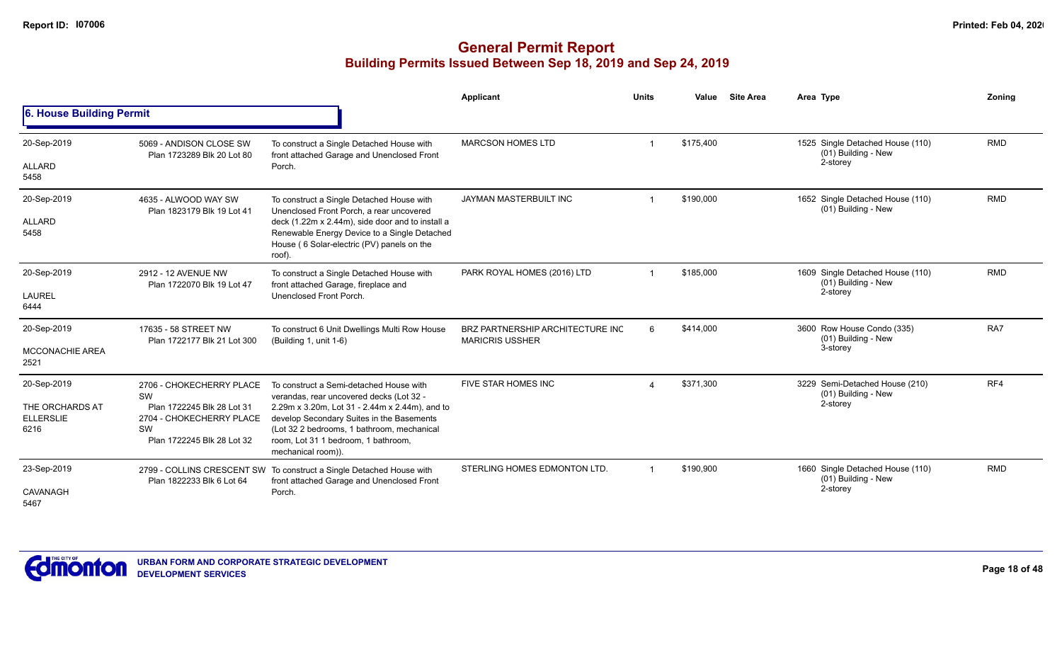# General Permit Report

## Building Permits Issued Between Sep 18, 2019 and Sep 24, 2019

### 6. House Building Permit

| Date / Neighbourhood | Address / Legal | Description | Applicant | Units | Value | Site Area | Area Type | Zoning |
|---|---|---|---|---|---|---|---|---|
| 20-Sep-2019<br>ALLARD<br>5458 | 5069 - ANDISON CLOSE SW<br>Plan 1723289 Blk 20 Lot 80 | To construct a Single Detached House with front attached Garage and Unenclosed Front Porch. | MARCSON HOMES LTD | 1 | $175,400 | | 1525 Single Detached House (110)<br>(01) Building - New<br>2-storey | RMD |
| 20-Sep-2019<br>ALLARD<br>5458 | 4635 - ALWOOD WAY SW<br>Plan 1823179 Blk 19 Lot 41 | To construct a Single Detached House with Unenclosed Front Porch, a rear uncovered deck (1.22m x 2.44m), side door and to install a Renewable Energy Device to a Single Detached House ( 6 Solar-electric (PV) panels on the roof). | JAYMAN MASTERBUILT INC | 1 | $190,000 | | 1652 Single Detached House (110)<br>(01) Building - New | RMD |
| 20-Sep-2019<br>LAUREL<br>6444 | 2912 - 12 AVENUE NW<br>Plan 1722070 Blk 19 Lot 47 | To construct a Single Detached House with front attached Garage, fireplace and Unenclosed Front Porch. | PARK ROYAL HOMES (2016) LTD | 1 | $185,000 | | 1609 Single Detached House (110)<br>(01) Building - New<br>2-storey | RMD |
| 20-Sep-2019<br>MCCONACHIE AREA<br>2521 | 17635 - 58 STREET NW<br>Plan 1722177 Blk 21 Lot 300 | To construct 6 Unit Dwellings Multi Row House (Building 1, unit 1-6) | BRZ PARTNERSHIP ARCHITECTURE INC MARICRIS USSHER | 6 | $414,000 | | 3600 Row House Condo (335)<br>(01) Building - New<br>3-storey | RA7 |
| 20-Sep-2019<br>THE ORCHARDS AT ELLERSLIE<br>6216 | 2706 - CHOKECHERRY PLACE SW<br>Plan 1722245 Blk 28 Lot 31<br>2704 - CHOKECHERRY PLACE SW<br>Plan 1722245 Blk 28 Lot 32 | To construct a Semi-detached House with verandas, rear uncovered decks (Lot 32 - 2.29m x 3.20m, Lot 31 - 2.44m x 2.44m), and to develop Secondary Suites in the Basements (Lot 32 2 bedrooms, 1 bathroom, mechanical room, Lot 31 1 bedroom, 1 bathroom, mechanical room)). | FIVE STAR HOMES INC | 4 | $371,300 | | 3229 Semi-Detached House (210)<br>(01) Building - New<br>2-storey | RF4 |
| 23-Sep-2019<br>CAVANAGH<br>5467 | 2799 - COLLINS CRESCENT SW<br>Plan 1822233 Blk 6 Lot 64 | To construct a Single Detached House with front attached Garage and Unenclosed Front Porch. | STERLING HOMES EDMONTON LTD. | 1 | $190,900 | | 1660 Single Detached House (110)<br>(01) Building - New<br>2-storey | RMD |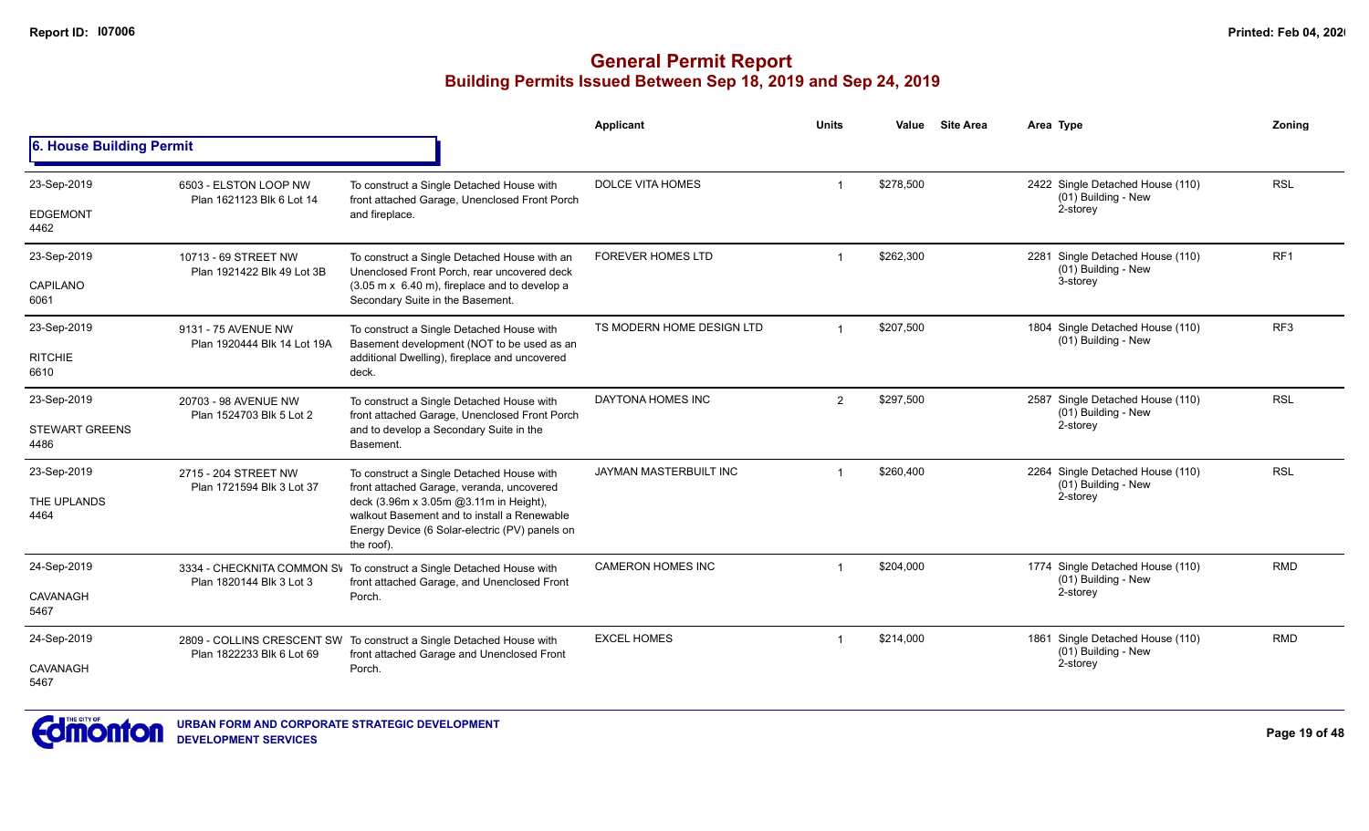# General Permit Report
## Building Permits Issued Between Sep 18, 2019 and Sep 24, 2019

### 6. House Building Permit

| Date / Neighbourhood | Address / Legal | Description | Applicant | Units | Value | Site Area | Area | Type | Zoning |
|---|---|---|---|---|---|---|---|---|---|
| 23-Sep-2019<br>EDGEMONT<br>4462 | 6503 - ELSTON LOOP NW<br>Plan 1621123 Blk 6 Lot 14 | To construct a Single Detached House with front attached Garage, Unenclosed Front Porch and fireplace. | DOLCE VITA HOMES | 1 | $278,500 | | 2422 | Single Detached House (110)<br>(01) Building - New<br>2-storey | RSL |
| 23-Sep-2019<br>CAPILANO<br>6061 | 10713 - 69 STREET NW<br>Plan 1921422 Blk 49 Lot 3B | To construct a Single Detached House with an Unenclosed Front Porch, rear uncovered deck (3.05 m x 6.40 m), fireplace and to develop a Secondary Suite in the Basement. | FOREVER HOMES LTD | 1 | $262,300 | | 2281 | Single Detached House (110)<br>(01) Building - New<br>3-storey | RF1 |
| 23-Sep-2019<br>RITCHIE<br>6610 | 9131 - 75 AVENUE NW<br>Plan 1920444 Blk 14 Lot 19A | To construct a Single Detached House with Basement development (NOT to be used as an additional Dwelling), fireplace and uncovered deck. | TS MODERN HOME DESIGN LTD | 1 | $207,500 | | 1804 | Single Detached House (110)<br>(01) Building - New | RF3 |
| 23-Sep-2019<br>STEWART GREENS<br>4486 | 20703 - 98 AVENUE NW<br>Plan 1524703 Blk 5 Lot 2 | To construct a Single Detached House with front attached Garage, Unenclosed Front Porch and to develop a Secondary Suite in the Basement. | DAYTONA HOMES INC | 2 | $297,500 | | 2587 | Single Detached House (110)<br>(01) Building - New<br>2-storey | RSL |
| 23-Sep-2019<br>THE UPLANDS<br>4464 | 2715 - 204 STREET NW<br>Plan 1721594 Blk 3 Lot 37 | To construct a Single Detached House with front attached Garage, veranda, uncovered deck (3.96m x 3.05m @3.11m in Height), walkout Basement and to install a Renewable Energy Device (6 Solar-electric (PV) panels on the roof). | JAYMAN MASTERBUILT INC | 1 | $260,400 | | 2264 | Single Detached House (110)<br>(01) Building - New<br>2-storey | RSL |
| 24-Sep-2019<br>CAVANAGH<br>5467 | 3334 - CHECKNITA COMMON SW<br>Plan 1820144 Blk 3 Lot 3 | To construct a Single Detached House with front attached Garage, and Unenclosed Front Porch. | CAMERON HOMES INC | 1 | $204,000 | | 1774 | Single Detached House (110)<br>(01) Building - New<br>2-storey | RMD |
| 24-Sep-2019<br>CAVANAGH<br>5467 | 2809 - COLLINS CRESCENT SW<br>Plan 1822233 Blk 6 Lot 69 | To construct a Single Detached House with front attached Garage and Unenclosed Front Porch. | EXCEL HOMES | 1 | $214,000 | | 1861 | Single Detached House (110)<br>(01) Building - New<br>2-storey | RMD |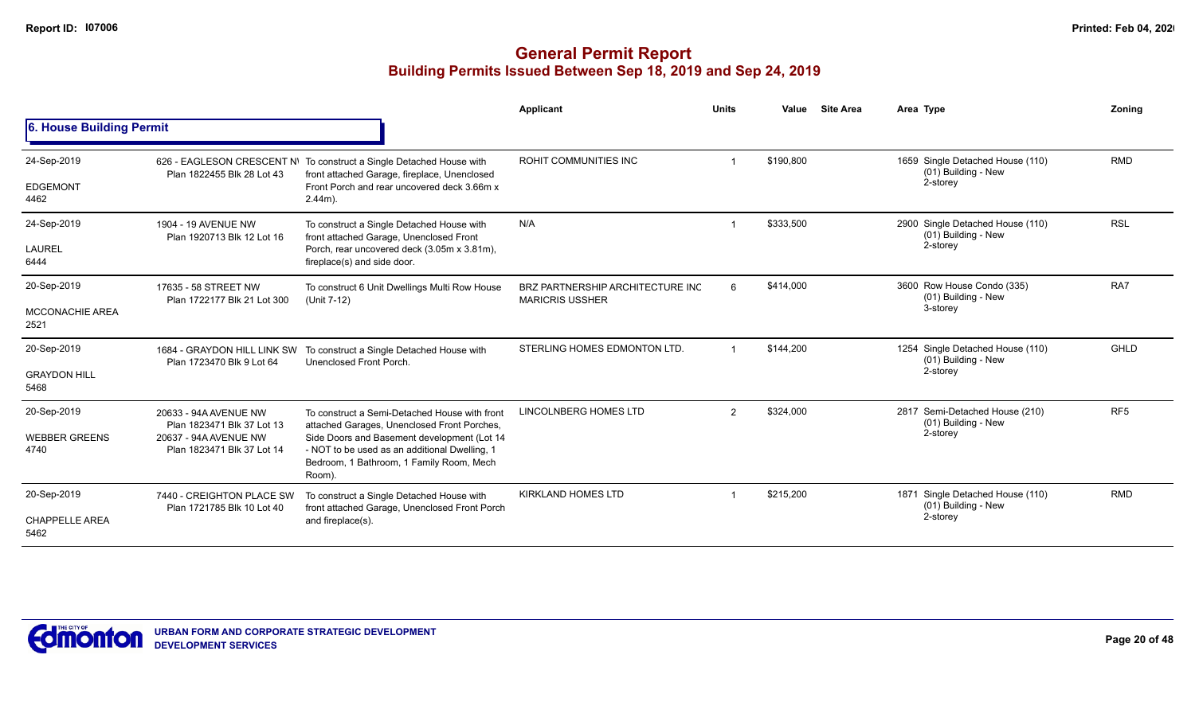# General Permit Report

## Building Permits Issued Between Sep 18, 2019 and Sep 24, 2019

### 6. House Building Permit

| Date / Neighbourhood | Address / Legal | Description | Applicant | Units | Value | Site Area | Area Type | Zoning |
|---|---|---|---|---|---|---|---|---|
| 24-Sep-2019<br>EDGEMONT<br>4462 | 626 - EAGLESON CRESCENT NW<br>Plan 1822455 Blk 28 Lot 43 | To construct a Single Detached House with front attached Garage, fireplace, Unenclosed Front Porch and rear uncovered deck 3.66m x 2.44m). | ROHIT COMMUNITIES INC | 1 | $190,800 | | 1659 Single Detached House (110)<br>(01) Building - New<br>2-storey | RMD |
| 24-Sep-2019<br>LAUREL<br>6444 | 1904 - 19 AVENUE NW<br>Plan 1920713 Blk 12 Lot 16 | To construct a Single Detached House with front attached Garage, Unenclosed Front Porch, rear uncovered deck (3.05m x 3.81m), fireplace(s) and side door. | N/A | 1 | $333,500 | | 2900 Single Detached House (110)<br>(01) Building - New<br>2-storey | RSL |
| 20-Sep-2019<br>MCCONACHIE AREA<br>2521 | 17635 - 58 STREET NW<br>Plan 1722177 Blk 21 Lot 300 | To construct 6 Unit Dwellings Multi Row House (Unit 7-12) | BRZ PARTNERSHIP ARCHITECTURE INC MARICRIS USSHER | 6 | $414,000 | | 3600 Row House Condo (335)<br>(01) Building - New<br>3-storey | RA7 |
| 20-Sep-2019<br>GRAYDON HILL<br>5468 | 1684 - GRAYDON HILL LINK SW<br>Plan 1723470 Blk 9 Lot 64 | To construct a Single Detached House with Unenclosed Front Porch. | STERLING HOMES EDMONTON LTD. | 1 | $144,200 | | 1254 Single Detached House (110)<br>(01) Building - New<br>2-storey | GHLD |
| 20-Sep-2019<br>WEBBER GREENS<br>4740 | 20633 - 94A AVENUE NW<br>Plan 1823471 Blk 37 Lot 13<br>20637 - 94A AVENUE NW<br>Plan 1823471 Blk 37 Lot 14 | To construct a Semi-Detached House with front attached Garages, Unenclosed Front Porches, Side Doors and Basement development (Lot 14 - NOT to be used as an additional Dwelling, 1 Bedroom, 1 Bathroom, 1 Family Room, Mech Room). | LINCOLNBERG HOMES LTD | 2 | $324,000 | | 2817 Semi-Detached House (210)<br>(01) Building - New<br>2-storey | RF5 |
| 20-Sep-2019<br>CHAPPELLE AREA<br>5462 | 7440 - CREIGHTON PLACE SW<br>Plan 1721785 Blk 10 Lot 40 | To construct a Single Detached House with front attached Garage, Unenclosed Front Porch and fireplace(s). | KIRKLAND HOMES LTD | 1 | $215,200 | | 1871 Single Detached House (110)<br>(01) Building - New<br>2-storey | RMD |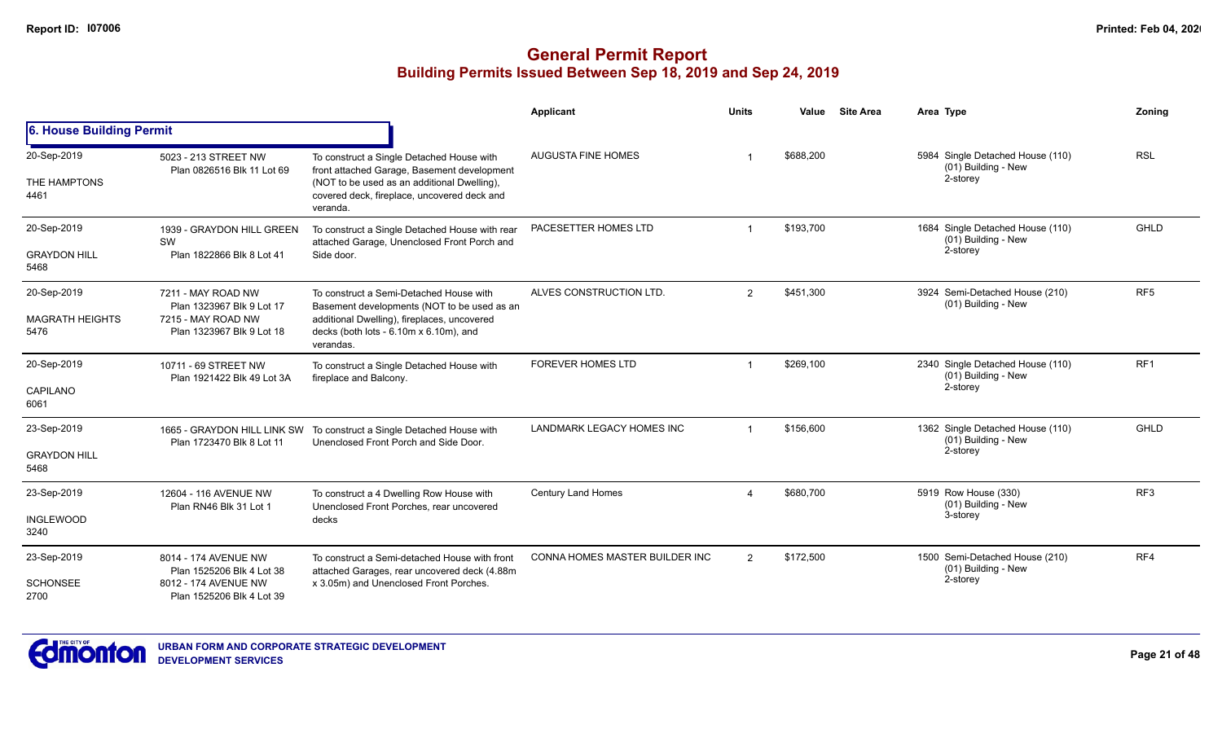# General Permit Report
## Building Permits Issued Between Sep 18, 2019 and Sep 24, 2019

### 6. House Building Permit

| Date / Neighbourhood | Address / Legal | Description | Applicant | Units | Value | Site Area | Area | Type | Zoning |
|---|---|---|---|---|---|---|---|---|---|
| 20-Sep-2019 THE HAMPTONS 4461 | 5023 - 213 STREET NW Plan 0826516 Blk 11 Lot 69 | To construct a Single Detached House with front attached Garage, Basement development (NOT to be used as an additional Dwelling), covered deck, fireplace, uncovered deck and veranda. | AUGUSTA FINE HOMES | 1 | $688,200 | | 5984 | Single Detached House (110) (01) Building - New 2-storey | RSL |
| 20-Sep-2019 GRAYDON HILL 5468 | 1939 - GRAYDON HILL GREEN SW Plan 1822866 Blk 8 Lot 41 | To construct a Single Detached House with rear attached Garage, Unenclosed Front Porch and Side door. | PACESETTER HOMES LTD | 1 | $193,700 | | 1684 | Single Detached House (110) (01) Building - New 2-storey | GHLD |
| 20-Sep-2019 MAGRATH HEIGHTS 5476 | 7211 - MAY ROAD NW Plan 1323967 Blk 9 Lot 17 7215 - MAY ROAD NW Plan 1323967 Blk 9 Lot 18 | To construct a Semi-Detached House with Basement developments (NOT to be used as an additional Dwelling), fireplaces, uncovered decks (both lots - 6.10m x 6.10m), and verandas. | ALVES CONSTRUCTION LTD. | 2 | $451,300 | | 3924 | Semi-Detached House (210) (01) Building - New | RF5 |
| 20-Sep-2019 CAPILANO 6061 | 10711 - 69 STREET NW Plan 1921422 Blk 49 Lot 3A | To construct a Single Detached House with fireplace and Balcony. | FOREVER HOMES LTD | 1 | $269,100 | | 2340 | Single Detached House (110) (01) Building - New 2-storey | RF1 |
| 23-Sep-2019 GRAYDON HILL 5468 | 1665 - GRAYDON HILL LINK SW Plan 1723470 Blk 8 Lot 11 | To construct a Single Detached House with Unenclosed Front Porch and Side Door. | LANDMARK LEGACY HOMES INC | 1 | $156,600 | | 1362 | Single Detached House (110) (01) Building - New 2-storey | GHLD |
| 23-Sep-2019 INGLEWOOD 3240 | 12604 - 116 AVENUE NW Plan RN46 Blk 31 Lot 1 | To construct a 4 Dwelling Row House with Unenclosed Front Porches, rear uncovered decks | Century Land Homes | 4 | $680,700 | | 5919 | Row House (330) (01) Building - New 3-storey | RF3 |
| 23-Sep-2019 SCHONSEE 2700 | 8014 - 174 AVENUE NW Plan 1525206 Blk 4 Lot 38 8012 - 174 AVENUE NW Plan 1525206 Blk 4 Lot 39 | To construct a Semi-detached House with front attached Garages, rear uncovered deck (4.88m x 3.05m) and Unenclosed Front Porches. | CONNA HOMES MASTER BUILDER INC | 2 | $172,500 | | 1500 | Semi-Detached House (210) (01) Building - New 2-storey | RF4 |

URBAN FORM AND CORPORATE STRATEGIC DEVELOPMENT
DEVELOPMENT SERVICES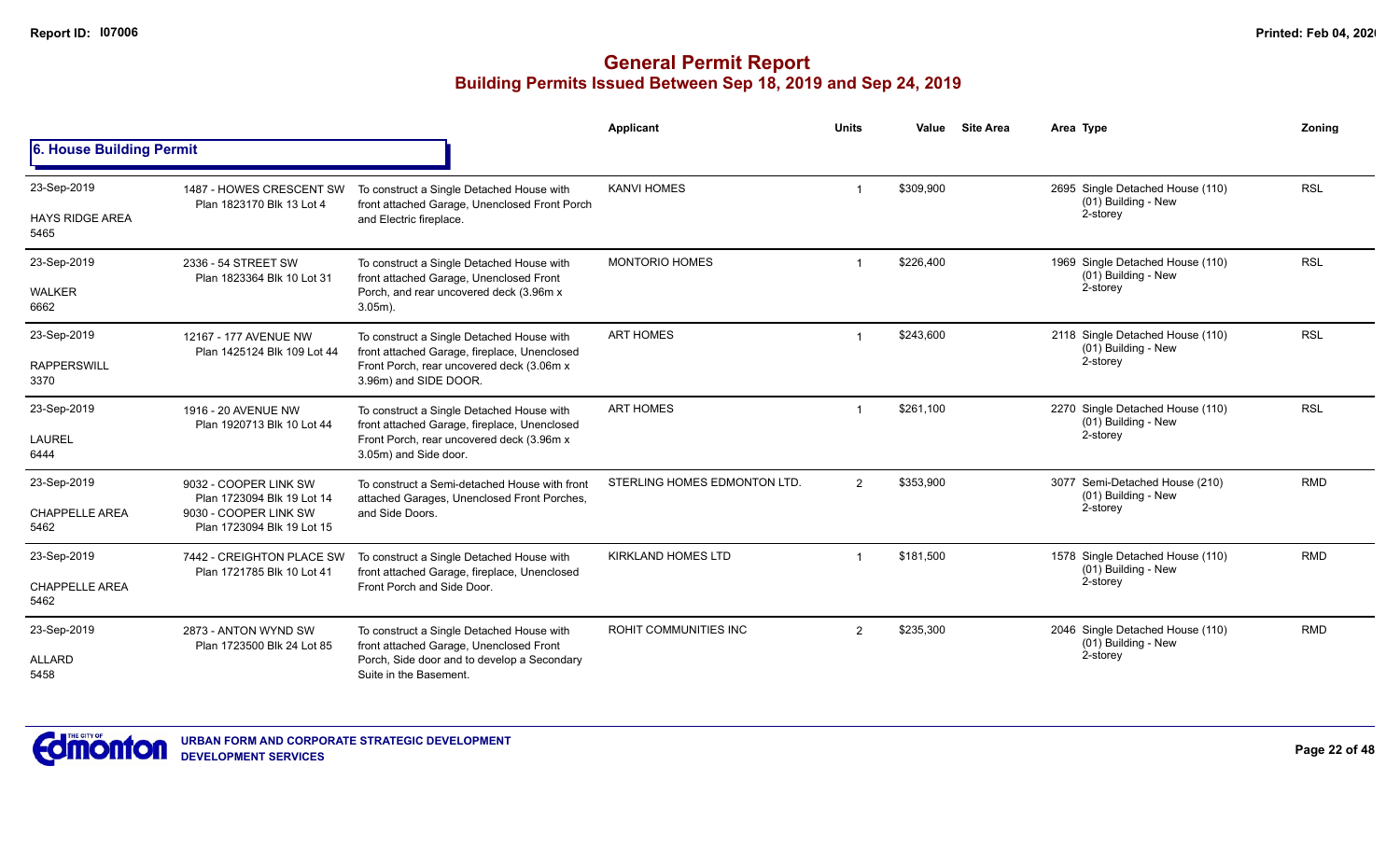# General Permit Report
## Building Permits Issued Between Sep 18, 2019 and Sep 24, 2019

### 6. House Building Permit

| Date / Neighbourhood | Address / Legal | Description | Applicant | Units | Value | Site Area | Area | Type | Zoning |
|---|---|---|---|---|---|---|---|---|---|
| 23-Sep-2019<br>HAYS RIDGE AREA<br>5465 | 1487 - HOWES CRESCENT SW<br>Plan 1823170 Blk 13 Lot 4 | To construct a Single Detached House with front attached Garage, Unenclosed Front Porch and Electric fireplace. | KANVI HOMES | 1 | $309,900 | | 2695 | Single Detached House (110)<br>(01) Building - New<br>2-storey | RSL |
| 23-Sep-2019<br>WALKER<br>6662 | 2336 - 54 STREET SW<br>Plan 1823364 Blk 10 Lot 31 | To construct a Single Detached House with front attached Garage, Unenclosed Front Porch, and rear uncovered deck (3.96m x 3.05m). | MONTORIO HOMES | 1 | $226,400 | | 1969 | Single Detached House (110)<br>(01) Building - New<br>2-storey | RSL |
| 23-Sep-2019<br>RAPPERSWILL<br>3370 | 12167 - 177 AVENUE NW<br>Plan 1425124 Blk 109 Lot 44 | To construct a Single Detached House with front attached Garage, fireplace, Unenclosed Front Porch, rear uncovered deck (3.06m x 3.96m) and SIDE DOOR. | ART HOMES | 1 | $243,600 | | 2118 | Single Detached House (110)<br>(01) Building - New<br>2-storey | RSL |
| 23-Sep-2019<br>LAUREL<br>6444 | 1916 - 20 AVENUE NW<br>Plan 1920713 Blk 10 Lot 44 | To construct a Single Detached House with front attached Garage, fireplace, Unenclosed Front Porch, rear uncovered deck (3.96m x 3.05m) and Side door. | ART HOMES | 1 | $261,100 | | 2270 | Single Detached House (110)<br>(01) Building - New<br>2-storey | RSL |
| 23-Sep-2019<br>CHAPPELLE AREA<br>5462 | 9032 - COOPER LINK SW<br>Plan 1723094 Blk 19 Lot 14<br>9030 - COOPER LINK SW<br>Plan 1723094 Blk 19 Lot 15 | To construct a Semi-detached House with front attached Garages, Unenclosed Front Porches, and Side Doors. | STERLING HOMES EDMONTON LTD. | 2 | $353,900 | | 3077 | Semi-Detached House (210)<br>(01) Building - New<br>2-storey | RMD |
| 23-Sep-2019<br>CHAPPELLE AREA<br>5462 | 7442 - CREIGHTON PLACE SW<br>Plan 1721785 Blk 10 Lot 41 | To construct a Single Detached House with front attached Garage, fireplace, Unenclosed Front Porch and Side Door. | KIRKLAND HOMES LTD | 1 | $181,500 | | 1578 | Single Detached House (110)<br>(01) Building - New<br>2-storey | RMD |
| 23-Sep-2019<br>ALLARD<br>5458 | 2873 - ANTON WYND SW<br>Plan 1723500 Blk 24 Lot 85 | To construct a Single Detached House with front attached Garage, Unenclosed Front Porch, Side door and to develop a Secondary Suite in the Basement. | ROHIT COMMUNITIES INC | 2 | $235,300 | | 2046 | Single Detached House (110)<br>(01) Building - New<br>2-storey | RMD |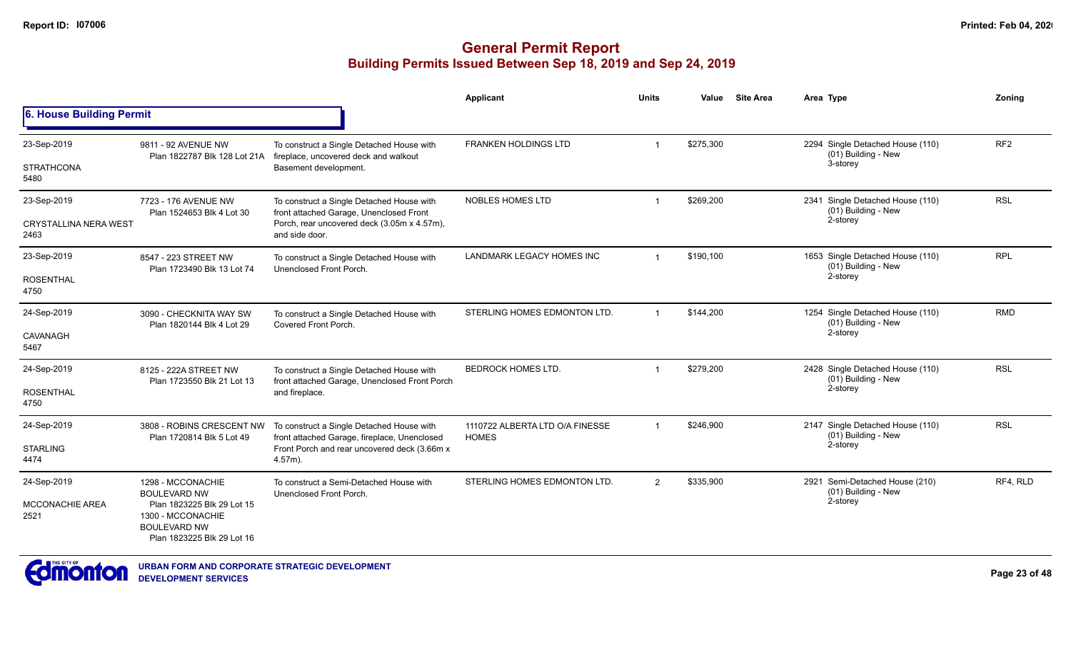# General Permit Report
## Building Permits Issued Between Sep 18, 2019 and Sep 24, 2019

### 6. House Building Permit

| Date / Neighbourhood | Address / Legal | Description | Applicant | Units | Value | Site Area | Area | Type | Zoning |
|---|---|---|---|---|---|---|---|---|---|
| 23-Sep-2019 STRATHCONA 5480 | 9811 - 92 AVENUE NW Plan 1822787 Blk 128 Lot 21A | To construct a Single Detached House with fireplace, uncovered deck and walkout Basement development. | FRANKEN HOLDINGS LTD | 1 | $275,300 | | 2294 | Single Detached House (110) (01) Building - New 3-storey | RF2 |
| 23-Sep-2019 CRYSTALLINA NERA WEST 2463 | 7723 - 176 AVENUE NW Plan 1524653 Blk 4 Lot 30 | To construct a Single Detached House with front attached Garage, Unenclosed Front Porch, rear uncovered deck (3.05m x 4.57m), and side door. | NOBLES HOMES LTD | 1 | $269,200 | | 2341 | Single Detached House (110) (01) Building - New 2-storey | RSL |
| 23-Sep-2019 ROSENTHAL 4750 | 8547 - 223 STREET NW Plan 1723490 Blk 13 Lot 74 | To construct a Single Detached House with Unenclosed Front Porch. | LANDMARK LEGACY HOMES INC | 1 | $190,100 | | 1653 | Single Detached House (110) (01) Building - New 2-storey | RPL |
| 24-Sep-2019 CAVANAGH 5467 | 3090 - CHECKNITA WAY SW Plan 1820144 Blk 4 Lot 29 | To construct a Single Detached House with Covered Front Porch. | STERLING HOMES EDMONTON LTD. | 1 | $144,200 | | 1254 | Single Detached House (110) (01) Building - New 2-storey | RMD |
| 24-Sep-2019 ROSENTHAL 4750 | 8125 - 222A STREET NW Plan 1723550 Blk 21 Lot 13 | To construct a Single Detached House with front attached Garage, Unenclosed Front Porch and fireplace. | BEDROCK HOMES LTD. | 1 | $279,200 | | 2428 | Single Detached House (110) (01) Building - New 2-storey | RSL |
| 24-Sep-2019 STARLING 4474 | 3808 - ROBINS CRESCENT NW Plan 1720814 Blk 5 Lot 49 | To construct a Single Detached House with front attached Garage, fireplace, Unenclosed Front Porch and rear uncovered deck (3.66m x 4.57m). | 1110722 ALBERTA LTD O/A FINESSE HOMES | 1 | $246,900 | | 2147 | Single Detached House (110) (01) Building - New 2-storey | RSL |
| 24-Sep-2019 MCCONACHIE AREA 2521 | 1298 - MCCONACHIE BOULEVARD NW Plan 1823225 Blk 29 Lot 15; 1300 - MCCONACHIE BOULEVARD NW Plan 1823225 Blk 29 Lot 16 | To construct a Semi-Detached House with Unenclosed Front Porch. | STERLING HOMES EDMONTON LTD. | 2 | $335,900 | | 2921 | Semi-Detached House (210) (01) Building - New 2-storey | RF4, RLD |

URBAN FORM AND CORPORATE STRATEGIC DEVELOPMENT
DEVELOPMENT SERVICES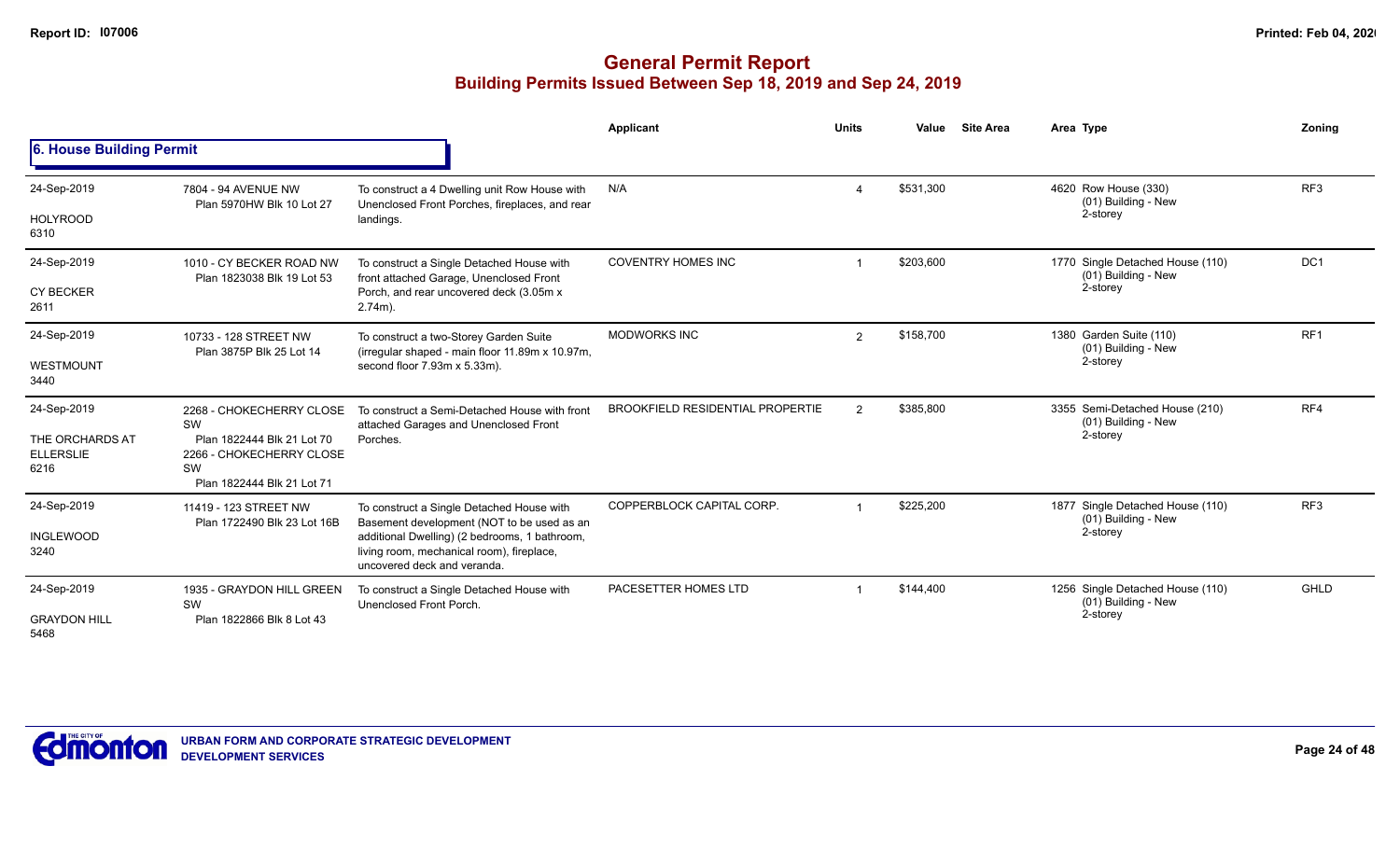# General Permit Report
## Building Permits Issued Between Sep 18, 2019 and Sep 24, 2019

### 6. House Building Permit

| | | | Applicant | Units | Value | Site Area | Area Type | Zoning |
|---|---|---|---|---|---|---|---|---|
| 24-Sep-2019<br>HOLYROOD<br>6310 | 7804 - 94 AVENUE NW<br>Plan 5970HW Blk 10 Lot 27 | To construct a 4 Dwelling unit Row House with Unenclosed Front Porches, fireplaces, and rear landings. | N/A | 4 | $531,300 | | 4620 Row House (330)<br>(01) Building - New<br>2-storey | RF3 |
| 24-Sep-2019<br>CY BECKER<br>2611 | 1010 - CY BECKER ROAD NW<br>Plan 1823038 Blk 19 Lot 53 | To construct a Single Detached House with front attached Garage, Unenclosed Front Porch, and rear uncovered deck (3.05m x 2.74m). | COVENTRY HOMES INC | 1 | $203,600 | | 1770 Single Detached House (110)<br>(01) Building - New<br>2-storey | DC1 |
| 24-Sep-2019<br>WESTMOUNT<br>3440 | 10733 - 128 STREET NW<br>Plan 3875P Blk 25 Lot 14 | To construct a two-Storey Garden Suite (irregular shaped - main floor 11.89m x 10.97m, second floor 7.93m x 5.33m). | MODWORKS INC | 2 | $158,700 | | 1380 Garden Suite (110)<br>(01) Building - New<br>2-storey | RF1 |
| 24-Sep-2019<br>THE ORCHARDS AT ELLERSLIE<br>6216 | 2268 - CHOKECHERRY CLOSE SW<br>Plan 1822444 Blk 21 Lot 70<br>2266 - CHOKECHERRY CLOSE SW<br>Plan 1822444 Blk 21 Lot 71 | To construct a Semi-Detached House with front attached Garages and Unenclosed Front Porches. | BROOKFIELD RESIDENTIAL PROPERTIE | 2 | $385,800 | | 3355 Semi-Detached House (210)<br>(01) Building - New<br>2-storey | RF4 |
| 24-Sep-2019<br>INGLEWOOD<br>3240 | 11419 - 123 STREET NW<br>Plan 1722490 Blk 23 Lot 16B | To construct a Single Detached House with Basement development (NOT to be used as an additional Dwelling) (2 bedrooms, 1 bathroom, living room, mechanical room), fireplace, uncovered deck and veranda. | COPPERBLOCK CAPITAL CORP. | 1 | $225,200 | | 1877 Single Detached House (110)<br>(01) Building - New<br>2-storey | RF3 |
| 24-Sep-2019<br>GRAYDON HILL<br>5468 | 1935 - GRAYDON HILL GREEN SW<br>Plan 1822866 Blk 8 Lot 43 | To construct a Single Detached House with Unenclosed Front Porch. | PACESETTER HOMES LTD | 1 | $144,400 | | 1256 Single Detached House (110)<br>(01) Building - New<br>2-storey | GHLD |

URBAN FORM AND CORPORATE STRATEGIC DEVELOPMENT
DEVELOPMENT SERVICES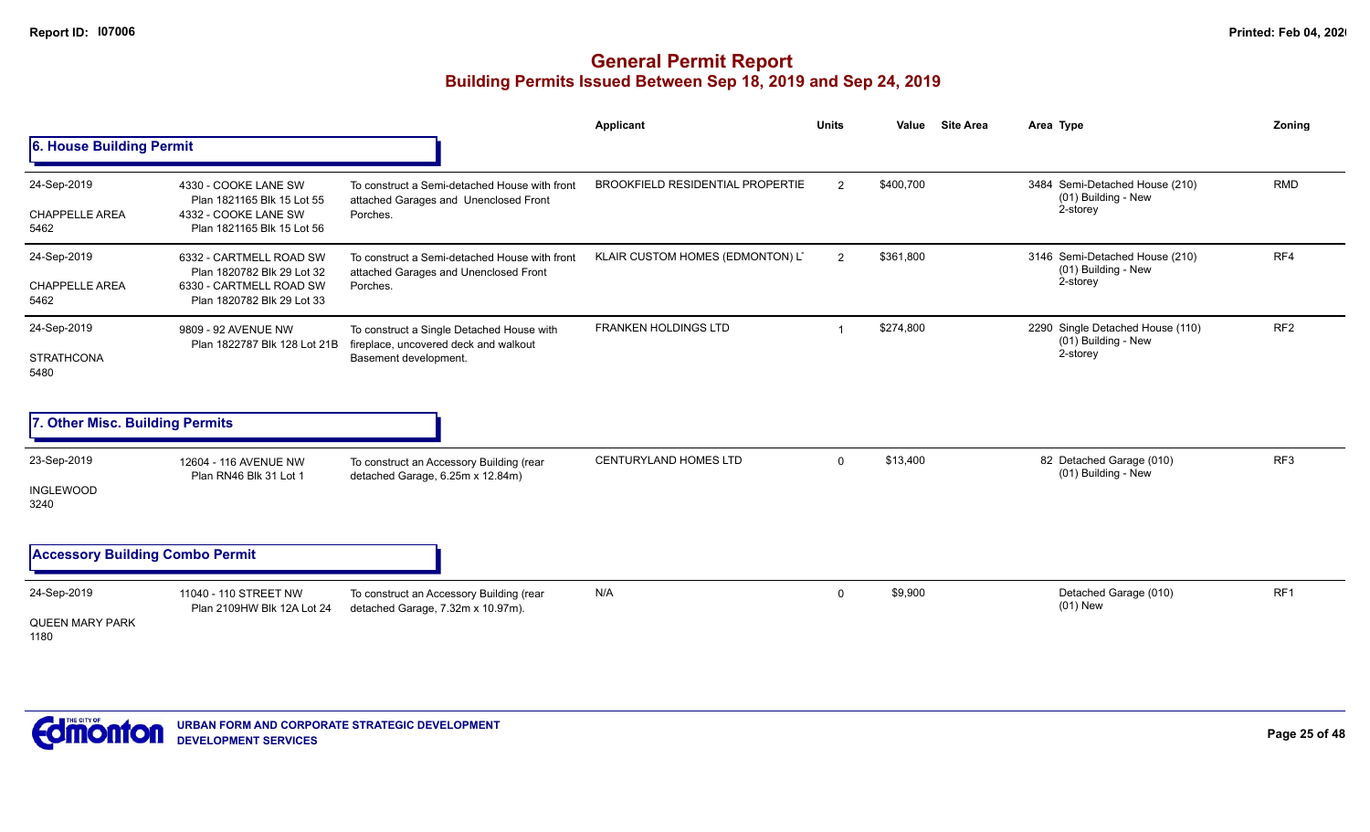# General Permit Report

## Building Permits Issued Between Sep 18, 2019 and Sep 24, 2019

### 6. House Building Permit

| Date / Neighbourhood | Address / Legal | Description | Applicant | Units | Value | Site Area | Area | Type | Zoning |
|---|---|---|---|---|---|---|---|---|---|
| 24-Sep-2019<br>CHAPPELLE AREA<br>5462 | 4330 - COOKE LANE SW<br>Plan 1821165 Blk 15 Lot 55<br>4332 - COOKE LANE SW<br>Plan 1821165 Blk 15 Lot 56 | To construct a Semi-detached House with front attached Garages and Unenclosed Front Porches. | BROOKFIELD RESIDENTIAL PROPERTIE | 2 | $400,700 | | 3484 | Semi-Detached House (210)<br>(01) Building - New<br>2-storey | RMD |
| 24-Sep-2019<br>CHAPPELLE AREA<br>5462 | 6332 - CARTMELL ROAD SW<br>Plan 1820782 Blk 29 Lot 32<br>6330 - CARTMELL ROAD SW<br>Plan 1820782 Blk 29 Lot 33 | To construct a Semi-detached House with front attached Garages and Unenclosed Front Porches. | KLAIR CUSTOM HOMES (EDMONTON) L | 2 | $361,800 | | 3146 | Semi-Detached House (210)<br>(01) Building - New<br>2-storey | RF4 |
| 24-Sep-2019<br>STRATHCONA<br>5480 | 9809 - 92 AVENUE NW<br>Plan 1822787 Blk 128 Lot 21B | To construct a Single Detached House with fireplace, uncovered deck and walkout Basement development. | FRANKEN HOLDINGS LTD | 1 | $274,800 | | 2290 | Single Detached House (110)<br>(01) Building - New<br>2-storey | RF2 |

### 7. Other Misc. Building Permits

| Date / Neighbourhood | Address / Legal | Description | Applicant | Units | Value | Site Area | Area | Type | Zoning |
|---|---|---|---|---|---|---|---|---|---|
| 23-Sep-2019<br>INGLEWOOD<br>3240 | 12604 - 116 AVENUE NW<br>Plan RN46 Blk 31 Lot 1 | To construct an Accessory Building (rear detached Garage, 6.25m x 12.84m) | CENTURYLAND HOMES LTD | 0 | $13,400 | | 82 | Detached Garage (010)<br>(01) Building - New | RF3 |

### Accessory Building Combo Permit

| Date / Neighbourhood | Address / Legal | Description | Applicant | Units | Value | Site Area | Area | Type | Zoning |
|---|---|---|---|---|---|---|---|---|---|
| 24-Sep-2019<br>QUEEN MARY PARK<br>1180 | 11040 - 110 STREET NW<br>Plan 2109HW Blk 12A Lot 24 | To construct an Accessory Building (rear detached Garage, 7.32m x 10.97m). | N/A | 0 | $9,900 | | | Detached Garage (010)<br>(01) New | RF1 |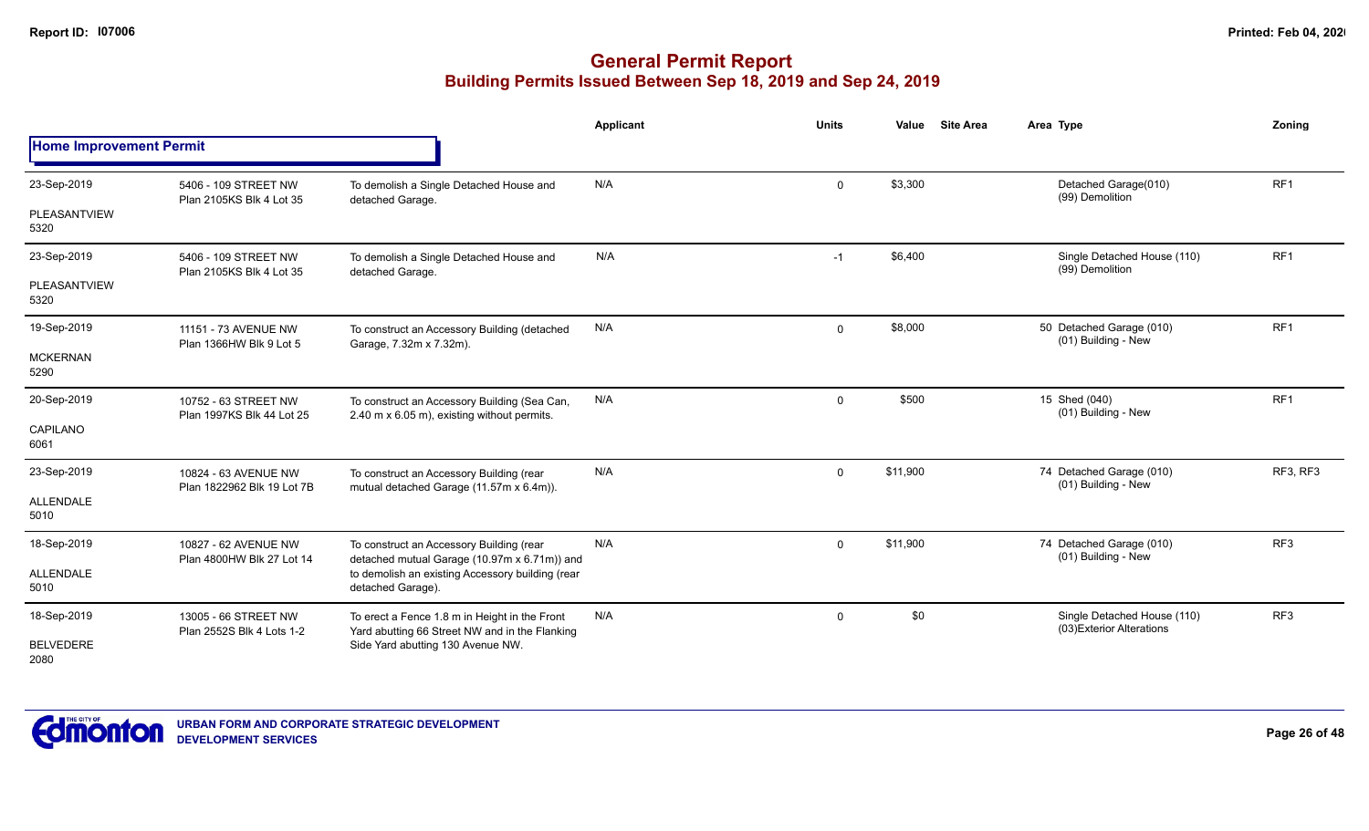# General Permit Report

## Building Permits Issued Between Sep 18, 2019 and Sep 24, 2019

### Home Improvement Permit

| Date / Neighbourhood | Address / Legal | Description | Applicant | Units | Value | Site Area | Area | Type | Zoning |
|---|---|---|---|---|---|---|---|---|---|
| 23-Sep-2019 PLEASANTVIEW 5320 | 5406 - 109 STREET NW Plan 2105KS Blk 4 Lot 35 | To demolish a Single Detached House and detached Garage. | N/A | 0 | $3,300 | | | Detached Garage(010) (99) Demolition | RF1 |
| 23-Sep-2019 PLEASANTVIEW 5320 | 5406 - 109 STREET NW Plan 2105KS Blk 4 Lot 35 | To demolish a Single Detached House and detached Garage. | N/A | -1 | $6,400 | | | Single Detached House (110) (99) Demolition | RF1 |
| 19-Sep-2019 MCKERNAN 5290 | 11151 - 73 AVENUE NW Plan 1366HW Blk 9 Lot 5 | To construct an Accessory Building (detached Garage, 7.32m x 7.32m). | N/A | 0 | $8,000 | | 50 | Detached Garage (010) (01) Building - New | RF1 |
| 20-Sep-2019 CAPILANO 6061 | 10752 - 63 STREET NW Plan 1997KS Blk 44 Lot 25 | To construct an Accessory Building (Sea Can, 2.40 m x 6.05 m), existing without permits. | N/A | 0 | $500 | | 15 | Shed (040) (01) Building - New | RF1 |
| 23-Sep-2019 ALLENDALE 5010 | 10824 - 63 AVENUE NW Plan 1822962 Blk 19 Lot 7B | To construct an Accessory Building (rear mutual detached Garage (11.57m x 6.4m)). | N/A | 0 | $11,900 | | 74 | Detached Garage (010) (01) Building - New | RF3, RF3 |
| 18-Sep-2019 ALLENDALE 5010 | 10827 - 62 AVENUE NW Plan 4800HW Blk 27 Lot 14 | To construct an Accessory Building (rear detached mutual Garage (10.97m x 6.71m)) and to demolish an existing Accessory building (rear detached Garage). | N/A | 0 | $11,900 | | 74 | Detached Garage (010) (01) Building - New | RF3 |
| 18-Sep-2019 BELVEDERE 2080 | 13005 - 66 STREET NW Plan 2552S Blk 4 Lots 1-2 | To erect a Fence 1.8 m in Height in the Front Yard abutting 66 Street NW and in the Flanking Side Yard abutting 130 Avenue NW. | N/A | 0 | $0 | | | Single Detached House (110) (03)Exterior Alterations | RF3 |

URBAN FORM AND CORPORATE STRATEGIC DEVELOPMENT
DEVELOPMENT SERVICES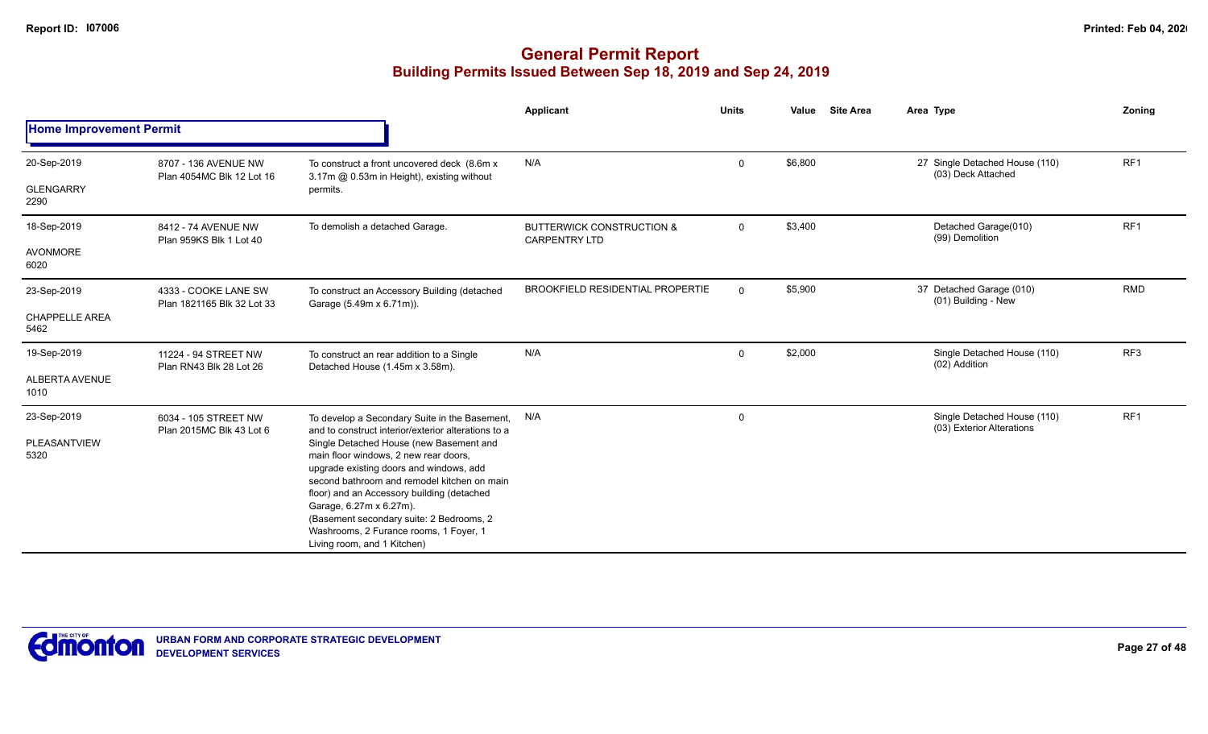# General Permit Report

## Building Permits Issued Between Sep 18, 2019 and Sep 24, 2019

### Home Improvement Permit

| Date / Neighbourhood | Address / Legal | Description | Applicant | Units | Value | Site Area | Area Type | Zoning |
|---|---|---|---|---|---|---|---|---|
| 20-Sep-2019 GLENGARRY 2290 | 8707 - 136 AVENUE NW Plan 4054MC Blk 12 Lot 16 | To construct a front uncovered deck (8.6m x 3.17m @ 0.53m in Height), existing without permits. | N/A | 0 | $6,800 | | 27 Single Detached House (110) (03) Deck Attached | RF1 |
| 18-Sep-2019 AVONMORE 6020 | 8412 - 74 AVENUE NW Plan 959KS Blk 1 Lot 40 | To demolish a detached Garage. | BUTTERWICK CONSTRUCTION & CARPENTRY LTD | 0 | $3,400 | | Detached Garage(010) (99) Demolition | RF1 |
| 23-Sep-2019 CHAPPELLE AREA 5462 | 4333 - COOKE LANE SW Plan 1821165 Blk 32 Lot 33 | To construct an Accessory Building (detached Garage (5.49m x 6.71m)). | BROOKFIELD RESIDENTIAL PROPERTIE | 0 | $5,900 | | 37 Detached Garage (010) (01) Building - New | RMD |
| 19-Sep-2019 ALBERTA AVENUE 1010 | 11224 - 94 STREET NW Plan RN43 Blk 28 Lot 26 | To construct an rear addition to a Single Detached House (1.45m x 3.58m). | N/A | 0 | $2,000 | | Single Detached House (110) (02) Addition | RF3 |
| 23-Sep-2019 PLEASANTVIEW 5320 | 6034 - 105 STREET NW Plan 2015MC Blk 43 Lot 6 | To develop a Secondary Suite in the Basement, and to construct interior/exterior alterations to a Single Detached House (new Basement and main floor windows, 2 new rear doors, upgrade existing doors and windows, add second bathroom and remodel kitchen on main floor) and an Accessory building (detached Garage, 6.27m x 6.27m). (Basement secondary suite: 2 Bedrooms, 2 Washrooms, 2 Furance rooms, 1 Foyer, 1 Living room, and 1 Kitchen) | N/A | 0 | | | Single Detached House (110) (03) Exterior Alterations | RF1 |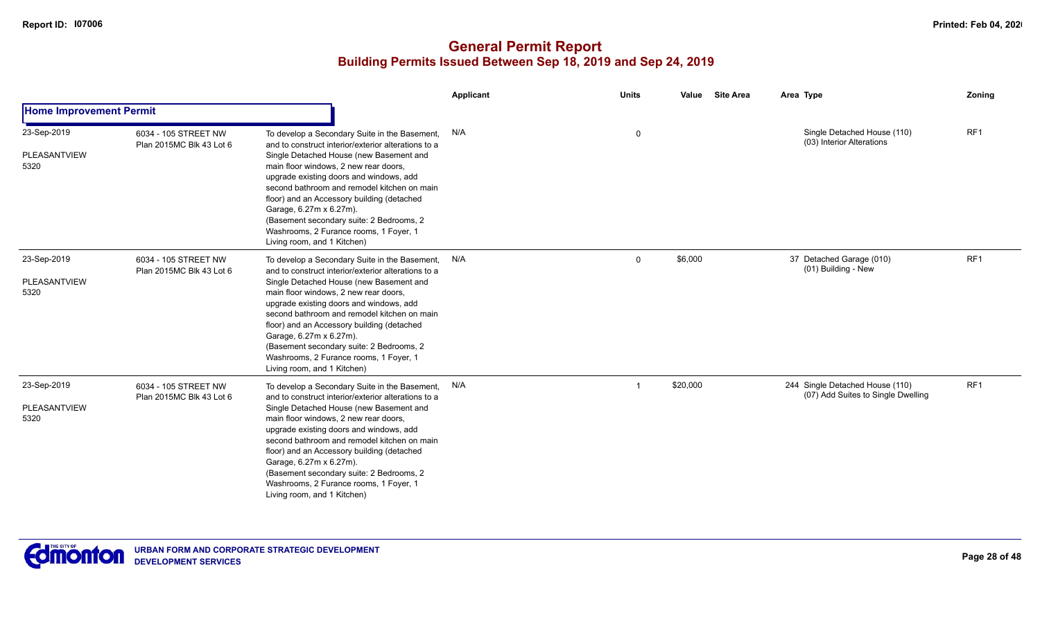# General Permit Report

## Building Permits Issued Between Sep 18, 2019 and Sep 24, 2019

| | | | Applicant | Units | Value | Site Area | Area | Type | Zoning |
|---|---|---|---|---|---|---|---|---|---|
| **Home Improvement Permit** | | | | | | | | | |
| 23-Sep-2019<br>PLEASANTVIEW<br>5320 | 6034 - 105 STREET NW<br>Plan 2015MC Blk 43 Lot 6 | To develop a Secondary Suite in the Basement, and to construct interior/exterior alterations to a Single Detached House (new Basement and main floor windows, 2 new rear doors, upgrade existing doors and windows, add second bathroom and remodel kitchen on main floor) and an Accessory building (detached Garage, 6.27m x 6.27m).<br>(Basement secondary suite: 2 Bedrooms, 2 Washrooms, 2 Furance rooms, 1 Foyer, 1 Living room, and 1 Kitchen) | N/A | 0 | | | | Single Detached House (110)<br>(03) Interior Alterations | RF1 |
| 23-Sep-2019<br>PLEASANTVIEW<br>5320 | 6034 - 105 STREET NW<br>Plan 2015MC Blk 43 Lot 6 | To develop a Secondary Suite in the Basement, and to construct interior/exterior alterations to a Single Detached House (new Basement and main floor windows, 2 new rear doors, upgrade existing doors and windows, add second bathroom and remodel kitchen on main floor) and an Accessory building (detached Garage, 6.27m x 6.27m).<br>(Basement secondary suite: 2 Bedrooms, 2 Washrooms, 2 Furance rooms, 1 Foyer, 1 Living room, and 1 Kitchen) | N/A | 0 | $6,000 | | 37 | Detached Garage (010)<br>(01) Building - New | RF1 |
| 23-Sep-2019<br>PLEASANTVIEW<br>5320 | 6034 - 105 STREET NW<br>Plan 2015MC Blk 43 Lot 6 | To develop a Secondary Suite in the Basement, and to construct interior/exterior alterations to a Single Detached House (new Basement and main floor windows, 2 new rear doors, upgrade existing doors and windows, add second bathroom and remodel kitchen on main floor) and an Accessory building (detached Garage, 6.27m x 6.27m).<br>(Basement secondary suite: 2 Bedrooms, 2 Washrooms, 2 Furance rooms, 1 Foyer, 1 Living room, and 1 Kitchen) | N/A | 1 | $20,000 | | 244 | Single Detached House (110)<br>(07) Add Suites to Single Dwelling | RF1 |

URBAN FORM AND CORPORATE STRATEGIC DEVELOPMENT
DEVELOPMENT SERVICES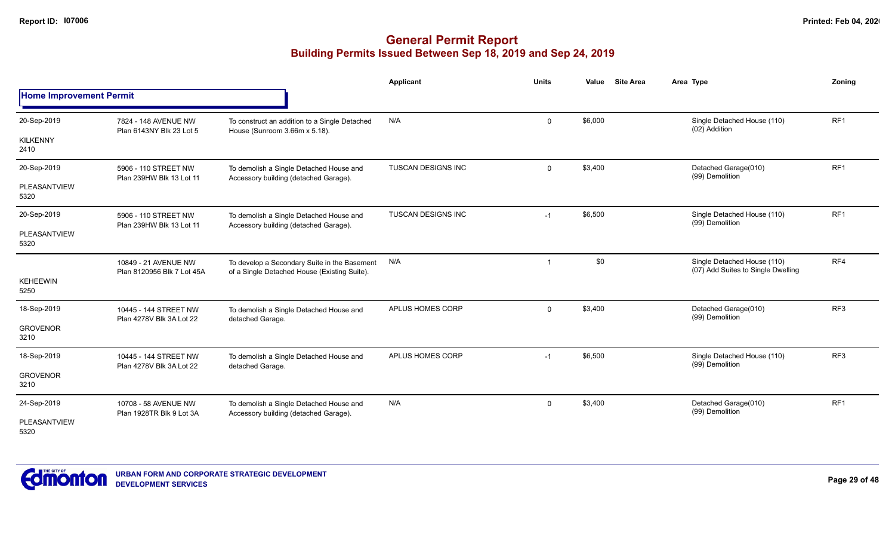# General Permit Report

## Building Permits Issued Between Sep 18, 2019 and Sep 24, 2019

| | | | Applicant | Units | Value | Site Area | Area Type | Zoning |
|---|---|---|---|---|---|---|---|---|
| **Home Improvement Permit** | | | | | | | | |
| 20-Sep-2019<br>KILKENNY<br>2410 | 7824 - 148 AVENUE NW<br>Plan 6143NY Blk 23 Lot 5 | To construct an addition to a Single Detached House (Sunroom 3.66m x 5.18). | N/A | 0 | $6,000 | | Single Detached House (110)<br>(02) Addition | RF1 |
| 20-Sep-2019<br>PLEASANTVIEW<br>5320 | 5906 - 110 STREET NW<br>Plan 239HW Blk 13 Lot 11 | To demolish a Single Detached House and Accessory building (detached Garage). | TUSCAN DESIGNS INC | 0 | $3,400 | | Detached Garage(010)<br>(99) Demolition | RF1 |
| 20-Sep-2019<br>PLEASANTVIEW<br>5320 | 5906 - 110 STREET NW<br>Plan 239HW Blk 13 Lot 11 | To demolish a Single Detached House and Accessory building (detached Garage). | TUSCAN DESIGNS INC | -1 | $6,500 | | Single Detached House (110)<br>(99) Demolition | RF1 |
| KEHEEWIN<br>5250 | 10849 - 21 AVENUE NW<br>Plan 8120956 Blk 7 Lot 45A | To develop a Secondary Suite in the Basement of a Single Detached House (Existing Suite). | N/A | 1 | $0 | | Single Detached House (110)<br>(07) Add Suites to Single Dwelling | RF4 |
| 18-Sep-2019<br>GROVENOR<br>3210 | 10445 - 144 STREET NW<br>Plan 4278V Blk 3A Lot 22 | To demolish a Single Detached House and detached Garage. | APLUS HOMES CORP | 0 | $3,400 | | Detached Garage(010)<br>(99) Demolition | RF3 |
| 18-Sep-2019<br>GROVENOR<br>3210 | 10445 - 144 STREET NW<br>Plan 4278V Blk 3A Lot 22 | To demolish a Single Detached House and detached Garage. | APLUS HOMES CORP | -1 | $6,500 | | Single Detached House (110)<br>(99) Demolition | RF3 |
| 24-Sep-2019<br>PLEASANTVIEW<br>5320 | 10708 - 58 AVENUE NW<br>Plan 1928TR Blk 9 Lot 3A | To demolish a Single Detached House and Accessory building (detached Garage). | N/A | 0 | $3,400 | | Detached Garage(010)<br>(99) Demolition | RF1 |

URBAN FORM AND CORPORATE STRATEGIC DEVELOPMENT
DEVELOPMENT SERVICES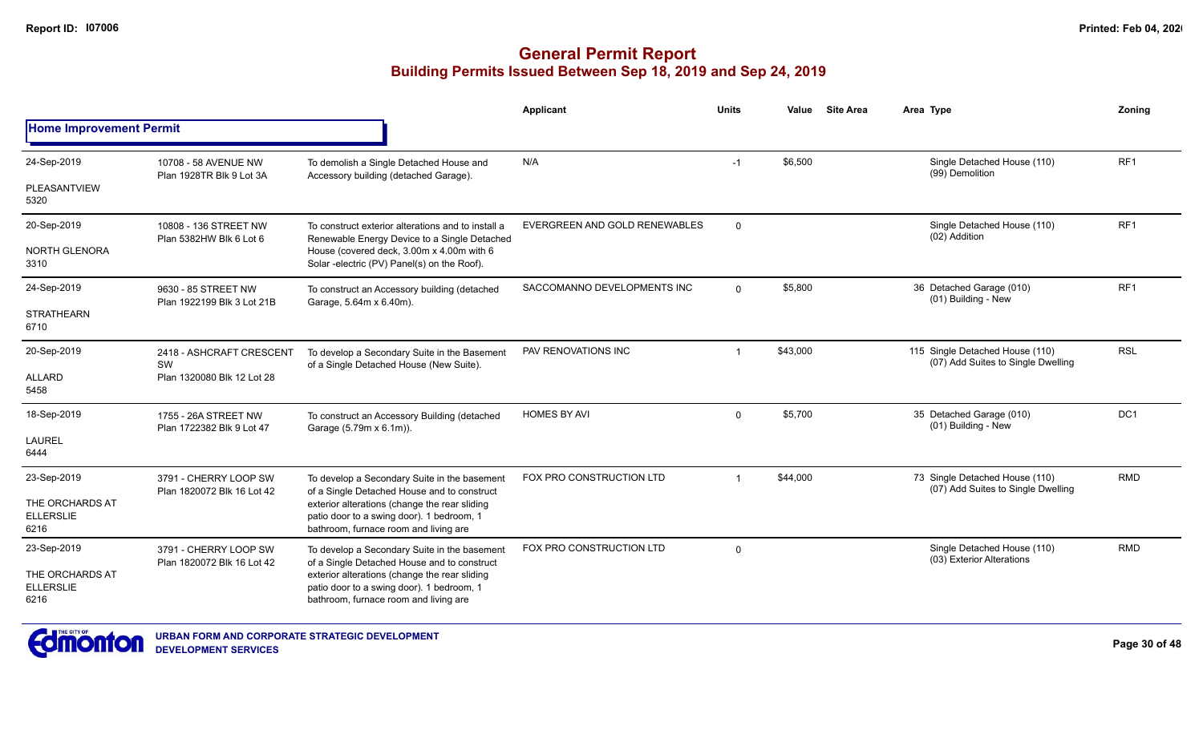# General Permit Report

## Building Permits Issued Between Sep 18, 2019 and Sep 24, 2019

### Home Improvement Permit

| Date / Neighbourhood | Address / Legal | Description | Applicant | Units | Value | Site Area | Area | Type | Zoning |
|---|---|---|---|---|---|---|---|---|---|
| 24-Sep-2019<br>PLEASANTVIEW<br>5320 | 10708 - 58 AVENUE NW<br>Plan 1928TR Blk 9 Lot 3A | To demolish a Single Detached House and Accessory building (detached Garage). | N/A | -1 | $6,500 | | | Single Detached House (110)<br>(99) Demolition | RF1 |
| 20-Sep-2019<br>NORTH GLENORA<br>3310 | 10808 - 136 STREET NW<br>Plan 5382HW Blk 6 Lot 6 | To construct exterior alterations and to install a Renewable Energy Device to a Single Detached House (covered deck, 3.00m x 4.00m with 6 Solar -electric (PV) Panel(s) on the Roof). | EVERGREEN AND GOLD RENEWABLES | 0 | | | | Single Detached House (110)<br>(02) Addition | RF1 |
| 24-Sep-2019<br>STRATHEARN<br>6710 | 9630 - 85 STREET NW<br>Plan 1922199 Blk 3 Lot 21B | To construct an Accessory building (detached Garage, 5.64m x 6.40m). | SACCOMANNO DEVELOPMENTS INC | 0 | $5,800 | | 36 | Detached Garage (010)<br>(01) Building - New | RF1 |
| 20-Sep-2019<br>ALLARD<br>5458 | 2418 - ASHCRAFT CRESCENT SW<br>Plan 1320080 Blk 12 Lot 28 | To develop a Secondary Suite in the Basement of a Single Detached House (New Suite). | PAV RENOVATIONS INC | 1 | $43,000 | | 115 | Single Detached House (110)<br>(07) Add Suites to Single Dwelling | RSL |
| 18-Sep-2019<br>LAUREL<br>6444 | 1755 - 26A STREET NW<br>Plan 1722382 Blk 9 Lot 47 | To construct an Accessory Building (detached Garage (5.79m x 6.1m)). | HOMES BY AVI | 0 | $5,700 | | 35 | Detached Garage (010)<br>(01) Building - New | DC1 |
| 23-Sep-2019<br>THE ORCHARDS AT ELLERSLIE<br>6216 | 3791 - CHERRY LOOP SW<br>Plan 1820072 Blk 16 Lot 42 | To develop a Secondary Suite in the basement of a Single Detached House and to construct exterior alterations (change the rear sliding patio door to a swing door). 1 bedroom, 1 bathroom, furnace room and living are | FOX PRO CONSTRUCTION LTD | 1 | $44,000 | | 73 | Single Detached House (110)<br>(07) Add Suites to Single Dwelling | RMD |
| 23-Sep-2019<br>THE ORCHARDS AT ELLERSLIE<br>6216 | 3791 - CHERRY LOOP SW<br>Plan 1820072 Blk 16 Lot 42 | To develop a Secondary Suite in the basement of a Single Detached House and to construct exterior alterations (change the rear sliding patio door to a swing door). 1 bedroom, 1 bathroom, furnace room and living are | FOX PRO CONSTRUCTION LTD | 0 | | | | Single Detached House (110)<br>(03) Exterior Alterations | RMD |

URBAN FORM AND CORPORATE STRATEGIC DEVELOPMENT
DEVELOPMENT SERVICES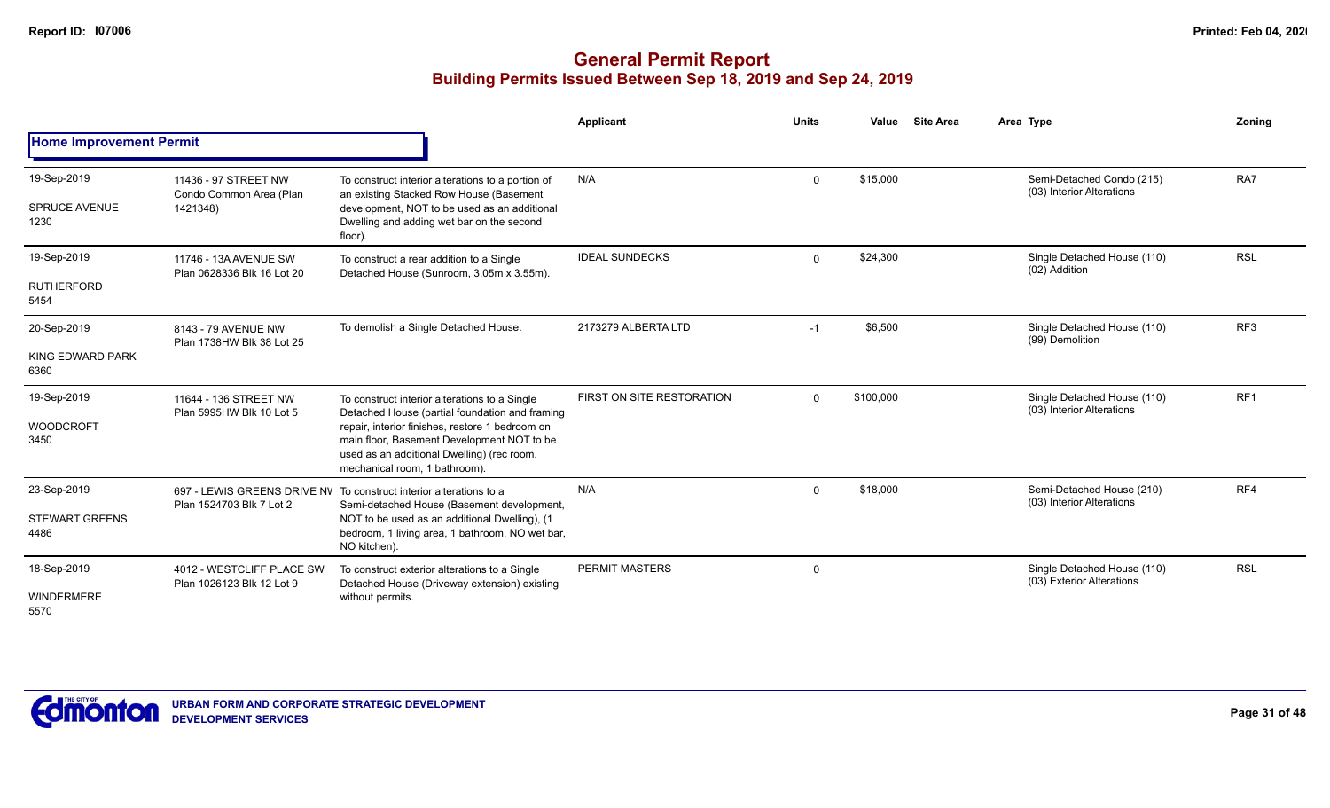# General Permit Report

## Building Permits Issued Between Sep 18, 2019 and Sep 24, 2019

### Home Improvement Permit

| Date / Neighbourhood | Address / Legal | Description | Applicant | Units | Value | Site Area | Area Type | Zoning |
|---|---|---|---|---|---|---|---|---|
| 19-Sep-2019<br>SPRUCE AVENUE<br>1230 | 11436 - 97 STREET NW<br>Condo Common Area (Plan 1421348) | To construct interior alterations to a portion of an existing Stacked Row House (Basement development, NOT to be used as an additional Dwelling and adding wet bar on the second floor). | N/A | 0 | $15,000 | | Semi-Detached Condo (215)<br>(03) Interior Alterations | RA7 |
| 19-Sep-2019<br>RUTHERFORD<br>5454 | 11746 - 13A AVENUE SW<br>Plan 0628336 Blk 16 Lot 20 | To construct a rear addition to a Single Detached House (Sunroom, 3.05m x 3.55m). | IDEAL SUNDECKS | 0 | $24,300 | | Single Detached House (110)<br>(02) Addition | RSL |
| 20-Sep-2019<br>KING EDWARD PARK<br>6360 | 8143 - 79 AVENUE NW<br>Plan 1738HW Blk 38 Lot 25 | To demolish a Single Detached House. | 2173279 ALBERTA LTD | -1 | $6,500 | | Single Detached House (110)<br>(99) Demolition | RF3 |
| 19-Sep-2019<br>WOODCROFT<br>3450 | 11644 - 136 STREET NW<br>Plan 5995HW Blk 10 Lot 5 | To construct interior alterations to a Single Detached House (partial foundation and framing repair, interior finishes, restore 1 bedroom on main floor, Basement Development NOT to be used as an additional Dwelling) (rec room, mechanical room, 1 bathroom). | FIRST ON SITE RESTORATION | 0 | $100,000 | | Single Detached House (110)<br>(03) Interior Alterations | RF1 |
| 23-Sep-2019<br>STEWART GREENS<br>4486 | 697 - LEWIS GREENS DRIVE NW<br>Plan 1524703 Blk 7 Lot 2 | To construct interior alterations to a Semi-detached House (Basement development, NOT to be used as an additional Dwelling), (1 bedroom, 1 living area, 1 bathroom, NO wet bar, NO kitchen). | N/A | 0 | $18,000 | | Semi-Detached House (210)<br>(03) Interior Alterations | RF4 |
| 18-Sep-2019<br>WINDERMERE<br>5570 | 4012 - WESTCLIFF PLACE SW<br>Plan 1026123 Blk 12 Lot 9 | To construct exterior alterations to a Single Detached House (Driveway extension) existing without permits. | PERMIT MASTERS | 0 | | | Single Detached House (110)<br>(03) Exterior Alterations | RSL |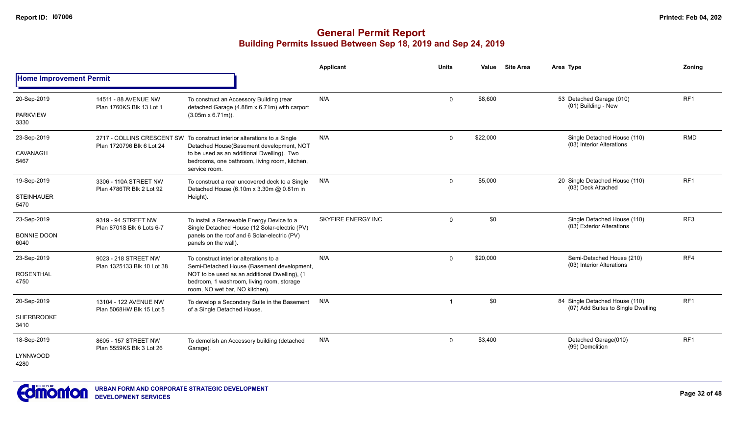# General Permit Report

## Building Permits Issued Between Sep 18, 2019 and Sep 24, 2019

| | | | Applicant | Units | Value | Site Area | Area | Type | Zoning |
|---|---|---|---|---|---|---|---|---|---|
| **Home Improvement Permit** | | | | | | | | | |
| 20-Sep-2019<br>PARKVIEW<br>3330 | 14511 - 88 AVENUE NW<br>Plan 1760KS Blk 13 Lot 1 | To construct an Accessory Building (rear detached Garage (4.88m x 6.71m) with carport (3.05m x 6.71m)). | N/A | 0 | $8,600 | | 53 | Detached Garage (010)<br>(01) Building - New | RF1 |
| 23-Sep-2019<br>CAVANAGH<br>5467 | 2717 - COLLINS CRESCENT SW<br>Plan 1720796 Blk 6 Lot 24 | To construct interior alterations to a Single Detached House(Basement development, NOT to be used as an additional Dwelling). Two bedrooms, one bathroom, living room, kitchen, service room. | N/A | 0 | $22,000 | | | Single Detached House (110)<br>(03) Interior Alterations | RMD |
| 19-Sep-2019<br>STEINHAUER<br>5470 | 3306 - 110A STREET NW<br>Plan 4786TR Blk 2 Lot 92 | To construct a rear uncovered deck to a Single Detached House (6.10m x 3.30m @ 0.81m in Height). | N/A | 0 | $5,000 | | 20 | Single Detached House (110)<br>(03) Deck Attached | RF1 |
| 23-Sep-2019<br>BONNIE DOON<br>6040 | 9319 - 94 STREET NW<br>Plan 8701S Blk 6 Lots 6-7 | To install a Renewable Energy Device to a Single Detached House (12 Solar-electric (PV) panels on the roof and 6 Solar-electric (PV) panels on the wall). | SKYFIRE ENERGY INC | 0 | $0 | | | Single Detached House (110)<br>(03) Exterior Alterations | RF3 |
| 23-Sep-2019<br>ROSENTHAL<br>4750 | 9023 - 218 STREET NW<br>Plan 1325133 Blk 10 Lot 38 | To construct interior alterations to a Semi-Detached House (Basement development, NOT to be used as an additional Dwelling), (1 bedroom, 1 washroom, living room, storage room, NO wet bar, NO kitchen). | N/A | 0 | $20,000 | | | Semi-Detached House (210)<br>(03) Interior Alterations | RF4 |
| 20-Sep-2019<br>SHERBROOKE<br>3410 | 13104 - 122 AVENUE NW<br>Plan 5068HW Blk 15 Lot 5 | To develop a Secondary Suite in the Basement of a Single Detached House. | N/A | 1 | $0 | | 84 | Single Detached House (110)<br>(07) Add Suites to Single Dwelling | RF1 |
| 18-Sep-2019<br>LYNNWOOD<br>4280 | 8605 - 157 STREET NW<br>Plan 5559KS Blk 3 Lot 26 | To demolish an Accessory building (detached Garage). | N/A | 0 | $3,400 | | | Detached Garage(010)<br>(99) Demolition | RF1 |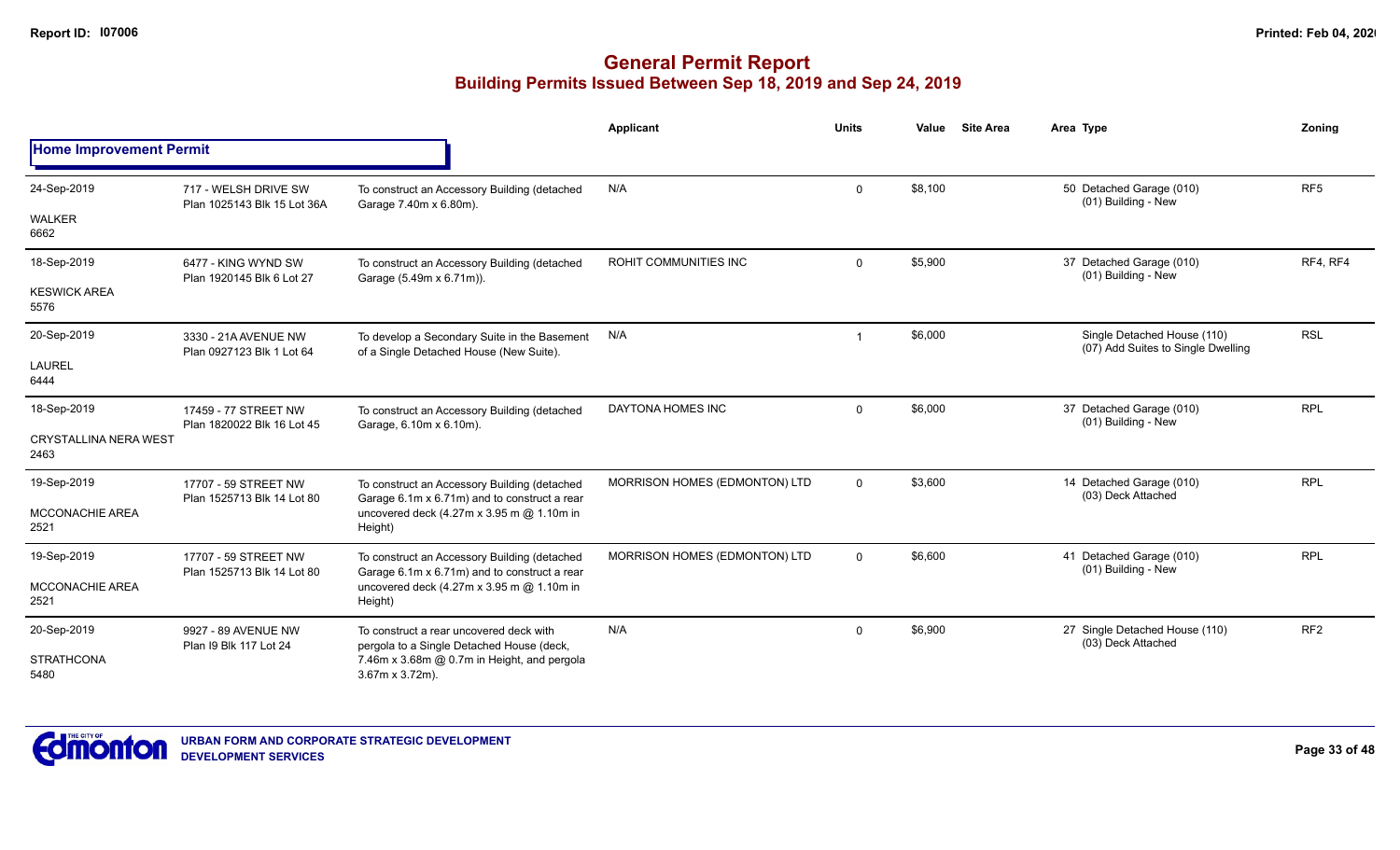# General Permit Report
## Building Permits Issued Between Sep 18, 2019 and Sep 24, 2019

### Home Improvement Permit

| Date / Neighbourhood | Address / Legal | Description | Applicant | Units | Value | Site Area | Area | Type | Zoning |
|---|---|---|---|---|---|---|---|---|---|
| 24-Sep-2019<br>WALKER<br>6662 | 717 - WELSH DRIVE SW<br>Plan 1025143 Blk 15 Lot 36A | To construct an Accessory Building (detached Garage 7.40m x 6.80m). | N/A | 0 | $8,100 | | 50 | Detached Garage (010)<br>(01) Building - New | RF5 |
| 18-Sep-2019<br>KESWICK AREA<br>5576 | 6477 - KING WYND SW<br>Plan 1920145 Blk 6 Lot 27 | To construct an Accessory Building (detached Garage (5.49m x 6.71m)). | ROHIT COMMUNITIES INC | 0 | $5,900 | | 37 | Detached Garage (010)<br>(01) Building - New | RF4, RF4 |
| 20-Sep-2019<br>LAUREL<br>6444 | 3330 - 21A AVENUE NW<br>Plan 0927123 Blk 1 Lot 64 | To develop a Secondary Suite in the Basement of a Single Detached House (New Suite). | N/A | 1 | $6,000 | | | Single Detached House (110)<br>(07) Add Suites to Single Dwelling | RSL |
| 18-Sep-2019<br>CRYSTALLINA NERA WEST<br>2463 | 17459 - 77 STREET NW<br>Plan 1820022 Blk 16 Lot 45 | To construct an Accessory Building (detached Garage, 6.10m x 6.10m). | DAYTONA HOMES INC | 0 | $6,000 | | 37 | Detached Garage (010)<br>(01) Building - New | RPL |
| 19-Sep-2019<br>MCCONACHIE AREA<br>2521 | 17707 - 59 STREET NW<br>Plan 1525713 Blk 14 Lot 80 | To construct an Accessory Building (detached Garage 6.1m x 6.71m) and to construct a rear uncovered deck (4.27m x 3.95 m @ 1.10m in Height) | MORRISON HOMES (EDMONTON) LTD | 0 | $3,600 | | 14 | Detached Garage (010)<br>(03) Deck Attached | RPL |
| 19-Sep-2019<br>MCCONACHIE AREA<br>2521 | 17707 - 59 STREET NW<br>Plan 1525713 Blk 14 Lot 80 | To construct an Accessory Building (detached Garage 6.1m x 6.71m) and to construct a rear uncovered deck (4.27m x 3.95 m @ 1.10m in Height) | MORRISON HOMES (EDMONTON) LTD | 0 | $6,600 | | 41 | Detached Garage (010)<br>(01) Building - New | RPL |
| 20-Sep-2019<br>STRATHCONA<br>5480 | 9927 - 89 AVENUE NW<br>Plan I9 Blk 117 Lot 24 | To construct a rear uncovered deck with pergola to a Single Detached House (deck, 7.46m x 3.68m @ 0.7m in Height, and pergola 3.67m x 3.72m). | N/A | 0 | $6,900 | | 27 | Single Detached House (110)<br>(03) Deck Attached | RF2 |

URBAN FORM AND CORPORATE STRATEGIC DEVELOPMENT
DEVELOPMENT SERVICES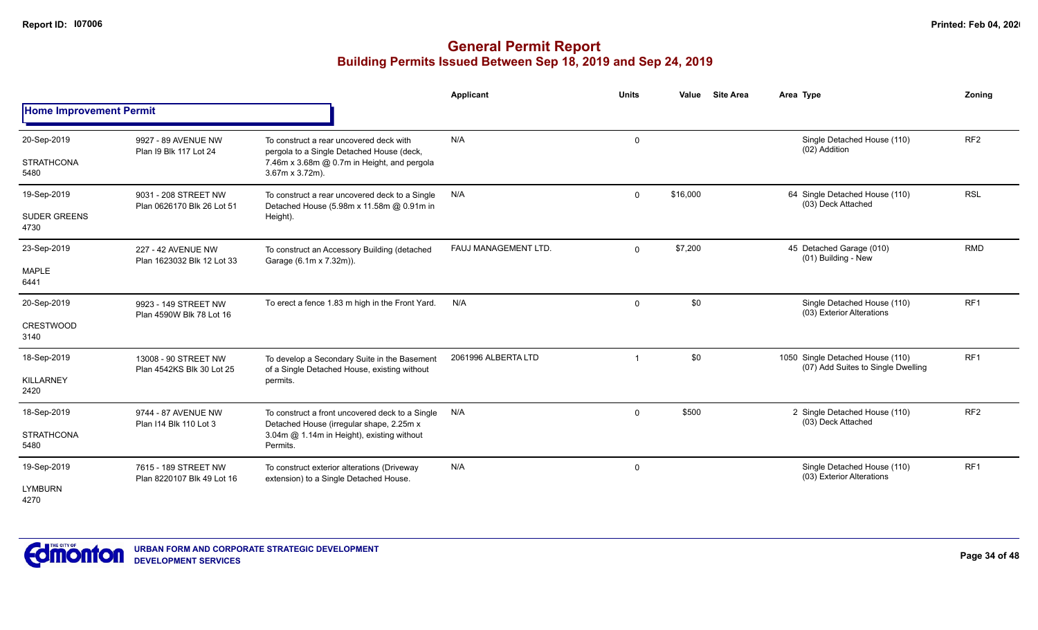# General Permit Report

## Building Permits Issued Between Sep 18, 2019 and Sep 24, 2019

### Home Improvement Permit

| Date / Neighbourhood | Address / Legal | Description | Applicant | Units | Value | Site Area | Area | Type | Zoning |
|---|---|---|---|---|---|---|---|---|---|
| 20-Sep-2019 STRATHCONA 5480 | 9927 - 89 AVENUE NW Plan I9 Blk 117 Lot 24 | To construct a rear uncovered deck with pergola to a Single Detached House (deck, 7.46m x 3.68m @ 0.7m in Height, and pergola 3.67m x 3.72m). | N/A | 0 | | | | Single Detached House (110) (02) Addition | RF2 |
| 19-Sep-2019 SUDER GREENS 4730 | 9031 - 208 STREET NW Plan 0626170 Blk 26 Lot 51 | To construct a rear uncovered deck to a Single Detached House (5.98m x 11.58m @ 0.91m in Height). | N/A | 0 | $16,000 | | 64 | Single Detached House (110) (03) Deck Attached | RSL |
| 23-Sep-2019 MAPLE 6441 | 227 - 42 AVENUE NW Plan 1623032 Blk 12 Lot 33 | To construct an Accessory Building (detached Garage (6.1m x 7.32m)). | FAUJ MANAGEMENT LTD. | 0 | $7,200 | | 45 | Detached Garage (010) (01) Building - New | RMD |
| 20-Sep-2019 CRESTWOOD 3140 | 9923 - 149 STREET NW Plan 4590W Blk 78 Lot 16 | To erect a fence 1.83 m high in the Front Yard. | N/A | 0 | $0 | | | Single Detached House (110) (03) Exterior Alterations | RF1 |
| 18-Sep-2019 KILLARNEY 2420 | 13008 - 90 STREET NW Plan 4542KS Blk 30 Lot 25 | To develop a Secondary Suite in the Basement of a Single Detached House, existing without permits. | 2061996 ALBERTA LTD | 1 | $0 | | 1050 | Single Detached House (110) (07) Add Suites to Single Dwelling | RF1 |
| 18-Sep-2019 STRATHCONA 5480 | 9744 - 87 AVENUE NW Plan I14 Blk 110 Lot 3 | To construct a front uncovered deck to a Single Detached House (irregular shape, 2.25m x 3.04m @ 1.14m in Height), existing without Permits. | N/A | 0 | $500 | | 2 | Single Detached House (110) (03) Deck Attached | RF2 |
| 19-Sep-2019 LYMBURN 4270 | 7615 - 189 STREET NW Plan 8220107 Blk 49 Lot 16 | To construct exterior alterations (Driveway extension) to a Single Detached House. | N/A | 0 | | | | Single Detached House (110) (03) Exterior Alterations | RF1 |

URBAN FORM AND CORPORATE STRATEGIC DEVELOPMENT
DEVELOPMENT SERVICES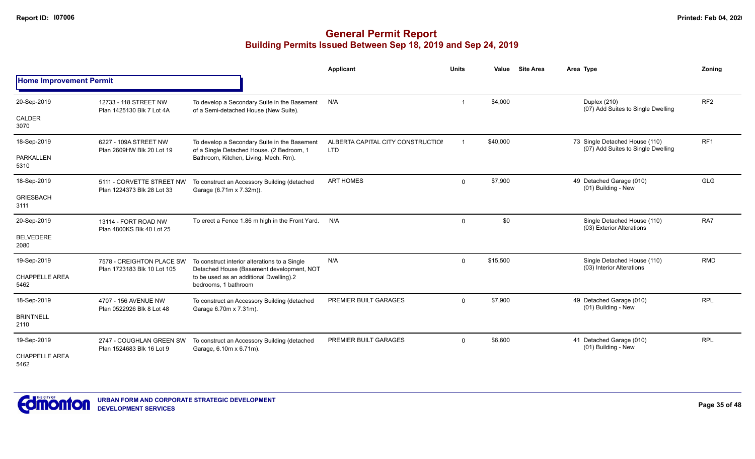# General Permit Report

## Building Permits Issued Between Sep 18, 2019 and Sep 24, 2019

### Home Improvement Permit

| Date / Neighbourhood | Address / Legal | Description | Applicant | Units | Value | Site Area | Area Type | Zoning |
|---|---|---|---|---|---|---|---|---|
| 20-Sep-2019<br>CALDER<br>3070 | 12733 - 118 STREET NW<br>Plan 1425130 Blk 7 Lot 4A | To develop a Secondary Suite in the Basement of a Semi-detached House (New Suite). | N/A | 1 | $4,000 | | Duplex (210)<br>(07) Add Suites to Single Dwelling | RF2 |
| 18-Sep-2019<br>PARKALLEN<br>5310 | 6227 - 109A STREET NW<br>Plan 2609HW Blk 20 Lot 19 | To develop a Secondary Suite in the Basement of a Single Detached House. (2 Bedroom, 1 Bathroom, Kitchen, Living, Mech. Rm). | ALBERTA CAPITAL CITY CONSTRUCTION LTD | 1 | $40,000 | | 73 Single Detached House (110)<br>(07) Add Suites to Single Dwelling | RF1 |
| 18-Sep-2019<br>GRIESBACH<br>3111 | 5111 - CORVETTE STREET NW<br>Plan 1224373 Blk 28 Lot 33 | To construct an Accessory Building (detached Garage (6.71m x 7.32m)). | ART HOMES | 0 | $7,900 | | 49 Detached Garage (010)<br>(01) Building - New | GLG |
| 20-Sep-2019<br>BELVEDERE<br>2080 | 13114 - FORT ROAD NW<br>Plan 4800KS Blk 40 Lot 25 | To erect a Fence 1.86 m high in the Front Yard. | N/A | 0 | $0 | | Single Detached House (110)<br>(03) Exterior Alterations | RA7 |
| 19-Sep-2019<br>CHAPPELLE AREA<br>5462 | 7578 - CREIGHTON PLACE SW<br>Plan 1723183 Blk 10 Lot 105 | To construct interior alterations to a Single Detached House (Basement development, NOT to be used as an additional Dwelling).2 bedrooms, 1 bathroom | N/A | 0 | $15,500 | | Single Detached House (110)<br>(03) Interior Alterations | RMD |
| 18-Sep-2019<br>BRINTNELL<br>2110 | 4707 - 156 AVENUE NW<br>Plan 0522926 Blk 8 Lot 48 | To construct an Accessory Building (detached Garage 6.70m x 7.31m). | PREMIER BUILT GARAGES | 0 | $7,900 | | 49 Detached Garage (010)<br>(01) Building - New | RPL |
| 19-Sep-2019<br>CHAPPELLE AREA<br>5462 | 2747 - COUGHLAN GREEN SW<br>Plan 1524683 Blk 16 Lot 9 | To construct an Accessory Building (detached Garage, 6.10m x 6.71m). | PREMIER BUILT GARAGES | 0 | $6,600 | | 41 Detached Garage (010)<br>(01) Building - New | RPL |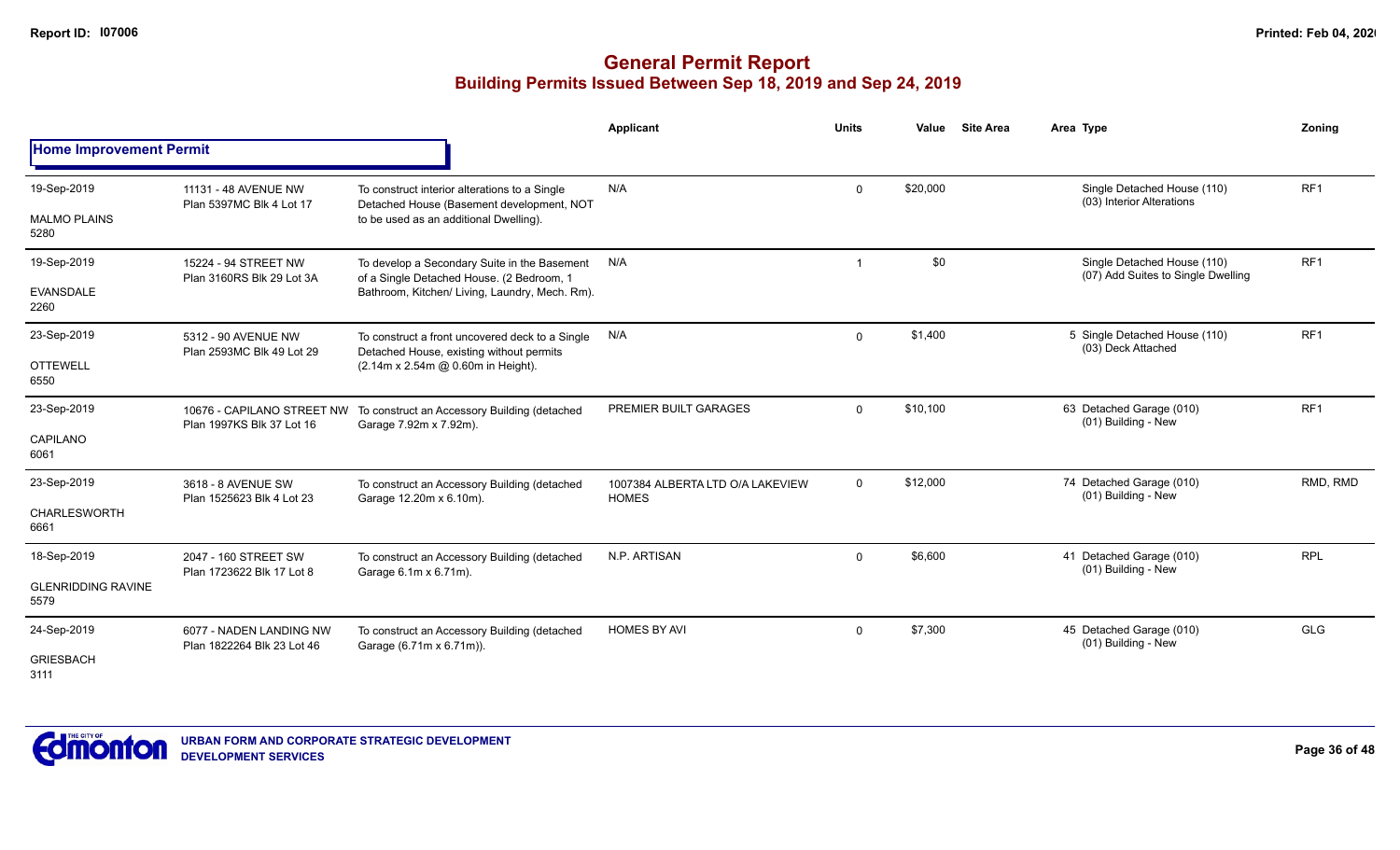# General Permit Report

## Building Permits Issued Between Sep 18, 2019 and Sep 24, 2019

| | | | Applicant | Units | Value | Site Area | Area Type | Zoning |
|---|---|---|---|---|---|---|---|---|
| **Home Improvement Permit** | | | | | | | | |
| 19-Sep-2019<br>MALMO PLAINS<br>5280 | 11131 - 48 AVENUE NW<br>Plan 5397MC Blk 4 Lot 17 | To construct interior alterations to a Single Detached House (Basement development, NOT to be used as an additional Dwelling). | N/A | 0 | $20,000 | | Single Detached House (110)<br>(03) Interior Alterations | RF1 |
| 19-Sep-2019<br>EVANSDALE<br>2260 | 15224 - 94 STREET NW<br>Plan 3160RS Blk 29 Lot 3A | To develop a Secondary Suite in the Basement of a Single Detached House. (2 Bedroom, 1 Bathroom, Kitchen/ Living, Laundry, Mech. Rm). | N/A | 1 | $0 | | Single Detached House (110)<br>(07) Add Suites to Single Dwelling | RF1 |
| 23-Sep-2019<br>OTTEWELL<br>6550 | 5312 - 90 AVENUE NW<br>Plan 2593MC Blk 49 Lot 29 | To construct a front uncovered deck to a Single Detached House, existing without permits (2.14m x 2.54m @ 0.60m in Height). | N/A | 0 | $1,400 | | 5 Single Detached House (110)<br>(03) Deck Attached | RF1 |
| 23-Sep-2019<br>CAPILANO<br>6061 | 10676 - CAPILANO STREET NW<br>Plan 1997KS Blk 37 Lot 16 | To construct an Accessory Building (detached Garage 7.92m x 7.92m). | PREMIER BUILT GARAGES | 0 | $10,100 | | 63 Detached Garage (010)<br>(01) Building - New | RF1 |
| 23-Sep-2019<br>CHARLESWORTH<br>6661 | 3618 - 8 AVENUE SW<br>Plan 1525623 Blk 4 Lot 23 | To construct an Accessory Building (detached Garage 12.20m x 6.10m). | 1007384 ALBERTA LTD O/A LAKEVIEW HOMES | 0 | $12,000 | | 74 Detached Garage (010)<br>(01) Building - New | RMD, RMD |
| 18-Sep-2019<br>GLENRIDDING RAVINE<br>5579 | 2047 - 160 STREET SW<br>Plan 1723622 Blk 17 Lot 8 | To construct an Accessory Building (detached Garage 6.1m x 6.71m). | N.P. ARTISAN | 0 | $6,600 | | 41 Detached Garage (010)<br>(01) Building - New | RPL |
| 24-Sep-2019<br>GRIESBACH<br>3111 | 6077 - NADEN LANDING NW<br>Plan 1822264 Blk 23 Lot 46 | To construct an Accessory Building (detached Garage (6.71m x 6.71m)). | HOMES BY AVI | 0 | $7,300 | | 45 Detached Garage (010)<br>(01) Building - New | GLG |

URBAN FORM AND CORPORATE STRATEGIC DEVELOPMENT
DEVELOPMENT SERVICES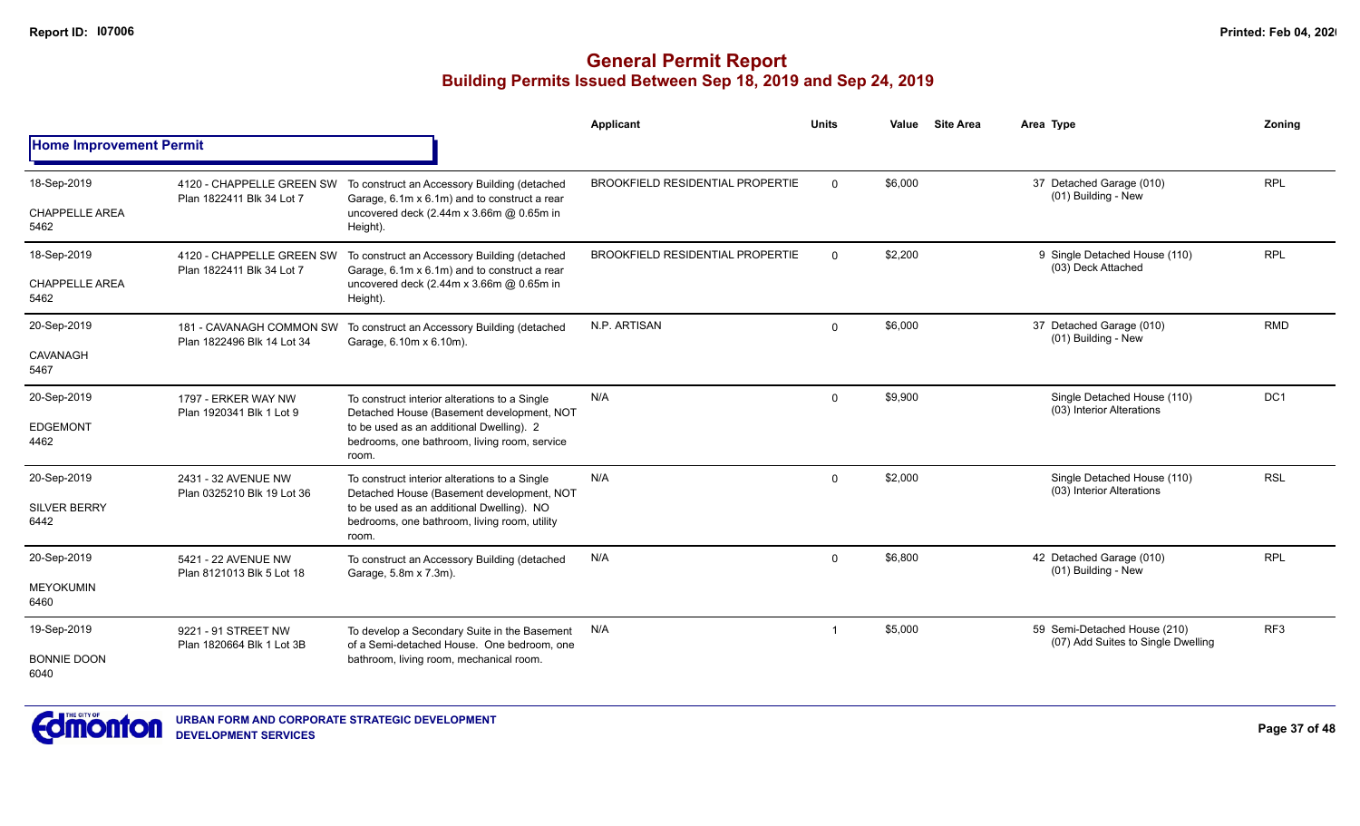# General Permit Report
## Building Permits Issued Between Sep 18, 2019 and Sep 24, 2019

| | | | Applicant | Units | Value | Site Area | Area Type | Zoning |
|---|---|---|---|---|---|---|---|---|
| **Home Improvement Permit** | | | | | | | | |
| 18-Sep-2019<br>CHAPPELLE AREA<br>5462 | 4120 - CHAPPELLE GREEN SW<br>Plan 1822411 Blk 34 Lot 7 | To construct an Accessory Building (detached Garage, 6.1m x 6.1m) and to construct a rear uncovered deck (2.44m x 3.66m @ 0.65m in Height). | BROOKFIELD RESIDENTIAL PROPERTIE | 0 | $6,000 | | 37 Detached Garage (010)<br>(01) Building - New | RPL |
| 18-Sep-2019<br>CHAPPELLE AREA<br>5462 | 4120 - CHAPPELLE GREEN SW<br>Plan 1822411 Blk 34 Lot 7 | To construct an Accessory Building (detached Garage, 6.1m x 6.1m) and to construct a rear uncovered deck (2.44m x 3.66m @ 0.65m in Height). | BROOKFIELD RESIDENTIAL PROPERTIE | 0 | $2,200 | | 9 Single Detached House (110)<br>(03) Deck Attached | RPL |
| 20-Sep-2019<br>CAVANAGH<br>5467 | 181 - CAVANAGH COMMON SW<br>Plan 1822496 Blk 14 Lot 34 | To construct an Accessory Building (detached Garage, 6.10m x 6.10m). | N.P. ARTISAN | 0 | $6,000 | | 37 Detached Garage (010)<br>(01) Building - New | RMD |
| 20-Sep-2019<br>EDGEMONT<br>4462 | 1797 - ERKER WAY NW<br>Plan 1920341 Blk 1 Lot 9 | To construct interior alterations to a Single Detached House (Basement development, NOT to be used as an additional Dwelling). 2 bedrooms, one bathroom, living room, service room. | N/A | 0 | $9,900 | | Single Detached House (110)<br>(03) Interior Alterations | DC1 |
| 20-Sep-2019<br>SILVER BERRY<br>6442 | 2431 - 32 AVENUE NW<br>Plan 0325210 Blk 19 Lot 36 | To construct interior alterations to a Single Detached House (Basement development, NOT to be used as an additional Dwelling). NO bedrooms, one bathroom, living room, utility room. | N/A | 0 | $2,000 | | Single Detached House (110)<br>(03) Interior Alterations | RSL |
| 20-Sep-2019<br>MEYOKUMIN<br>6460 | 5421 - 22 AVENUE NW<br>Plan 8121013 Blk 5 Lot 18 | To construct an Accessory Building (detached Garage, 5.8m x 7.3m). | N/A | 0 | $6,800 | | 42 Detached Garage (010)<br>(01) Building - New | RPL |
| 19-Sep-2019<br>BONNIE DOON<br>6040 | 9221 - 91 STREET NW<br>Plan 1820664 Blk 1 Lot 3B | To develop a Secondary Suite in the Basement of a Semi-detached House. One bedroom, one bathroom, living room, mechanical room. | N/A | 1 | $5,000 | | 59 Semi-Detached House (210)<br>(07) Add Suites to Single Dwelling | RF3 |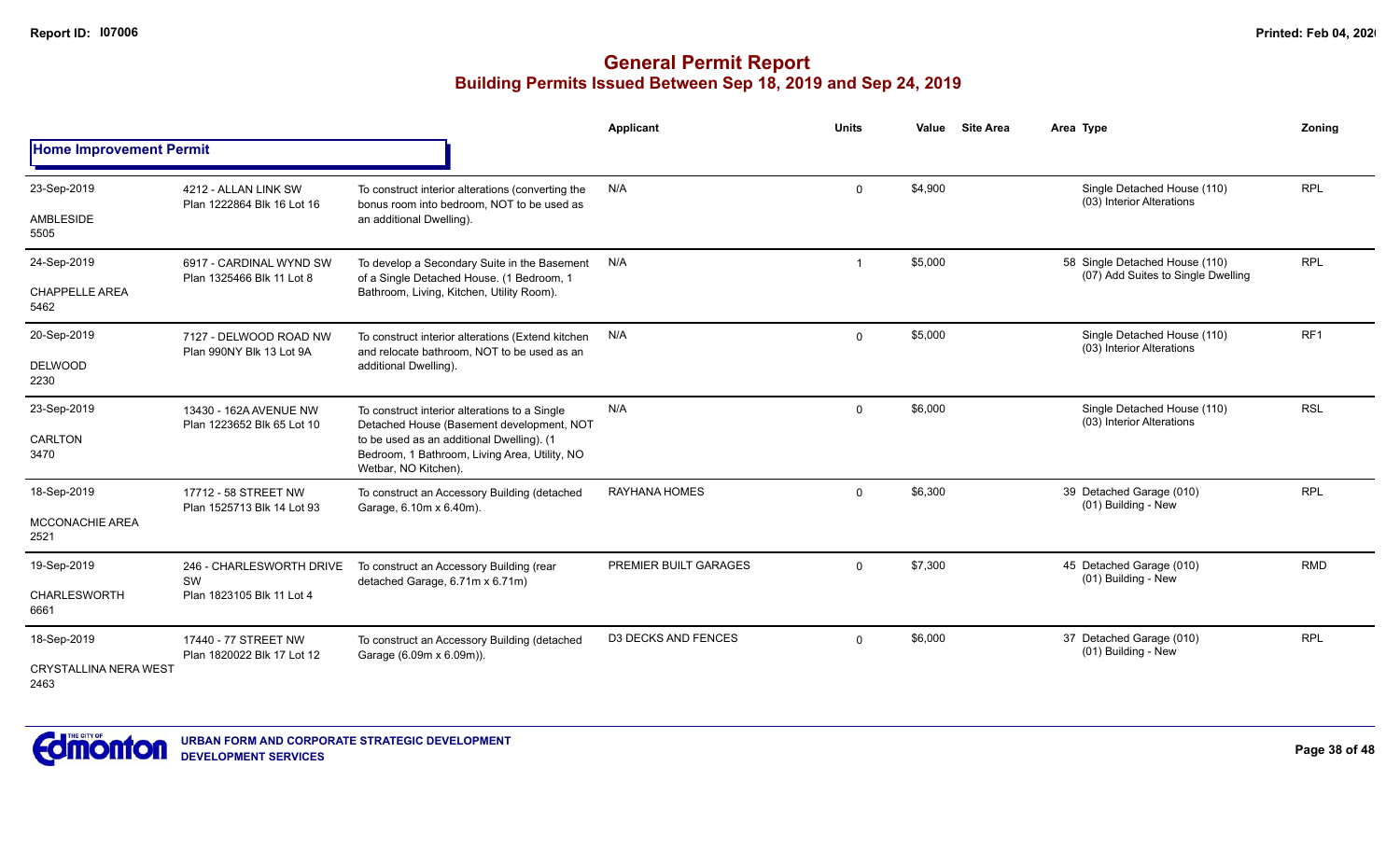# General Permit Report
## Building Permits Issued Between Sep 18, 2019 and Sep 24, 2019

| | | | Applicant | Units | Value | Site Area | Area Type | Zoning |
|---|---|---|---|---|---|---|---|---|
| **Home Improvement Permit** | | | | | | | | |
| 23-Sep-2019<br>AMBLESIDE<br>5505 | 4212 - ALLAN LINK SW<br>Plan 1222864 Blk 16 Lot 16 | To construct interior alterations (converting the bonus room into bedroom, NOT to be used as an additional Dwelling). | N/A | 0 | $4,900 | | Single Detached House (110)<br>(03) Interior Alterations | RPL |
| 24-Sep-2019<br>CHAPPELLE AREA<br>5462 | 6917 - CARDINAL WYND SW<br>Plan 1325466 Blk 11 Lot 8 | To develop a Secondary Suite in the Basement of a Single Detached House. (1 Bedroom, 1 Bathroom, Living, Kitchen, Utility Room). | N/A | 1 | $5,000 | | 58 Single Detached House (110)<br>(07) Add Suites to Single Dwelling | RPL |
| 20-Sep-2019<br>DELWOOD<br>2230 | 7127 - DELWOOD ROAD NW<br>Plan 990NY Blk 13 Lot 9A | To construct interior alterations (Extend kitchen and relocate bathroom, NOT to be used as an additional Dwelling). | N/A | 0 | $5,000 | | Single Detached House (110)<br>(03) Interior Alterations | RF1 |
| 23-Sep-2019<br>CARLTON<br>3470 | 13430 - 162A AVENUE NW<br>Plan 1223652 Blk 65 Lot 10 | To construct interior alterations to a Single Detached House (Basement development, NOT to be used as an additional Dwelling). (1 Bedroom, 1 Bathroom, Living Area, Utility, NO Wetbar, NO Kitchen). | N/A | 0 | $6,000 | | Single Detached House (110)<br>(03) Interior Alterations | RSL |
| 18-Sep-2019<br>MCCONACHIE AREA<br>2521 | 17712 - 58 STREET NW<br>Plan 1525713 Blk 14 Lot 93 | To construct an Accessory Building (detached Garage, 6.10m x 6.40m). | RAYHANA HOMES | 0 | $6,300 | | 39 Detached Garage (010)<br>(01) Building - New | RPL |
| 19-Sep-2019<br>CHARLESWORTH<br>6661 | 246 - CHARLESWORTH DRIVE SW<br>Plan 1823105 Blk 11 Lot 4 | To construct an Accessory Building (rear detached Garage, 6.71m x 6.71m) | PREMIER BUILT GARAGES | 0 | $7,300 | | 45 Detached Garage (010)<br>(01) Building - New | RMD |
| 18-Sep-2019<br>CRYSTALLINA NERA WEST<br>2463 | 17440 - 77 STREET NW<br>Plan 1820022 Blk 17 Lot 12 | To construct an Accessory Building (detached Garage (6.09m x 6.09m)). | D3 DECKS AND FENCES | 0 | $6,000 | | 37 Detached Garage (010)<br>(01) Building - New | RPL |

URBAN FORM AND CORPORATE STRATEGIC DEVELOPMENT
DEVELOPMENT SERVICES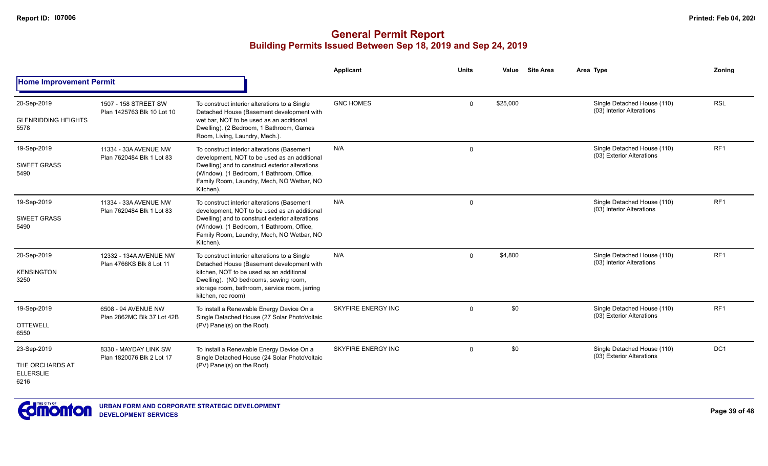# General Permit Report
## Building Permits Issued Between Sep 18, 2019 and Sep 24, 2019

### Home Improvement Permit

| Date / Neighbourhood | Address / Legal | Description | Applicant | Units | Value | Site Area | Area Type | Zoning |
|---|---|---|---|---|---|---|---|---|
| 20-Sep-2019<br>GLENRIDDING HEIGHTS<br>5578 | 1507 - 158 STREET SW<br>Plan 1425763 Blk 10 Lot 10 | To construct interior alterations to a Single Detached House (Basement development with wet bar, NOT to be used as an additional Dwelling). (2 Bedroom, 1 Bathroom, Games Room, Living, Laundry, Mech.). | GNC HOMES | 0 | $25,000 | | Single Detached House (110)<br>(03) Interior Alterations | RSL |
| 19-Sep-2019<br>SWEET GRASS<br>5490 | 11334 - 33A AVENUE NW<br>Plan 7620484 Blk 1 Lot 83 | To construct interior alterations (Basement development, NOT to be used as an additional Dwelling) and to construct exterior alterations (Window). (1 Bedroom, 1 Bathroom, Office, Family Room, Laundry, Mech, NO Wetbar, NO Kitchen). | N/A | 0 | | | Single Detached House (110)<br>(03) Exterior Alterations | RF1 |
| 19-Sep-2019<br>SWEET GRASS<br>5490 | 11334 - 33A AVENUE NW<br>Plan 7620484 Blk 1 Lot 83 | To construct interior alterations (Basement development, NOT to be used as an additional Dwelling) and to construct exterior alterations (Window). (1 Bedroom, 1 Bathroom, Office, Family Room, Laundry, Mech, NO Wetbar, NO Kitchen). | N/A | 0 | | | Single Detached House (110)<br>(03) Interior Alterations | RF1 |
| 20-Sep-2019<br>KENSINGTON<br>3250 | 12332 - 134A AVENUE NW<br>Plan 4766KS Blk 8 Lot 11 | To construct interior alterations to a Single Detached House (Basement development with kitchen, NOT to be used as an additional Dwelling). (NO bedrooms, sewing room, storage room, bathroom, service room, jarring kitchen, rec room) | N/A | 0 | $4,800 | | Single Detached House (110)<br>(03) Interior Alterations | RF1 |
| 19-Sep-2019<br>OTTEWELL<br>6550 | 6508 - 94 AVENUE NW<br>Plan 2862MC Blk 37 Lot 42B | To install a Renewable Energy Device On a Single Detached House (27 Solar PhotoVoltaic (PV) Panel(s) on the Roof). | SKYFIRE ENERGY INC | 0 | $0 | | Single Detached House (110)<br>(03) Exterior Alterations | RF1 |
| 23-Sep-2019<br>THE ORCHARDS AT ELLERSLIE<br>6216 | 8330 - MAYDAY LINK SW<br>Plan 1820076 Blk 2 Lot 17 | To install a Renewable Energy Device On a Single Detached House (24 Solar PhotoVoltaic (PV) Panel(s) on the Roof). | SKYFIRE ENERGY INC | 0 | $0 | | Single Detached House (110)<br>(03) Exterior Alterations | DC1 |

URBAN FORM AND CORPORATE STRATEGIC DEVELOPMENT
DEVELOPMENT SERVICES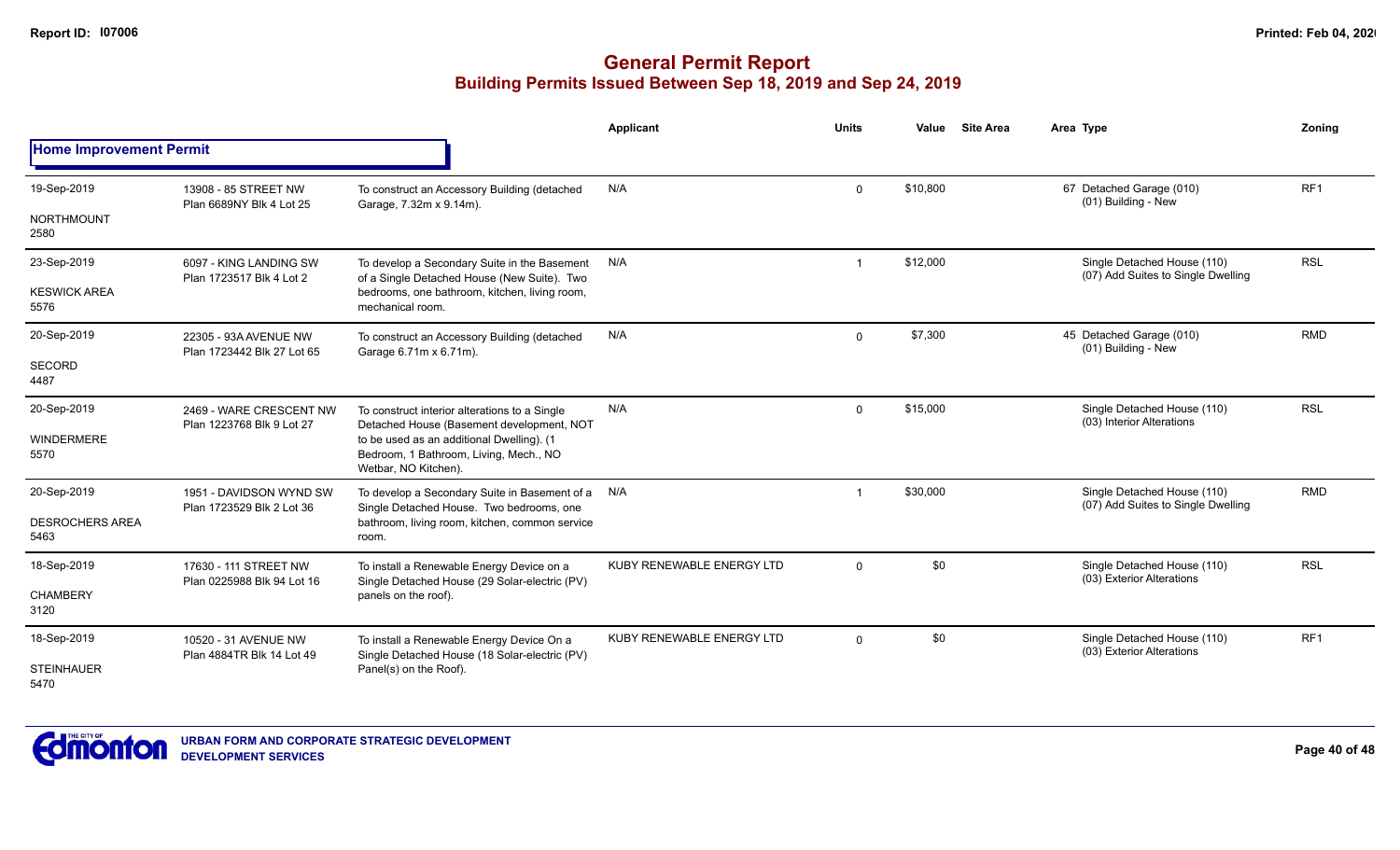# General Permit Report

## Building Permits Issued Between Sep 18, 2019 and Sep 24, 2019

### Home Improvement Permit

| Date / Neighbourhood | Address / Legal | Description | Applicant | Units | Value | Site Area | Area Type | Zoning |
|---|---|---|---|---|---|---|---|---|
| 19-Sep-2019<br>NORTHMOUNT<br>2580 | 13908 - 85 STREET NW<br>Plan 6689NY Blk 4 Lot 25 | To construct an Accessory Building (detached Garage, 7.32m x 9.14m). | N/A | 0 | $10,800 | | 67 Detached Garage (010)<br>(01) Building - New | RF1 |
| 23-Sep-2019<br>KESWICK AREA<br>5576 | 6097 - KING LANDING SW<br>Plan 1723517 Blk 4 Lot 2 | To develop a Secondary Suite in the Basement of a Single Detached House (New Suite). Two bedrooms, one bathroom, kitchen, living room, mechanical room. | N/A | 1 | $12,000 | | Single Detached House (110)<br>(07) Add Suites to Single Dwelling | RSL |
| 20-Sep-2019<br>SECORD<br>4487 | 22305 - 93A AVENUE NW<br>Plan 1723442 Blk 27 Lot 65 | To construct an Accessory Building (detached Garage 6.71m x 6.71m). | N/A | 0 | $7,300 | | 45 Detached Garage (010)<br>(01) Building - New | RMD |
| 20-Sep-2019<br>WINDERMERE<br>5570 | 2469 - WARE CRESCENT NW<br>Plan 1223768 Blk 9 Lot 27 | To construct interior alterations to a Single Detached House (Basement development, NOT to be used as an additional Dwelling). (1 Bedroom, 1 Bathroom, Living, Mech., NO Wetbar, NO Kitchen). | N/A | 0 | $15,000 | | Single Detached House (110)<br>(03) Interior Alterations | RSL |
| 20-Sep-2019<br>DESROCHERS AREA<br>5463 | 1951 - DAVIDSON WYND SW<br>Plan 1723529 Blk 2 Lot 36 | To develop a Secondary Suite in Basement of a Single Detached House. Two bedrooms, one bathroom, living room, kitchen, common service room. | N/A | 1 | $30,000 | | Single Detached House (110)<br>(07) Add Suites to Single Dwelling | RMD |
| 18-Sep-2019<br>CHAMBERY<br>3120 | 17630 - 111 STREET NW<br>Plan 0225988 Blk 94 Lot 16 | To install a Renewable Energy Device on a Single Detached House (29 Solar-electric (PV) panels on the roof). | KUBY RENEWABLE ENERGY LTD | 0 | $0 | | Single Detached House (110)<br>(03) Exterior Alterations | RSL |
| 18-Sep-2019<br>STEINHAUER<br>5470 | 10520 - 31 AVENUE NW<br>Plan 4884TR Blk 14 Lot 49 | To install a Renewable Energy Device On a Single Detached House (18 Solar-electric (PV) Panel(s) on the Roof). | KUBY RENEWABLE ENERGY LTD | 0 | $0 | | Single Detached House (110)<br>(03) Exterior Alterations | RF1 |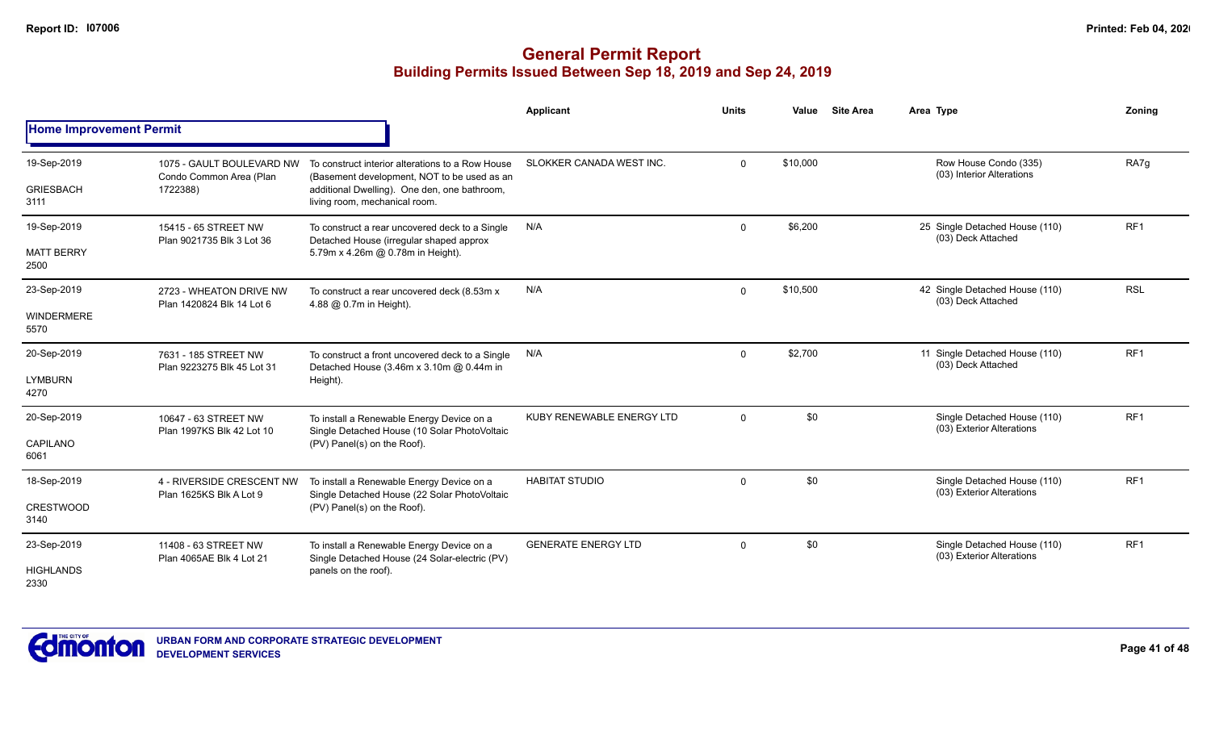## General Permit Report
### Building Permits Issued Between Sep 18, 2019 and Sep 24, 2019

**Home Improvement Permit**

| | | | Applicant | Units | Value | Site Area | Area Type | Zoning |
|---|---|---|---|---|---|---|---|---|
| 19-Sep-2019<br>GRIESBACH<br>3111 | 1075 - GAULT BOULEVARD NW<br>Condo Common Area (Plan 1722388) | To construct interior alterations to a Row House (Basement development, NOT to be used as an additional Dwelling). One den, one bathroom, living room, mechanical room. | SLOKKER CANADA WEST INC. | 0 | $10,000 | | Row House Condo (335)<br>(03) Interior Alterations | RA7g |
| 19-Sep-2019<br>MATT BERRY<br>2500 | 15415 - 65 STREET NW<br>Plan 9021735 Blk 3 Lot 36 | To construct a rear uncovered deck to a Single Detached House (irregular shaped approx 5.79m x 4.26m @ 0.78m in Height). | N/A | 0 | $6,200 | 25 | Single Detached House (110)<br>(03) Deck Attached | RF1 |
| 23-Sep-2019<br>WINDERMERE<br>5570 | 2723 - WHEATON DRIVE NW<br>Plan 1420824 Blk 14 Lot 6 | To construct a rear uncovered deck (8.53m x 4.88 @ 0.7m in Height). | N/A | 0 | $10,500 | 42 | Single Detached House (110)<br>(03) Deck Attached | RSL |
| 20-Sep-2019<br>LYMBURN<br>4270 | 7631 - 185 STREET NW<br>Plan 9223275 Blk 45 Lot 31 | To construct a front uncovered deck to a Single Detached House (3.46m x 3.10m @ 0.44m in Height). | N/A | 0 | $2,700 | 11 | Single Detached House (110)<br>(03) Deck Attached | RF1 |
| 20-Sep-2019<br>CAPILANO<br>6061 | 10647 - 63 STREET NW<br>Plan 1997KS Blk 42 Lot 10 | To install a Renewable Energy Device on a Single Detached House (10 Solar PhotoVoltaic (PV) Panel(s) on the Roof). | KUBY RENEWABLE ENERGY LTD | 0 | $0 | | Single Detached House (110)<br>(03) Exterior Alterations | RF1 |
| 18-Sep-2019<br>CRESTWOOD<br>3140 | 4 - RIVERSIDE CRESCENT NW<br>Plan 1625KS Blk A Lot 9 | To install a Renewable Energy Device on a Single Detached House (22 Solar PhotoVoltaic (PV) Panel(s) on the Roof). | HABITAT STUDIO | 0 | $0 | | Single Detached House (110)<br>(03) Exterior Alterations | RF1 |
| 23-Sep-2019<br>HIGHLANDS<br>2330 | 11408 - 63 STREET NW<br>Plan 4065AE Blk 4 Lot 21 | To install a Renewable Energy Device on a Single Detached House (24 Solar-electric (PV) panels on the roof). | GENERATE ENERGY LTD | 0 | $0 | | Single Detached House (110)<br>(03) Exterior Alterations | RF1 |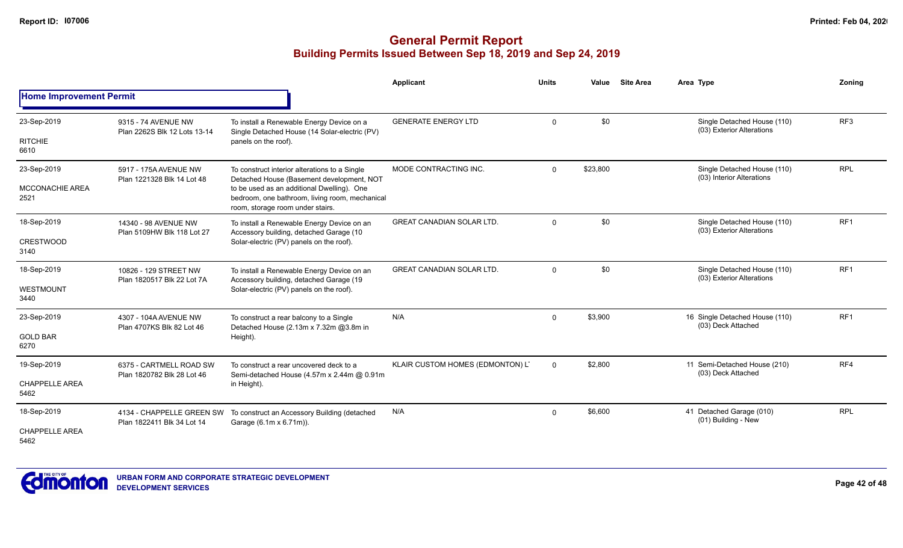# General Permit Report

## Building Permits Issued Between Sep 18, 2019 and Sep 24, 2019

### Home Improvement Permit

| Date / Neighbourhood | Address / Legal | Description | Applicant | Units | Value | Site Area | Area | Type | Zoning |
|---|---|---|---|---|---|---|---|---|---|
| 23-Sep-2019<br>RITCHIE<br>6610 | 9315 - 74 AVENUE NW<br>Plan 2262S Blk 12 Lots 13-14 | To install a Renewable Energy Device on a Single Detached House (14 Solar-electric (PV) panels on the roof). | GENERATE ENERGY LTD | 0 | $0 | | | Single Detached House (110)<br>(03) Exterior Alterations | RF3 |
| 23-Sep-2019<br>MCCONACHIE AREA<br>2521 | 5917 - 175A AVENUE NW<br>Plan 1221328 Blk 14 Lot 48 | To construct interior alterations to a Single Detached House (Basement development, NOT to be used as an additional Dwelling). One bedroom, one bathroom, living room, mechanical room, storage room under stairs. | MODE CONTRACTING INC. | 0 | $23,800 | | | Single Detached House (110)<br>(03) Interior Alterations | RPL |
| 18-Sep-2019<br>CRESTWOOD<br>3140 | 14340 - 98 AVENUE NW<br>Plan 5109HW Blk 118 Lot 27 | To install a Renewable Energy Device on an Accessory building, detached Garage (10 Solar-electric (PV) panels on the roof). | GREAT CANADIAN SOLAR LTD. | 0 | $0 | | | Single Detached House (110)<br>(03) Exterior Alterations | RF1 |
| 18-Sep-2019<br>WESTMOUNT<br>3440 | 10826 - 129 STREET NW<br>Plan 1820517 Blk 22 Lot 7A | To install a Renewable Energy Device on an Accessory building, detached Garage (19 Solar-electric (PV) panels on the roof). | GREAT CANADIAN SOLAR LTD. | 0 | $0 | | | Single Detached House (110)<br>(03) Exterior Alterations | RF1 |
| 23-Sep-2019<br>GOLD BAR<br>6270 | 4307 - 104A AVENUE NW<br>Plan 4707KS Blk 82 Lot 46 | To construct a rear balcony to a Single Detached House (2.13m x 7.32m @3.8m in Height). | N/A | 0 | $3,900 | | 16 | Single Detached House (110)<br>(03) Deck Attached | RF1 |
| 19-Sep-2019<br>CHAPPELLE AREA<br>5462 | 6375 - CARTMELL ROAD SW<br>Plan 1820782 Blk 28 Lot 46 | To construct a rear uncovered deck to a Semi-detached House (4.57m x 2.44m @ 0.91m in Height). | KLAIR CUSTOM HOMES (EDMONTON) L | 0 | $2,800 | | 11 | Semi-Detached House (210)<br>(03) Deck Attached | RF4 |
| 18-Sep-2019<br>CHAPPELLE AREA<br>5462 | 4134 - CHAPPELLE GREEN SW<br>Plan 1822411 Blk 34 Lot 14 | To construct an Accessory Building (detached Garage (6.1m x 6.71m)). | N/A | 0 | $6,600 | | 41 | Detached Garage (010)<br>(01) Building - New | RPL |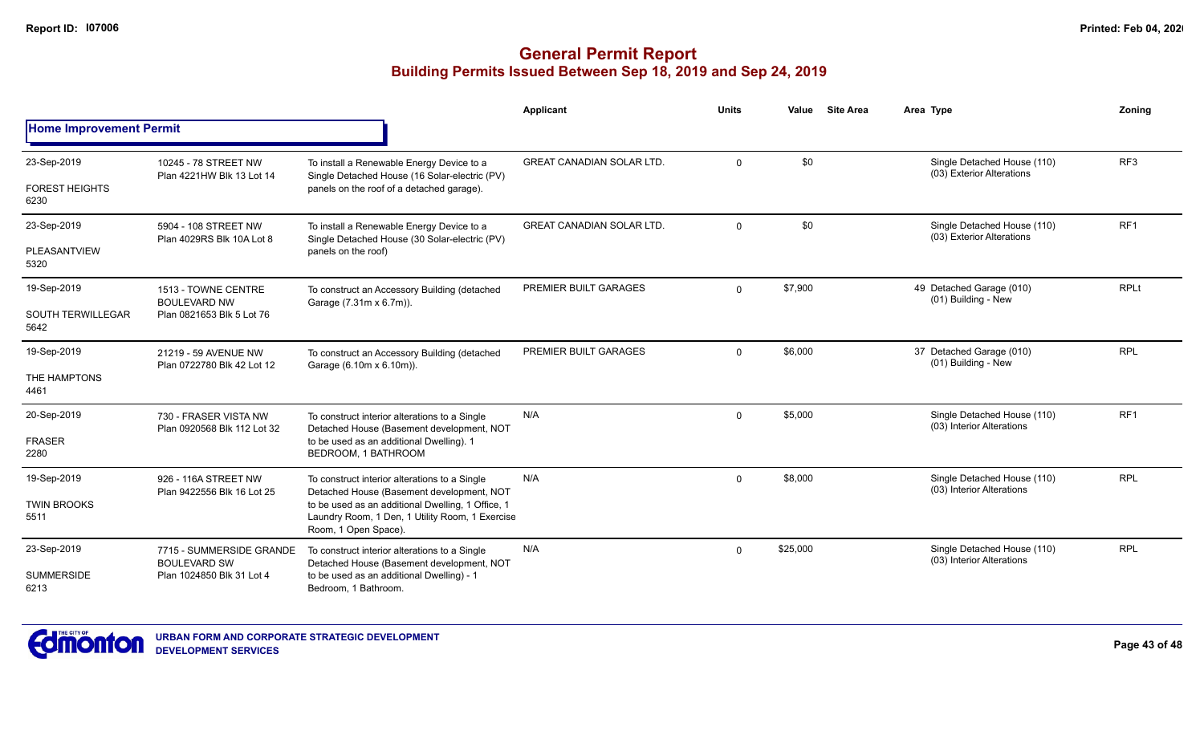# General Permit Report
## Building Permits Issued Between Sep 18, 2019 and Sep 24, 2019

**Home Improvement Permit**

| Date / Neighbourhood | Address / Legal | Description | Applicant | Units | Value | Site Area | Area Type | Zoning |
|---|---|---|---|---|---|---|---|---|
| 23-Sep-2019<br>FOREST HEIGHTS<br>6230 | 10245 - 78 STREET NW<br>Plan 4221HW Blk 13 Lot 14 | To install a Renewable Energy Device to a Single Detached House (16 Solar-electric (PV) panels on the roof of a detached garage). | GREAT CANADIAN SOLAR LTD. | 0 | $0 | | Single Detached House (110)<br>(03) Exterior Alterations | RF3 |
| 23-Sep-2019<br>PLEASANTVIEW<br>5320 | 5904 - 108 STREET NW<br>Plan 4029RS Blk 10A Lot 8 | To install a Renewable Energy Device to a Single Detached House (30 Solar-electric (PV) panels on the roof) | GREAT CANADIAN SOLAR LTD. | 0 | $0 | | Single Detached House (110)<br>(03) Exterior Alterations | RF1 |
| 19-Sep-2019<br>SOUTH TERWILLEGAR<br>5642 | 1513 - TOWNE CENTRE BOULEVARD NW<br>Plan 0821653 Blk 5 Lot 76 | To construct an Accessory Building (detached Garage (7.31m x 6.7m)). | PREMIER BUILT GARAGES | 0 | $7,900 | | 49 Detached Garage (010)<br>(01) Building - New | RPLt |
| 19-Sep-2019<br>THE HAMPTONS<br>4461 | 21219 - 59 AVENUE NW<br>Plan 0722780 Blk 42 Lot 12 | To construct an Accessory Building (detached Garage (6.10m x 6.10m)). | PREMIER BUILT GARAGES | 0 | $6,000 | | 37 Detached Garage (010)<br>(01) Building - New | RPL |
| 20-Sep-2019<br>FRASER<br>2280 | 730 - FRASER VISTA NW<br>Plan 0920568 Blk 112 Lot 32 | To construct interior alterations to a Single Detached House (Basement development, NOT to be used as an additional Dwelling). 1 BEDROOM, 1 BATHROOM | N/A | 0 | $5,000 | | Single Detached House (110)<br>(03) Interior Alterations | RF1 |
| 19-Sep-2019<br>TWIN BROOKS<br>5511 | 926 - 116A STREET NW<br>Plan 9422556 Blk 16 Lot 25 | To construct interior alterations to a Single Detached House (Basement development, NOT to be used as an additional Dwelling, 1 Office, 1 Laundry Room, 1 Den, 1 Utility Room, 1 Exercise Room, 1 Open Space). | N/A | 0 | $8,000 | | Single Detached House (110)<br>(03) Interior Alterations | RPL |
| 23-Sep-2019<br>SUMMERSIDE<br>6213 | 7715 - SUMMERSIDE GRANDE BOULEVARD SW<br>Plan 1024850 Blk 31 Lot 4 | To construct interior alterations to a Single Detached House (Basement development, NOT to be used as an additional Dwelling) - 1 Bedroom, 1 Bathroom. | N/A | 0 | $25,000 | | Single Detached House (110)<br>(03) Interior Alterations | RPL |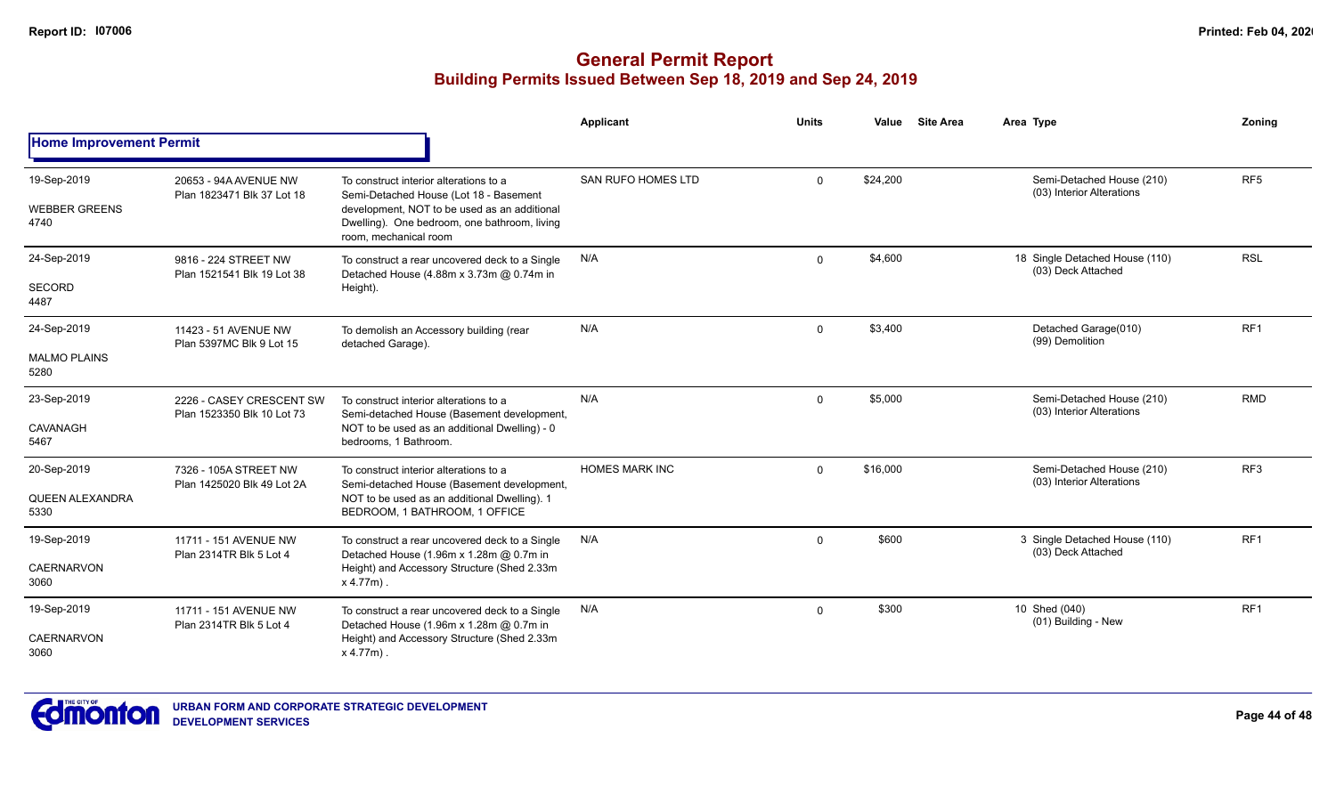# General Permit Report

## Building Permits Issued Between Sep 18, 2019 and Sep 24, 2019

### Home Improvement Permit

| Date / Neighbourhood | Address / Legal | Description | Applicant | Units | Value | Site Area | Area Type | Zoning |
|---|---|---|---|---|---|---|---|---|
| 19-Sep-2019<br>WEBBER GREENS<br>4740 | 20653 - 94A AVENUE NW<br>Plan 1823471 Blk 37 Lot 18 | To construct interior alterations to a Semi-Detached House (Lot 18 - Basement development, NOT to be used as an additional Dwelling). One bedroom, one bathroom, living room, mechanical room | SAN RUFO HOMES LTD | 0 | $24,200 | | Semi-Detached House (210)<br>(03) Interior Alterations | RF5 |
| 24-Sep-2019<br>SECORD<br>4487 | 9816 - 224 STREET NW<br>Plan 1521541 Blk 19 Lot 38 | To construct a rear uncovered deck to a Single Detached House (4.88m x 3.73m @ 0.74m in Height). | N/A | 0 | $4,600 | | 18 Single Detached House (110)<br>(03) Deck Attached | RSL |
| 24-Sep-2019<br>MALMO PLAINS<br>5280 | 11423 - 51 AVENUE NW<br>Plan 5397MC Blk 9 Lot 15 | To demolish an Accessory building (rear detached Garage). | N/A | 0 | $3,400 | | Detached Garage(010)<br>(99) Demolition | RF1 |
| 23-Sep-2019<br>CAVANAGH<br>5467 | 2226 - CASEY CRESCENT SW<br>Plan 1523350 Blk 10 Lot 73 | To construct interior alterations to a Semi-detached House (Basement development, NOT to be used as an additional Dwelling) - 0 bedrooms, 1 Bathroom. | N/A | 0 | $5,000 | | Semi-Detached House (210)<br>(03) Interior Alterations | RMD |
| 20-Sep-2019<br>QUEEN ALEXANDRA<br>5330 | 7326 - 105A STREET NW<br>Plan 1425020 Blk 49 Lot 2A | To construct interior alterations to a Semi-detached House (Basement development, NOT to be used as an additional Dwelling). 1 BEDROOM, 1 BATHROOM, 1 OFFICE | HOMES MARK INC | 0 | $16,000 | | Semi-Detached House (210)<br>(03) Interior Alterations | RF3 |
| 19-Sep-2019<br>CAERNARVON<br>3060 | 11711 - 151 AVENUE NW<br>Plan 2314TR Blk 5 Lot 4 | To construct a rear uncovered deck to a Single Detached House (1.96m x 1.28m @ 0.7m in Height) and Accessory Structure (Shed 2.33m x 4.77m) . | N/A | 0 | $600 | | 3 Single Detached House (110)<br>(03) Deck Attached | RF1 |
| 19-Sep-2019<br>CAERNARVON<br>3060 | 11711 - 151 AVENUE NW<br>Plan 2314TR Blk 5 Lot 4 | To construct a rear uncovered deck to a Single Detached House (1.96m x 1.28m @ 0.7m in Height) and Accessory Structure (Shed 2.33m x 4.77m) . | N/A | 0 | $300 | | 10 Shed (040)<br>(01) Building - New | RF1 |

URBAN FORM AND CORPORATE STRATEGIC DEVELOPMENT
DEVELOPMENT SERVICES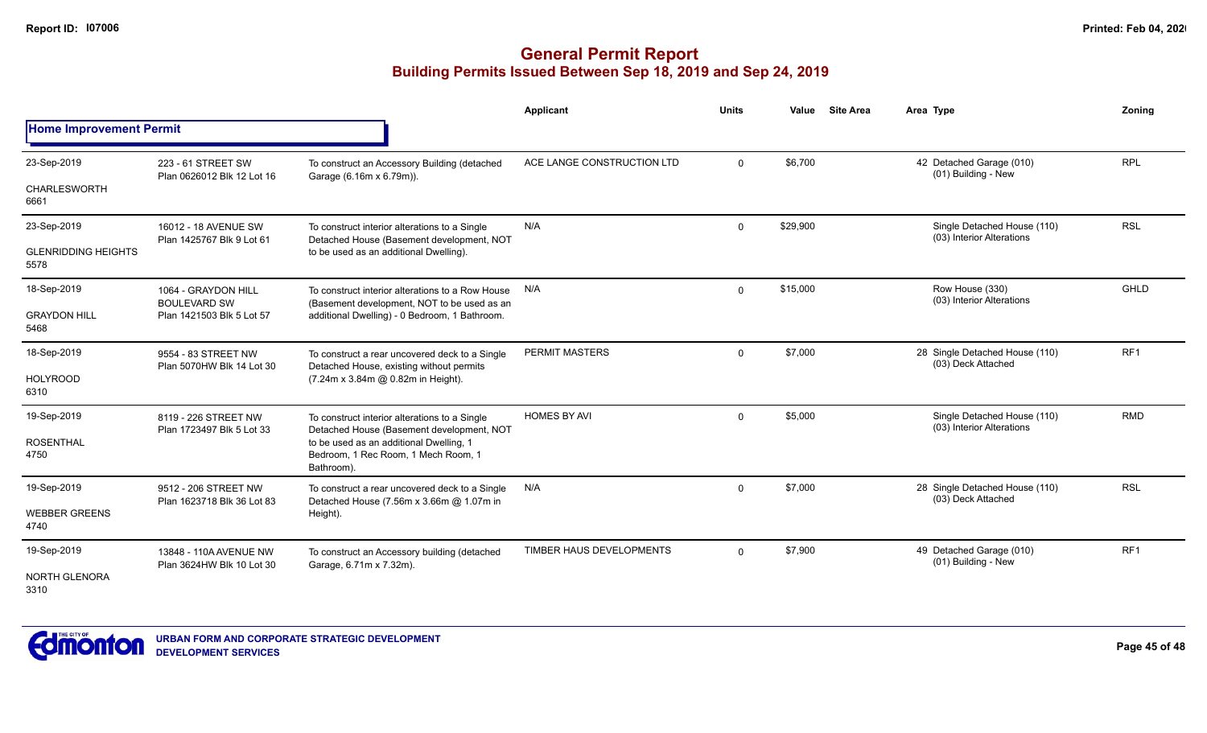# General Permit Report

## Building Permits Issued Between Sep 18, 2019 and Sep 24, 2019

### Home Improvement Permit

| Date / Neighbourhood | Address / Legal | Description | Applicant | Units | Value | Site Area | Area Type | Zoning |
|---|---|---|---|---|---|---|---|---|
| 23-Sep-2019<br>CHARLESWORTH<br>6661 | 223 - 61 STREET SW<br>Plan 0626012 Blk 12 Lot 16 | To construct an Accessory Building (detached Garage (6.16m x 6.79m)). | ACE LANGE CONSTRUCTION LTD | 0 | $6,700 | | 42 Detached Garage (010)<br>(01) Building - New | RPL |
| 23-Sep-2019<br>GLENRIDDING HEIGHTS<br>5578 | 16012 - 18 AVENUE SW<br>Plan 1425767 Blk 9 Lot 61 | To construct interior alterations to a Single Detached House (Basement development, NOT to be used as an additional Dwelling). | N/A | 0 | $29,900 | | Single Detached House (110)<br>(03) Interior Alterations | RSL |
| 18-Sep-2019<br>GRAYDON HILL<br>5468 | 1064 - GRAYDON HILL BOULEVARD SW<br>Plan 1421503 Blk 5 Lot 57 | To construct interior alterations to a Row House (Basement development, NOT to be used as an additional Dwelling) - 0 Bedroom, 1 Bathroom. | N/A | 0 | $15,000 | | Row House (330)<br>(03) Interior Alterations | GHLD |
| 18-Sep-2019<br>HOLYROOD<br>6310 | 9554 - 83 STREET NW<br>Plan 5070HW Blk 14 Lot 30 | To construct a rear uncovered deck to a Single Detached House, existing without permits (7.24m x 3.84m @ 0.82m in Height). | PERMIT MASTERS | 0 | $7,000 | | 28 Single Detached House (110)<br>(03) Deck Attached | RF1 |
| 19-Sep-2019<br>ROSENTHAL<br>4750 | 8119 - 226 STREET NW<br>Plan 1723497 Blk 5 Lot 33 | To construct interior alterations to a Single Detached House (Basement development, NOT to be used as an additional Dwelling, 1 Bedroom, 1 Rec Room, 1 Mech Room, 1 Bathroom). | HOMES BY AVI | 0 | $5,000 | | Single Detached House (110)<br>(03) Interior Alterations | RMD |
| 19-Sep-2019<br>WEBBER GREENS<br>4740 | 9512 - 206 STREET NW<br>Plan 1623718 Blk 36 Lot 83 | To construct a rear uncovered deck to a Single Detached House (7.56m x 3.66m @ 1.07m in Height). | N/A | 0 | $7,000 | | 28 Single Detached House (110)<br>(03) Deck Attached | RSL |
| 19-Sep-2019<br>NORTH GLENORA<br>3310 | 13848 - 110A AVENUE NW<br>Plan 3624HW Blk 10 Lot 30 | To construct an Accessory building (detached Garage, 6.71m x 7.32m). | TIMBER HAUS DEVELOPMENTS | 0 | $7,900 | | 49 Detached Garage (010)<br>(01) Building - New | RF1 |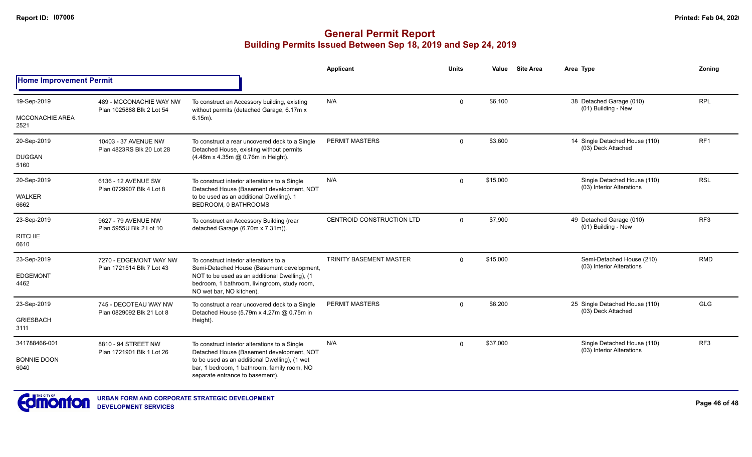# General Permit Report
## Building Permits Issued Between Sep 18, 2019 and Sep 24, 2019

### Home Improvement Permit

| | | | Applicant | Units | Value | Site Area | Area Type | Zoning |
|---|---|---|---|---|---|---|---|---|
| 19-Sep-2019<br>MCCONACHIE AREA<br>2521 | 489 - MCCONACHIE WAY NW<br>Plan 1025888 Blk 2 Lot 54 | To construct an Accessory building, existing without permits (detached Garage, 6.17m x 6.15m). | N/A | 0 | $6,100 | | 38 Detached Garage (010)<br>(01) Building - New | RPL |
| 20-Sep-2019<br>DUGGAN<br>5160 | 10403 - 37 AVENUE NW<br>Plan 4823RS Blk 20 Lot 28 | To construct a rear uncovered deck to a Single Detached House, existing without permits (4.48m x 4.35m @ 0.76m in Height). | PERMIT MASTERS | 0 | $3,600 | | 14 Single Detached House (110)<br>(03) Deck Attached | RF1 |
| 20-Sep-2019<br>WALKER<br>6662 | 6136 - 12 AVENUE SW<br>Plan 0729907 Blk 4 Lot 8 | To construct interior alterations to a Single Detached House (Basement development, NOT to be used as an additional Dwelling). 1 BEDROOM, 0 BATHROOMS | N/A | 0 | $15,000 | | Single Detached House (110)<br>(03) Interior Alterations | RSL |
| 23-Sep-2019<br>RITCHIE<br>6610 | 9627 - 79 AVENUE NW<br>Plan 5955U Blk 2 Lot 10 | To construct an Accessory Building (rear detached Garage (6.70m x 7.31m)). | CENTROID CONSTRUCTION LTD | 0 | $7,900 | | 49 Detached Garage (010)<br>(01) Building - New | RF3 |
| 23-Sep-2019<br>EDGEMONT<br>4462 | 7270 - EDGEMONT WAY NW<br>Plan 1721514 Blk 7 Lot 43 | To construct interior alterations to a Semi-Detached House (Basement development, NOT to be used as an additional Dwelling), (1 bedroom, 1 bathroom, livingroom, study room, NO wet bar, NO kitchen). | TRINITY BASEMENT MASTER | 0 | $15,000 | | Semi-Detached House (210)<br>(03) Interior Alterations | RMD |
| 23-Sep-2019<br>GRIESBACH<br>3111 | 745 - DECOTEAU WAY NW<br>Plan 0829092 Blk 21 Lot 8 | To construct a rear uncovered deck to a Single Detached House (5.79m x 4.27m @ 0.75m in Height). | PERMIT MASTERS | 0 | $6,200 | | 25 Single Detached House (110)<br>(03) Deck Attached | GLG |
| 341788466-001<br>BONNIE DOON<br>6040 | 8810 - 94 STREET NW<br>Plan 1721901 Blk 1 Lot 26 | To construct interior alterations to a Single Detached House (Basement development, NOT to be used as an additional Dwelling), (1 wet bar, 1 bedroom, 1 bathroom, family room, NO separate entrance to basement). | N/A | 0 | $37,000 | | Single Detached House (110)<br>(03) Interior Alterations | RF3 |

URBAN FORM AND CORPORATE STRATEGIC DEVELOPMENT
DEVELOPMENT SERVICES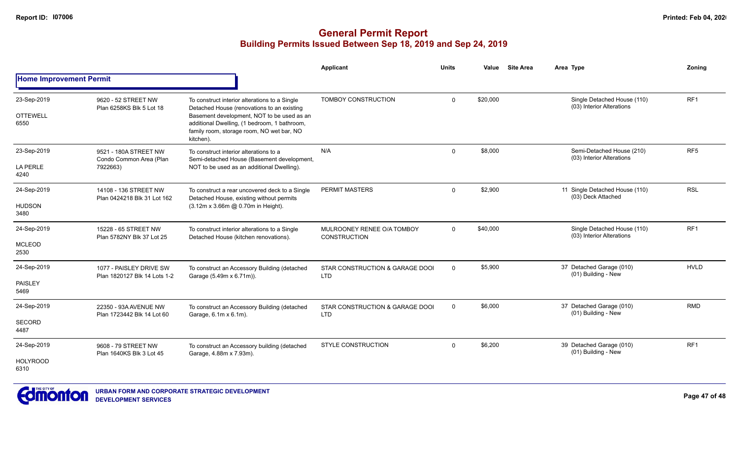# General Permit Report
## Building Permits Issued Between Sep 18, 2019 and Sep 24, 2019

### Home Improvement Permit

| Date / Neighbourhood | Address / Legal | Description | Applicant | Units | Value | Site Area | Area Type | Zoning |
|---|---|---|---|---|---|---|---|---|
| 23-Sep-2019 OTTEWELL 6550 | 9620 - 52 STREET NW Plan 6258KS Blk 5 Lot 18 | To construct interior alterations to a Single Detached House (renovations to an existing Basement development, NOT to be used as an additional Dwelling, (1 bedroom, 1 bathroom, family room, storage room, NO wet bar, NO kitchen). | TOMBOY CONSTRUCTION | 0 | $20,000 | | Single Detached House (110) (03) Interior Alterations | RF1 |
| 23-Sep-2019 LA PERLE 4240 | 9521 - 180A STREET NW Condo Common Area (Plan 7922663) | To construct interior alterations to a Semi-detached House (Basement development, NOT to be used as an additional Dwelling). | N/A | 0 | $8,000 | | Semi-Detached House (210) (03) Interior Alterations | RF5 |
| 24-Sep-2019 HUDSON 3480 | 14108 - 136 STREET NW Plan 0424218 Blk 31 Lot 162 | To construct a rear uncovered deck to a Single Detached House, existing without permits (3.12m x 3.66m @ 0.70m in Height). | PERMIT MASTERS | 0 | $2,900 | | 11 Single Detached House (110) (03) Deck Attached | RSL |
| 24-Sep-2019 MCLEOD 2530 | 15228 - 65 STREET NW Plan 5782NY Blk 37 Lot 25 | To construct interior alterations to a Single Detached House (kitchen renovations). | MULROONEY RENEE O/A TOMBOY CONSTRUCTION | 0 | $40,000 | | Single Detached House (110) (03) Interior Alterations | RF1 |
| 24-Sep-2019 PAISLEY 5469 | 1077 - PAISLEY DRIVE SW Plan 1820127 Blk 14 Lots 1-2 | To construct an Accessory Building (detached Garage (5.49m x 6.71m)). | STAR CONSTRUCTION & GARAGE DOOI LTD | 0 | $5,900 | | 37 Detached Garage (010) (01) Building - New | HVLD |
| 24-Sep-2019 SECORD 4487 | 22350 - 93A AVENUE NW Plan 1723442 Blk 14 Lot 60 | To construct an Accessory Building (detached Garage, 6.1m x 6.1m). | STAR CONSTRUCTION & GARAGE DOOI LTD | 0 | $6,000 | | 37 Detached Garage (010) (01) Building - New | RMD |
| 24-Sep-2019 HOLYROOD 6310 | 9608 - 79 STREET NW Plan 1640KS Blk 3 Lot 45 | To construct an Accessory building (detached Garage, 4.88m x 7.93m). | STYLE CONSTRUCTION | 0 | $6,200 | | 39 Detached Garage (010) (01) Building - New | RF1 |

URBAN FORM AND CORPORATE STRATEGIC DEVELOPMENT
DEVELOPMENT SERVICES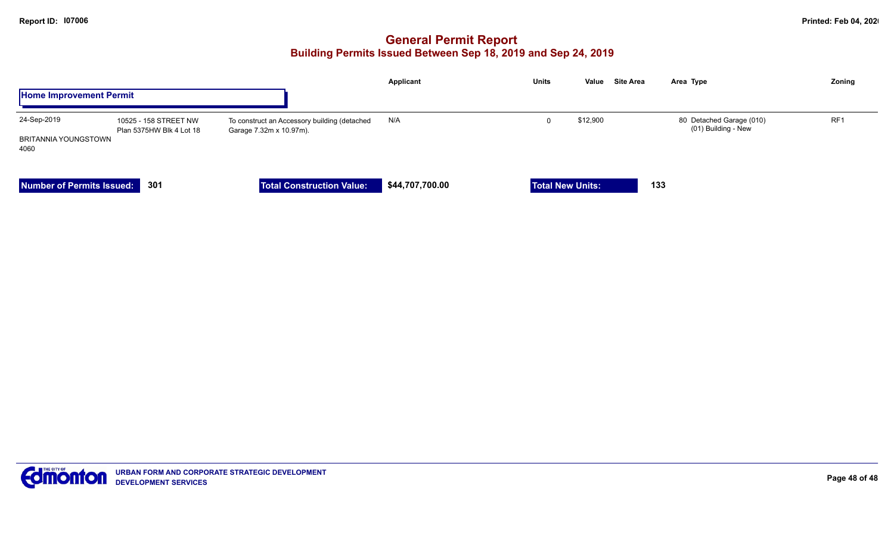# General Permit Report

## Building Permits Issued Between Sep 18, 2019 and Sep 24, 2019

### Home Improvement Permit

| | | | Applicant | Units | Value | Site Area | Area | Type | Zoning |
|---|---|---|---|---|---|---|---|---|---|
| 24-Sep-2019<br>BRITANNIA YOUNGSTOWN<br>4060 | 10525 - 158 STREET NW<br>Plan 5375HW Blk 4 Lot 18 | To construct an Accessory building (detached Garage 7.32m x 10.97m). | N/A | 0 | $12,900 | | 80 | Detached Garage (010)<br>(01) Building - New | RF1 |

**Number of Permits Issued:** 301

**Total Construction Value:** $44,707,700.00

**Total New Units:** 133

URBAN FORM AND CORPORATE STRATEGIC DEVELOPMENT
DEVELOPMENT SERVICES